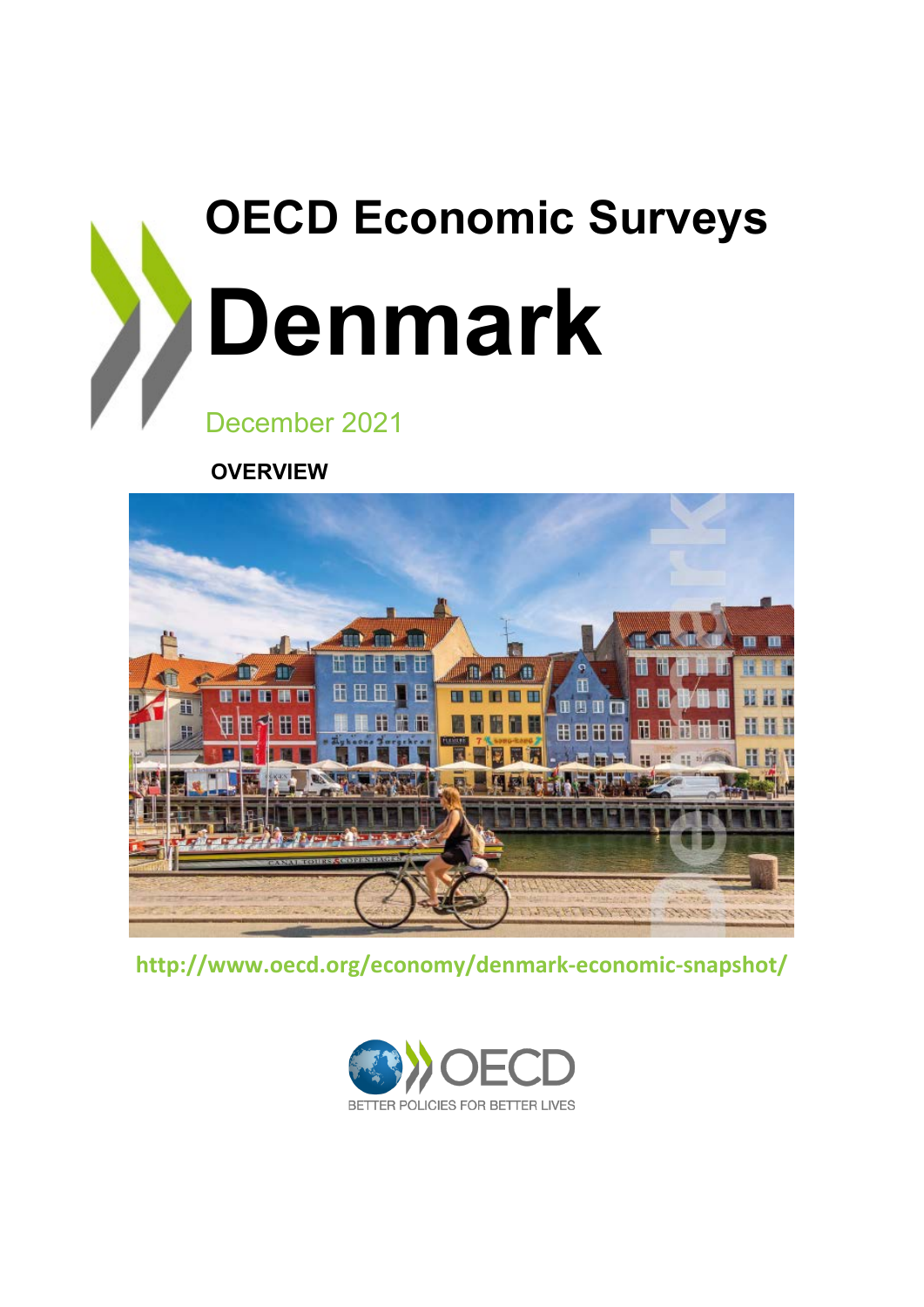# OECD Economic Surveys

# Denmark

December 2021

**OVERVIEW**

http://www.oecd.org/economy/denmark-economic-snapshot/

OECD

BETTER POLICIES FOR BETTER LIVES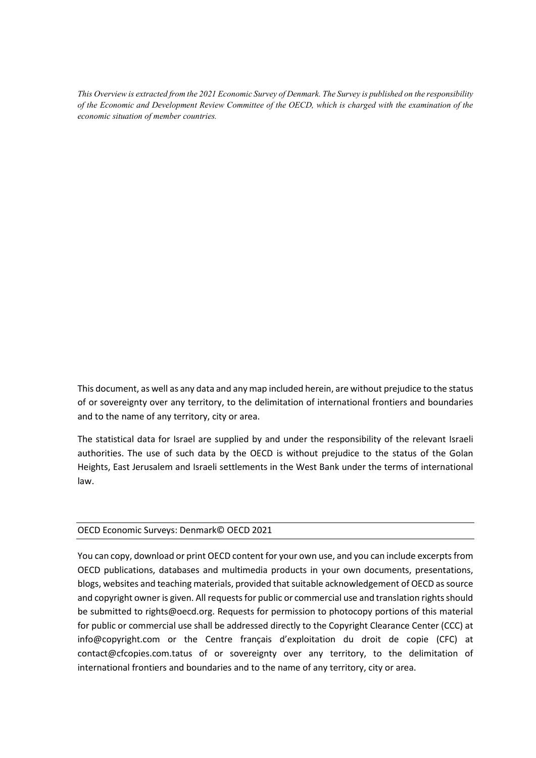*This Overview is extracted from the 2021 Economic Survey of Denmark. The Survey is published on the responsibility of the Economic and Development Review Committee of the OECD, which is charged with the examination of the economic situation of member countries.*

This document, as well as any data and any map included herein, are without prejudice to the status of or sovereignty over any territory, to the delimitation of international frontiers and boundaries and to the name of any territory, city or area.

The statistical data for Israel are supplied by and under the responsibility of the relevant Israeli authorities. The use of such data by the OECD is without prejudice to the status of the Golan Heights, East Jerusalem and Israeli settlements in the West Bank under the terms of international law.

OECD Economic Surveys: Denmark© OECD 2021

You can copy, download or print OECD content for your own use, and you can include excerpts from OECD publications, databases and multimedia products in your own documents, presentations, blogs, websites and teaching materials, provided that suitable acknowledgement of OECD as source and copyright owner is given. All requests for public or commercial use and translation rights should be submitted to rights@oecd.org. Requests for permission to photocopy portions of this material for public or commercial use shall be addressed directly to the Copyright Clearance Center (CCC) at info@copyright.com or the Centre français d'exploitation du droit de copie (CFC) at contact@cfcopies.com.tatus of or sovereignty over any territory, to the delimitation of international frontiers and boundaries and to the name of any territory, city or area.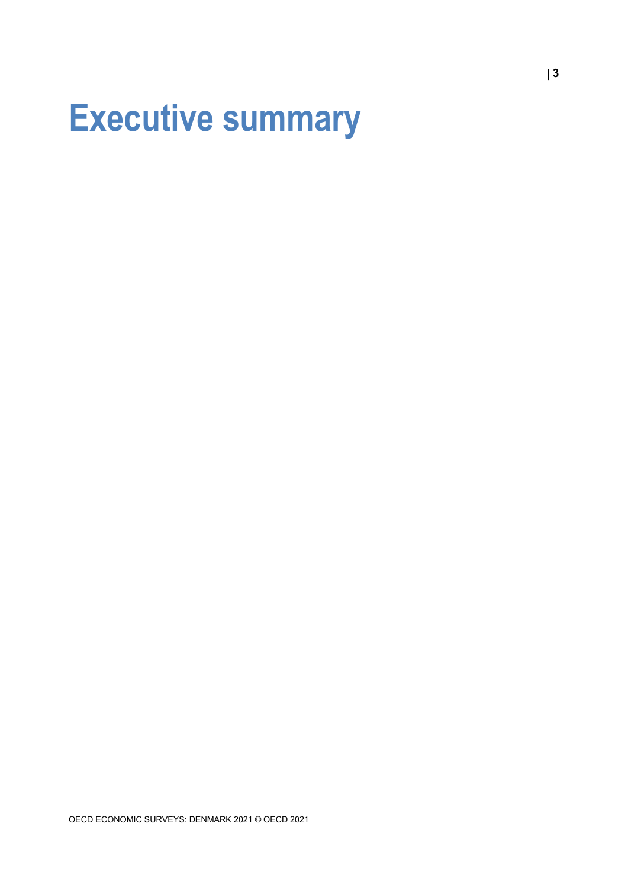# Executive summary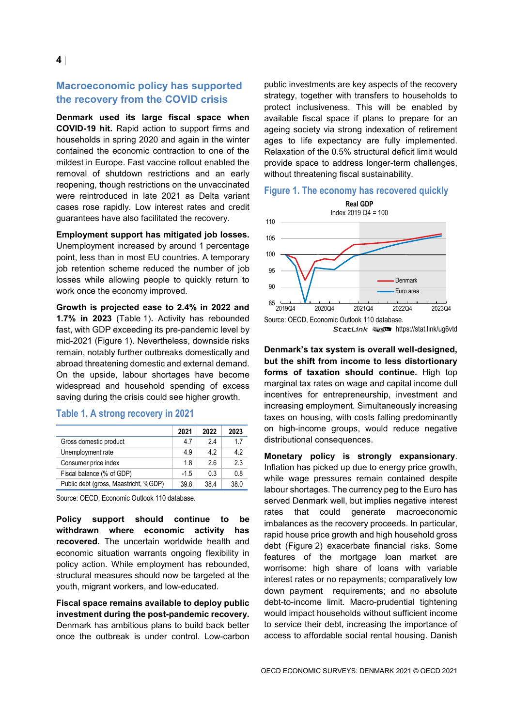## Macroeconomic policy has supported the recovery from the COVID crisis

**Denmark used its large fiscal space when COVID-19 hit.** Rapid action to support firms and households in spring 2020 and again in the winter contained the economic contraction to one of the mildest in Europe. Fast vaccine rollout enabled the removal of shutdown restrictions and an early reopening, though restrictions on the unvaccinated were reintroduced in late 2021 as Delta variant cases rose rapidly. Low interest rates and credit guarantees have also facilitated the recovery.

**Employment support has mitigated job losses.** Unemployment increased by around 1 percentage point, less than in most EU countries. A temporary job retention scheme reduced the number of job losses while allowing people to quickly return to work once the economy improved.

**Growth is projected ease to 2.4% in 2022 and 1.7% in 2023** (Table 1**).** Activity has rebounded fast, with GDP exceeding its pre-pandemic level by mid-2021 (Figure 1). Nevertheless, downside risks remain, notably further outbreaks domestically and abroad threatening domestic and external demand. On the upside, labour shortages have become widespread and household spending of excess saving during the crisis could see higher growth.

### Table 1. A strong recovery in 2021

| | 2021 | 2022 | 2023 |
|---|---|---|---|
| Gross domestic product | 4.7 | 2.4 | 1.7 |
| Unemployment rate | 4.9 | 4.2 | 4.2 |
| Consumer price index | 1.8 | 2.6 | 2.3 |
| Fiscal balance (% of GDP) | -1.5 | 0.3 | 0.8 |
| Public debt (gross, Maastricht, %GDP) | 39.8 | 38.4 | 38.0 |

Source: OECD, Economic Outlook 110 database.

**Policy support should continue to be withdrawn where economic activity has recovered.** The uncertain worldwide health and economic situation warrants ongoing flexibility in policy action. While employment has rebounded, structural measures should now be targeted at the youth, migrant workers, and low-educated.

**Fiscal space remains available to deploy public investment during the post-pandemic recovery.** Denmark has ambitious plans to build back better once the outbreak is under control. Low-carbon public investments are key aspects of the recovery strategy, together with transfers to households to protect inclusiveness. This will be enabled by available fiscal space if plans to prepare for an ageing society via strong indexation of retirement ages to life expectancy are fully implemented. Relaxation of the 0.5% structural deficit limit would provide space to address longer-term challenges, without threatening fiscal sustainability.

### Figure 1. The economy has recovered quickly

Real GDP
Index 2019 Q4 = 100

Source: OECD, Economic Outlook 110 database.

StatLink https://stat.link/ug6vtd

**Denmark's tax system is overall well-designed, but the shift from income to less distortionary forms of taxation should continue.** High top marginal tax rates on wage and capital income dull incentives for entrepreneurship, investment and increasing employment. Simultaneously increasing taxes on housing, with costs falling predominantly on high-income groups, would reduce negative distributional consequences.

**Monetary policy is strongly expansionary**. Inflation has picked up due to energy price growth, while wage pressures remain contained despite labour shortages. The currency peg to the Euro has served Denmark well, but implies negative interest rates that could generate macroeconomic imbalances as the recovery proceeds. In particular, rapid house price growth and high household gross debt (Figure 2) exacerbate financial risks. Some features of the mortgage loan market are worrisome: high share of loans with variable interest rates or no repayments; comparatively low down payment requirements; and no absolute debt-to-income limit. Macro-prudential tightening would impact households without sufficient income to service their debt, increasing the importance of access to affordable social rental housing. Danish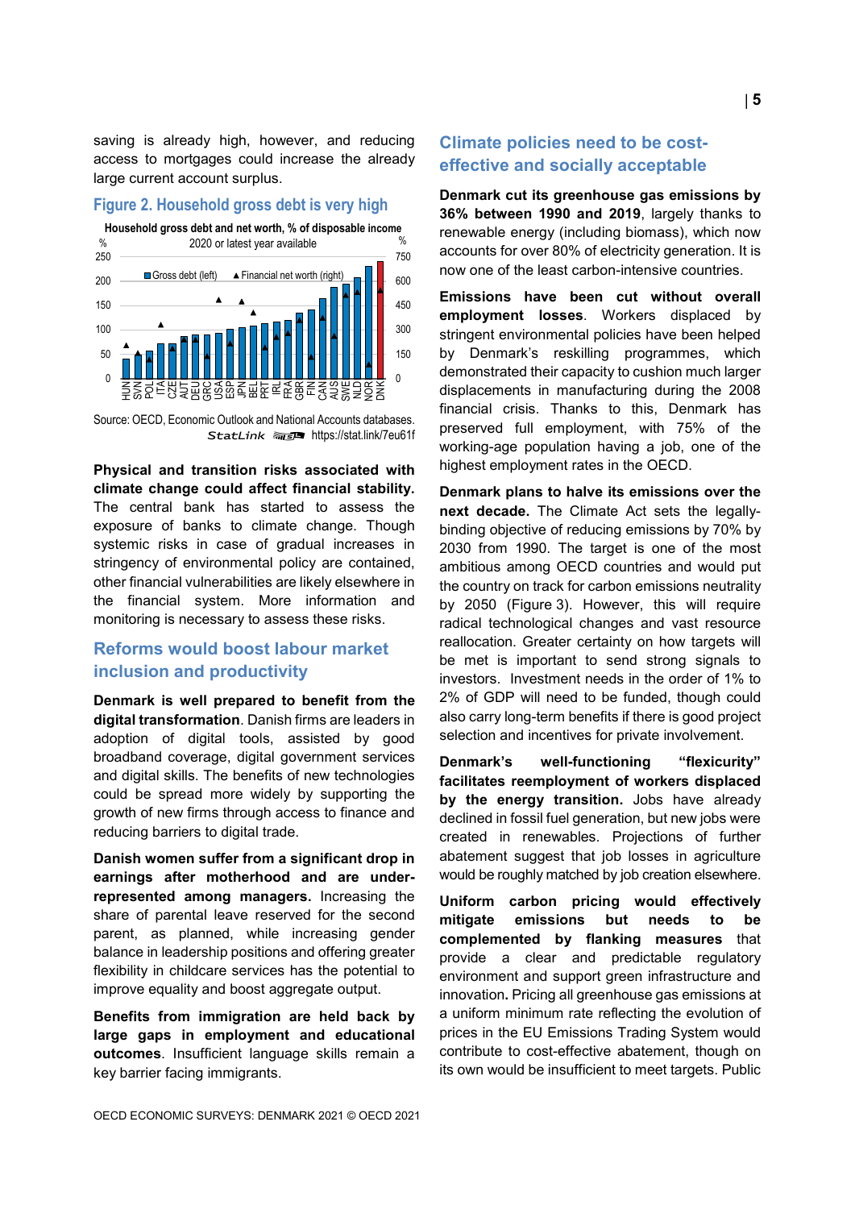saving is already high, however, and reducing access to mortgages could increase the already large current account surplus.

### Figure 2. Household gross debt is very high

Household gross debt and net worth, % of disposable income
2020 or latest year available

Source: OECD, Economic Outlook and National Accounts databases.
StatLink https://stat.link/7eu61f

**Physical and transition risks associated with climate change could affect financial stability.** The central bank has started to assess the exposure of banks to climate change. Though systemic risks in case of gradual increases in stringency of environmental policy are contained, other financial vulnerabilities are likely elsewhere in the financial system. More information and monitoring is necessary to assess these risks.

## Reforms would boost labour market inclusion and productivity

**Denmark is well prepared to benefit from the digital transformation**. Danish firms are leaders in adoption of digital tools, assisted by good broadband coverage, digital government services and digital skills. The benefits of new technologies could be spread more widely by supporting the growth of new firms through access to finance and reducing barriers to digital trade.

**Danish women suffer from a significant drop in earnings after motherhood and are under-represented among managers.** Increasing the share of parental leave reserved for the second parent, as planned, while increasing gender balance in leadership positions and offering greater flexibility in childcare services has the potential to improve equality and boost aggregate output.

**Benefits from immigration are held back by large gaps in employment and educational outcomes**. Insufficient language skills remain a key barrier facing immigrants.

## Climate policies need to be cost-effective and socially acceptable

**Denmark cut its greenhouse gas emissions by 36% between 1990 and 2019**, largely thanks to renewable energy (including biomass), which now accounts for over 80% of electricity generation. It is now one of the least carbon-intensive countries.

**Emissions have been cut without overall employment losses**. Workers displaced by stringent environmental policies have been helped by Denmark's reskilling programmes, which demonstrated their capacity to cushion much larger displacements in manufacturing during the 2008 financial crisis. Thanks to this, Denmark has preserved full employment, with 75% of the working-age population having a job, one of the highest employment rates in the OECD.

**Denmark plans to halve its emissions over the next decade.** The Climate Act sets the legally-binding objective of reducing emissions by 70% by 2030 from 1990. The target is one of the most ambitious among OECD countries and would put the country on track for carbon emissions neutrality by 2050 (Figure 3). However, this will require radical technological changes and vast resource reallocation. Greater certainty on how targets will be met is important to send strong signals to investors. Investment needs in the order of 1% to 2% of GDP will need to be funded, though could also carry long-term benefits if there is good project selection and incentives for private involvement.

**Denmark's well-functioning "flexicurity" facilitates reemployment of workers displaced by the energy transition.** Jobs have already declined in fossil fuel generation, but new jobs were created in renewables. Projections of further abatement suggest that job losses in agriculture would be roughly matched by job creation elsewhere.

**Uniform carbon pricing would effectively mitigate emissions but needs to be complemented by flanking measures** that provide a clear and predictable regulatory environment and support green infrastructure and innovation**.** Pricing all greenhouse gas emissions at a uniform minimum rate reflecting the evolution of prices in the EU Emissions Trading System would contribute to cost-effective abatement, though on its own would be insufficient to meet targets. Public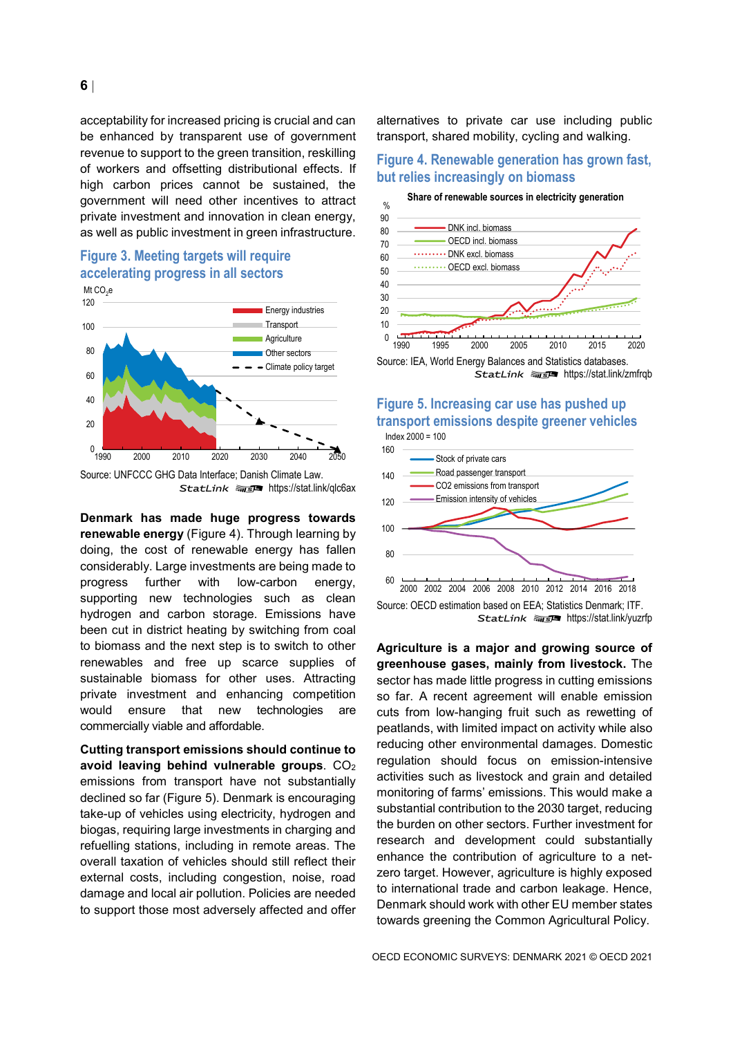acceptability for increased pricing is crucial and can be enhanced by transparent use of government revenue to support to the green transition, reskilling of workers and offsetting distributional effects. If high carbon prices cannot be sustained, the government will need other incentives to attract private investment and innovation in clean energy, as well as public investment in green infrastructure.

### Figure 3. Meeting targets will require accelerating progress in all sectors

Source: UNFCCC GHG Data Interface; Danish Climate Law.
StatLink https://stat.link/qlc6ax

**Denmark has made huge progress towards renewable energy** (Figure 4). Through learning by doing, the cost of renewable energy has fallen considerably. Large investments are being made to progress further with low-carbon energy, supporting new technologies such as clean hydrogen and carbon storage. Emissions have been cut in district heating by switching from coal to biomass and the next step is to switch to other renewables and free up scarce supplies of sustainable biomass for other uses. Attracting private investment and enhancing competition would ensure that new technologies are commercially viable and affordable.

**Cutting transport emissions should continue to avoid leaving behind vulnerable groups**. $CO_2$ emissions from transport have not substantially declined so far (Figure 5). Denmark is encouraging take-up of vehicles using electricity, hydrogen and biogas, requiring large investments in charging and refuelling stations, including in remote areas. The overall taxation of vehicles should still reflect their external costs, including congestion, noise, road damage and local air pollution. Policies are needed to support those most adversely affected and offer alternatives to private car use including public transport, shared mobility, cycling and walking.

### Figure 4. Renewable generation has grown fast, but relies increasingly on biomass

Source: IEA, World Energy Balances and Statistics databases.
StatLink https://stat.link/zmfrqb

### Figure 5. Increasing car use has pushed up transport emissions despite greener vehicles

Source: OECD estimation based on EEA; Statistics Denmark; ITF.
StatLink https://stat.link/yuzrfp

**Agriculture is a major and growing source of greenhouse gases, mainly from livestock.** The sector has made little progress in cutting emissions so far. A recent agreement will enable emission cuts from low-hanging fruit such as rewetting of peatlands, with limited impact on activity while also reducing other environmental damages. Domestic regulation should focus on emission-intensive activities such as livestock and grain and detailed monitoring of farms' emissions. This would make a substantial contribution to the 2030 target, reducing the burden on other sectors. Further investment for research and development could substantially enhance the contribution of agriculture to a net-zero target. However, agriculture is highly exposed to international trade and carbon leakage. Hence, Denmark should work with other EU member states towards greening the Common Agricultural Policy.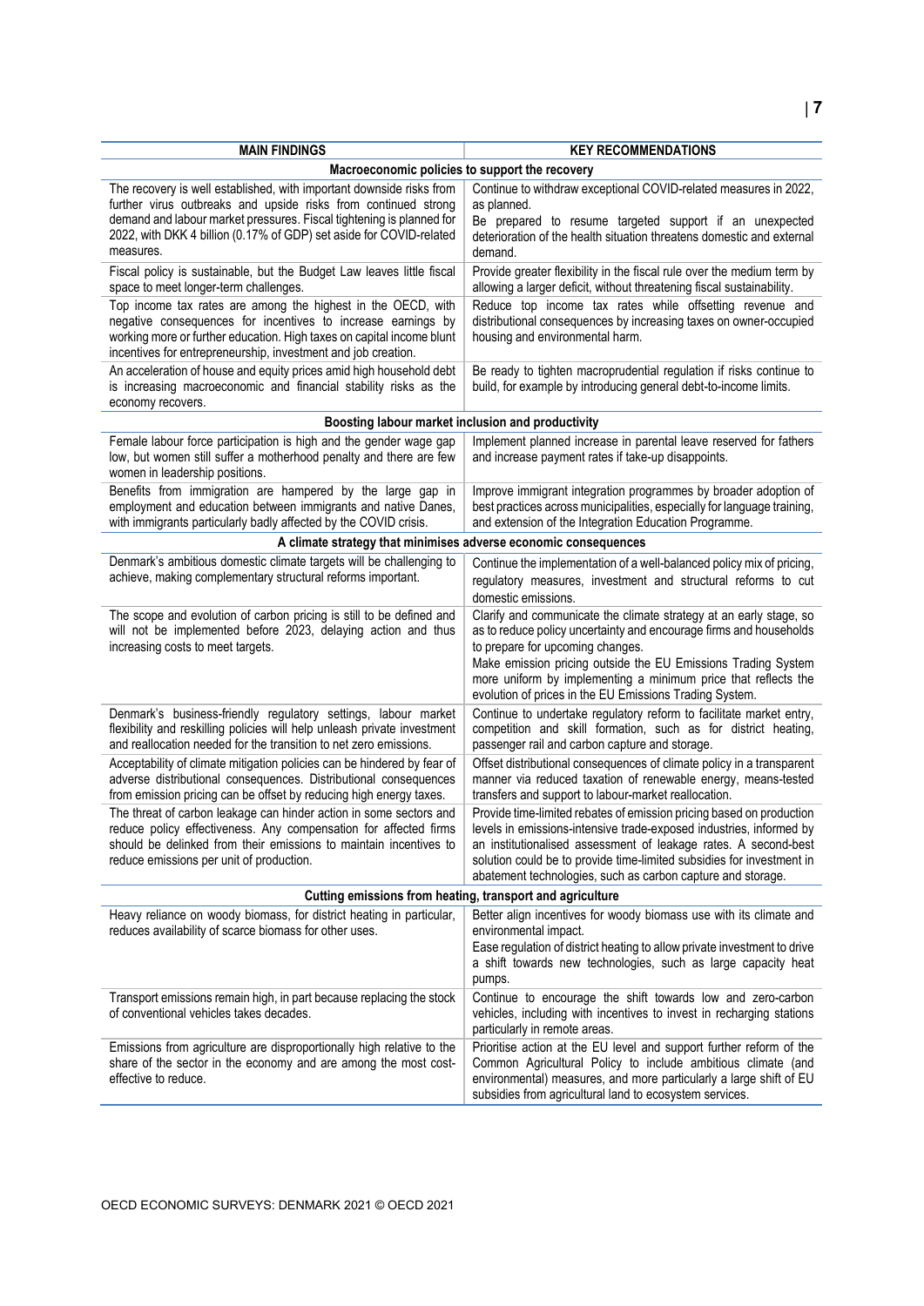| MAIN FINDINGS | KEY RECOMMENDATIONS |
|---|---|
| **Macroeconomic policies to support the recovery** | |
| The recovery is well established, with important downside risks from further virus outbreaks and upside risks from continued strong demand and labour market pressures. Fiscal tightening is planned for 2022, with DKK 4 billion (0.17% of GDP) set aside for COVID-related measures. | Continue to withdraw exceptional COVID-related measures in 2022, as planned.<br>Be prepared to resume targeted support if an unexpected deterioration of the health situation threatens domestic and external demand. |
| Fiscal policy is sustainable, but the Budget Law leaves little fiscal space to meet longer-term challenges. | Provide greater flexibility in the fiscal rule over the medium term by allowing a larger deficit, without threatening fiscal sustainability. |
| Top income tax rates are among the highest in the OECD, with negative consequences for incentives to increase earnings by working more or further education. High taxes on capital income blunt incentives for entrepreneurship, investment and job creation. | Reduce top income tax rates while offsetting revenue and distributional consequences by increasing taxes on owner-occupied housing and environmental harm. |
| An acceleration of house and equity prices amid high household debt is increasing macroeconomic and financial stability risks as the economy recovers. | Be ready to tighten macroprudential regulation if risks continue to build, for example by introducing general debt-to-income limits. |
| **Boosting labour market inclusion and productivity** | |
| Female labour force participation is high and the gender wage gap low, but women still suffer a motherhood penalty and there are few women in leadership positions. | Implement planned increase in parental leave reserved for fathers and increase payment rates if take-up disappoints. |
| Benefits from immigration are hampered by the large gap in employment and education between immigrants and native Danes, with immigrants particularly badly affected by the COVID crisis. | Improve immigrant integration programmes by broader adoption of best practices across municipalities, especially for language training, and extension of the Integration Education Programme. |
| **A climate strategy that minimises adverse economic consequences** | |
| Denmark's ambitious domestic climate targets will be challenging to achieve, making complementary structural reforms important. | Continue the implementation of a well-balanced policy mix of pricing, regulatory measures, investment and structural reforms to cut domestic emissions. |
| The scope and evolution of carbon pricing is still to be defined and will not be implemented before 2023, delaying action and thus increasing costs to meet targets. | Clarify and communicate the climate strategy at an early stage, so as to reduce policy uncertainty and encourage firms and households to prepare for upcoming changes.<br>Make emission pricing outside the EU Emissions Trading System more uniform by implementing a minimum price that reflects the evolution of prices in the EU Emissions Trading System. |
| Denmark's business-friendly regulatory settings, labour market flexibility and reskilling policies will help unleash private investment and reallocation needed for the transition to net zero emissions. | Continue to undertake regulatory reform to facilitate market entry, competition and skill formation, such as for district heating, passenger rail and carbon capture and storage. |
| Acceptability of climate mitigation policies can be hindered by fear of adverse distributional consequences. Distributional consequences from emission pricing can be offset by reducing high energy taxes. | Offset distributional consequences of climate policy in a transparent manner via reduced taxation of renewable energy, means-tested transfers and support to labour-market reallocation. |
| The threat of carbon leakage can hinder action in some sectors and reduce policy effectiveness. Any compensation for affected firms should be delinked from their emissions to maintain incentives to reduce emissions per unit of production. | Provide time-limited rebates of emission pricing based on production levels in emissions-intensive trade-exposed industries, informed by an institutionalised assessment of leakage rates. A second-best solution could be to provide time-limited subsidies for investment in abatement technologies, such as carbon capture and storage. |
| **Cutting emissions from heating, transport and agriculture** | |
| Heavy reliance on woody biomass, for district heating in particular, reduces availability of scarce biomass for other uses. | Better align incentives for woody biomass use with its climate and environmental impact.<br>Ease regulation of district heating to allow private investment to drive a shift towards new technologies, such as large capacity heat pumps. |
| Transport emissions remain high, in part because replacing the stock of conventional vehicles takes decades. | Continue to encourage the shift towards low and zero-carbon vehicles, including with incentives to invest in recharging stations particularly in remote areas. |
| Emissions from agriculture are disproportionally high relative to the share of the sector in the economy and are among the most cost-effective to reduce. | Prioritise action at the EU level and support further reform of the Common Agricultural Policy to include ambitious climate (and environmental) measures, and more particularly a large shift of EU subsidies from agricultural land to ecosystem services. |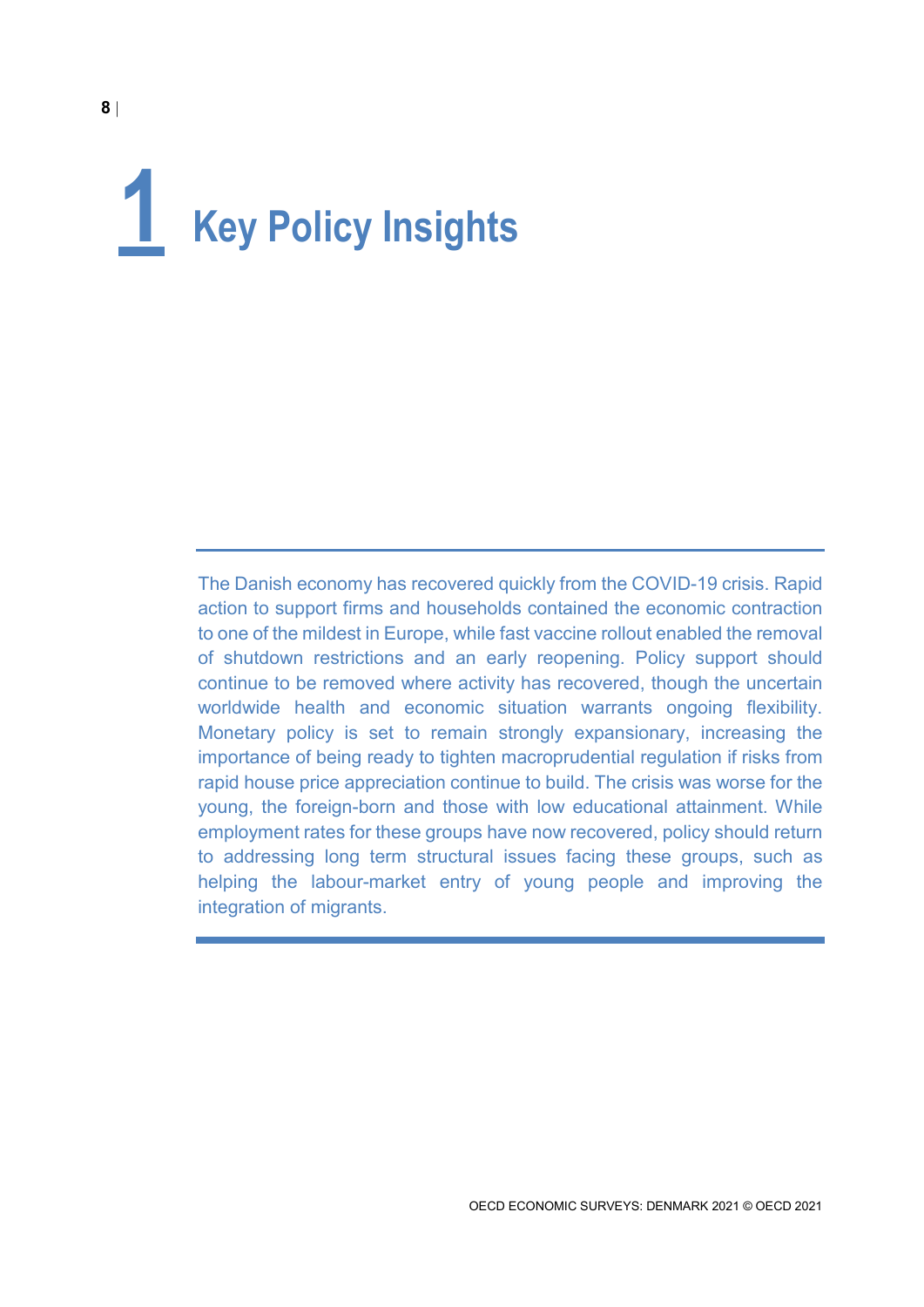# 1 Key Policy Insights

The Danish economy has recovered quickly from the COVID-19 crisis. Rapid action to support firms and households contained the economic contraction to one of the mildest in Europe, while fast vaccine rollout enabled the removal of shutdown restrictions and an early reopening. Policy support should continue to be removed where activity has recovered, though the uncertain worldwide health and economic situation warrants ongoing flexibility. Monetary policy is set to remain strongly expansionary, increasing the importance of being ready to tighten macroprudential regulation if risks from rapid house price appreciation continue to build. The crisis was worse for the young, the foreign-born and those with low educational attainment. While employment rates for these groups have now recovered, policy should return to addressing long term structural issues facing these groups, such as helping the labour-market entry of young people and improving the integration of migrants.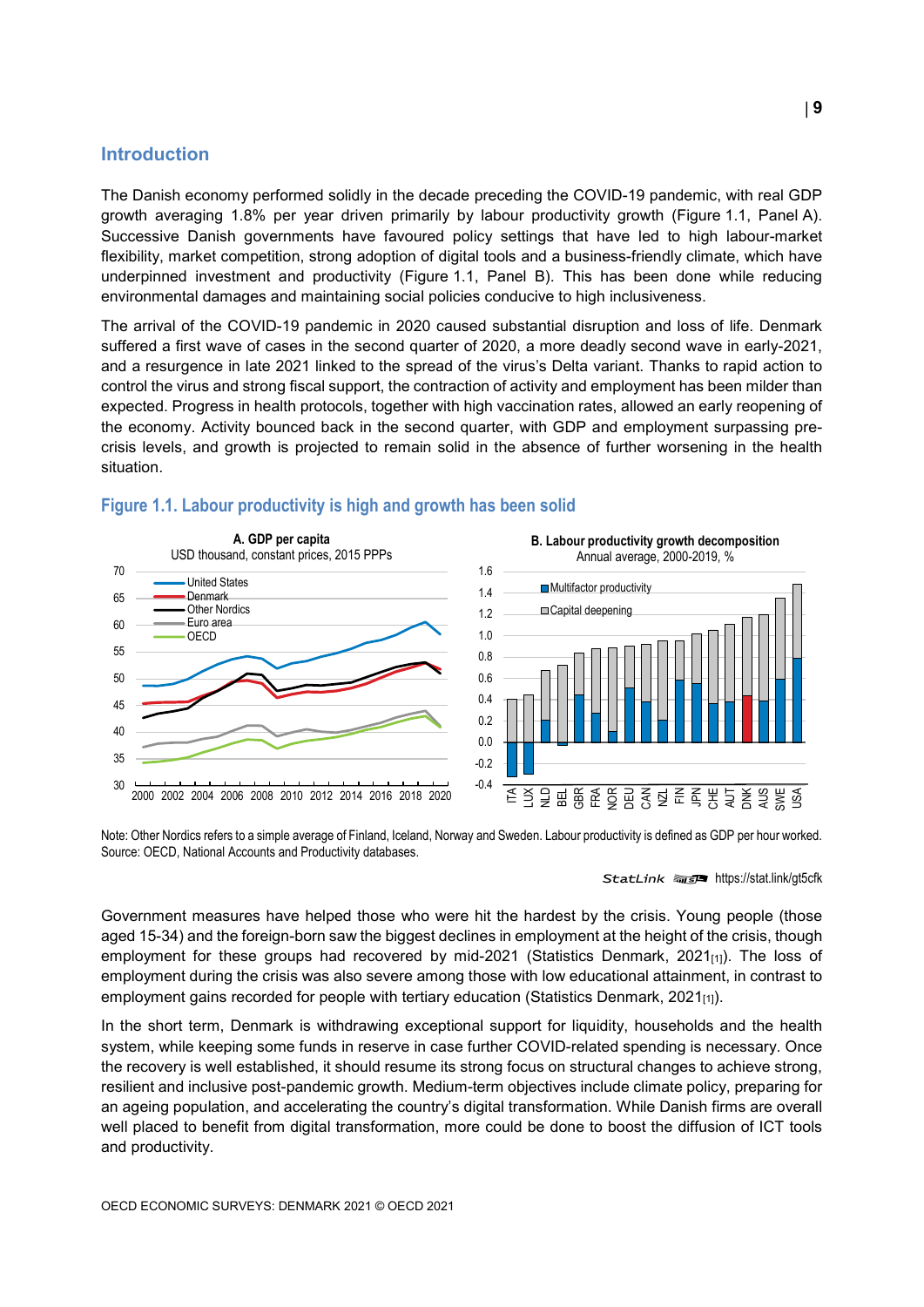## Introduction

The Danish economy performed solidly in the decade preceding the COVID-19 pandemic, with real GDP growth averaging 1.8% per year driven primarily by labour productivity growth (Figure 1.1, Panel A). Successive Danish governments have favoured policy settings that have led to high labour-market flexibility, market competition, strong adoption of digital tools and a business-friendly climate, which have underpinned investment and productivity (Figure 1.1, Panel B). This has been done while reducing environmental damages and maintaining social policies conducive to high inclusiveness.

The arrival of the COVID-19 pandemic in 2020 caused substantial disruption and loss of life. Denmark suffered a first wave of cases in the second quarter of 2020, a more deadly second wave in early-2021, and a resurgence in late 2021 linked to the spread of the virus's Delta variant. Thanks to rapid action to control the virus and strong fiscal support, the contraction of activity and employment has been milder than expected. Progress in health protocols, together with high vaccination rates, allowed an early reopening of the economy. Activity bounced back in the second quarter, with GDP and employment surpassing pre-crisis levels, and growth is projected to remain solid in the absence of further worsening in the health situation.

### Figure 1.1. Labour productivity is high and growth has been solid

Note: Other Nordics refers to a simple average of Finland, Iceland, Norway and Sweden. Labour productivity is defined as GDP per hour worked.
Source: OECD, National Accounts and Productivity databases.

StatLink https://stat.link/gt5cfk

Government measures have helped those who were hit the hardest by the crisis. Young people (those aged 15-34) and the foreign-born saw the biggest declines in employment at the height of the crisis, though employment for these groups had recovered by mid-2021 (Statistics Denmark, 2021[1]). The loss of employment during the crisis was also severe among those with low educational attainment, in contrast to employment gains recorded for people with tertiary education (Statistics Denmark, 2021[1]).

In the short term, Denmark is withdrawing exceptional support for liquidity, households and the health system, while keeping some funds in reserve in case further COVID-related spending is necessary. Once the recovery is well established, it should resume its strong focus on structural changes to achieve strong, resilient and inclusive post-pandemic growth. Medium-term objectives include climate policy, preparing for an ageing population, and accelerating the country's digital transformation. While Danish firms are overall well placed to benefit from digital transformation, more could be done to boost the diffusion of ICT tools and productivity.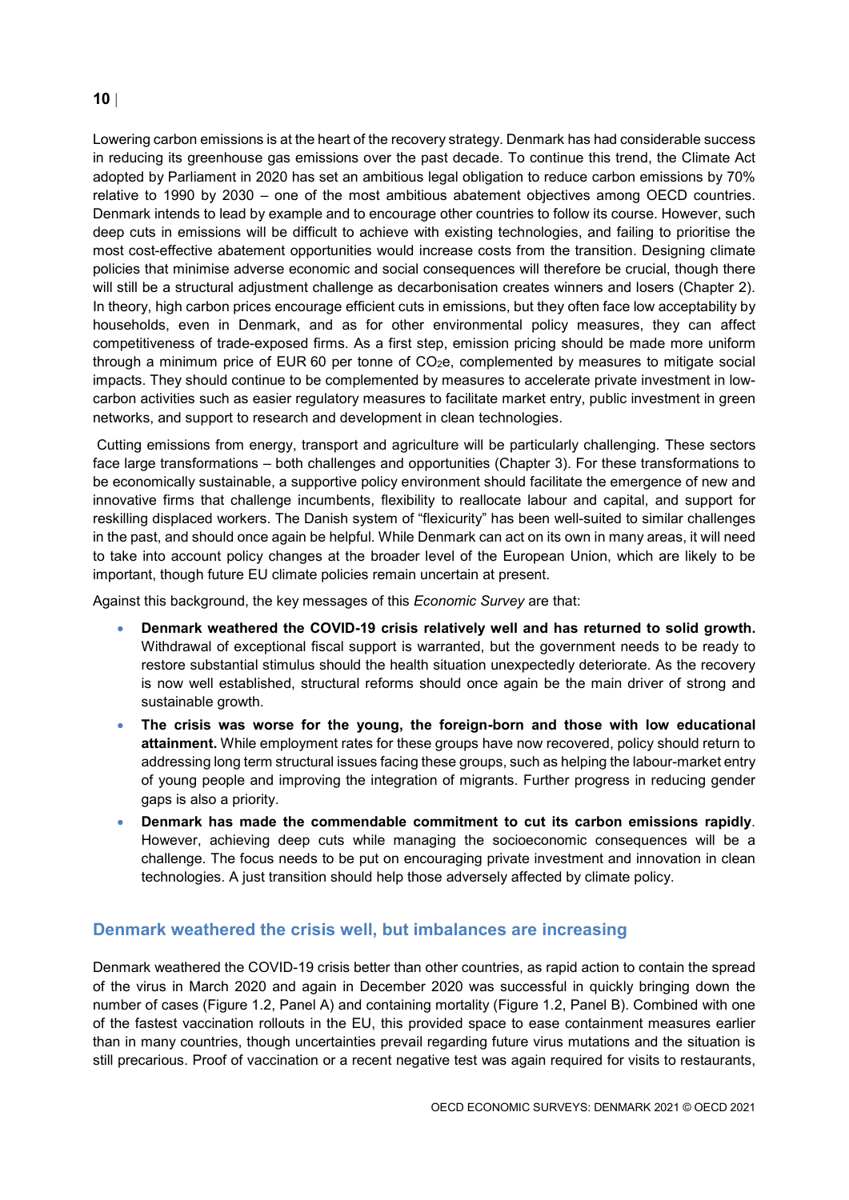Lowering carbon emissions is at the heart of the recovery strategy. Denmark has had considerable success in reducing its greenhouse gas emissions over the past decade. To continue this trend, the Climate Act adopted by Parliament in 2020 has set an ambitious legal obligation to reduce carbon emissions by 70% relative to 1990 by 2030 – one of the most ambitious abatement objectives among OECD countries. Denmark intends to lead by example and to encourage other countries to follow its course. However, such deep cuts in emissions will be difficult to achieve with existing technologies, and failing to prioritise the most cost-effective abatement opportunities would increase costs from the transition. Designing climate policies that minimise adverse economic and social consequences will therefore be crucial, though there will still be a structural adjustment challenge as decarbonisation creates winners and losers (Chapter 2). In theory, high carbon prices encourage efficient cuts in emissions, but they often face low acceptability by households, even in Denmark, and as for other environmental policy measures, they can affect competitiveness of trade-exposed firms. As a first step, emission pricing should be made more uniform through a minimum price of EUR 60 per tonne of $CO_2e$, complemented by measures to mitigate social impacts. They should continue to be complemented by measures to accelerate private investment in low-carbon activities such as easier regulatory measures to facilitate market entry, public investment in green networks, and support to research and development in clean technologies.

Cutting emissions from energy, transport and agriculture will be particularly challenging. These sectors face large transformations – both challenges and opportunities (Chapter 3). For these transformations to be economically sustainable, a supportive policy environment should facilitate the emergence of new and innovative firms that challenge incumbents, flexibility to reallocate labour and capital, and support for reskilling displaced workers. The Danish system of "flexicurity" has been well-suited to similar challenges in the past, and should once again be helpful. While Denmark can act on its own in many areas, it will need to take into account policy changes at the broader level of the European Union, which are likely to be important, though future EU climate policies remain uncertain at present.

Against this background, the key messages of this *Economic Survey* are that:

- **Denmark weathered the COVID-19 crisis relatively well and has returned to solid growth.** Withdrawal of exceptional fiscal support is warranted, but the government needs to be ready to restore substantial stimulus should the health situation unexpectedly deteriorate. As the recovery is now well established, structural reforms should once again be the main driver of strong and sustainable growth.
- **The crisis was worse for the young, the foreign-born and those with low educational attainment.** While employment rates for these groups have now recovered, policy should return to addressing long term structural issues facing these groups, such as helping the labour-market entry of young people and improving the integration of migrants. Further progress in reducing gender gaps is also a priority.
- **Denmark has made the commendable commitment to cut its carbon emissions rapidly**. However, achieving deep cuts while managing the socioeconomic consequences will be a challenge. The focus needs to be put on encouraging private investment and innovation in clean technologies. A just transition should help those adversely affected by climate policy.

## Denmark weathered the crisis well, but imbalances are increasing

Denmark weathered the COVID-19 crisis better than other countries, as rapid action to contain the spread of the virus in March 2020 and again in December 2020 was successful in quickly bringing down the number of cases (Figure 1.2, Panel A) and containing mortality (Figure 1.2, Panel B). Combined with one of the fastest vaccination rollouts in the EU, this provided space to ease containment measures earlier than in many countries, though uncertainties prevail regarding future virus mutations and the situation is still precarious. Proof of vaccination or a recent negative test was again required for visits to restaurants,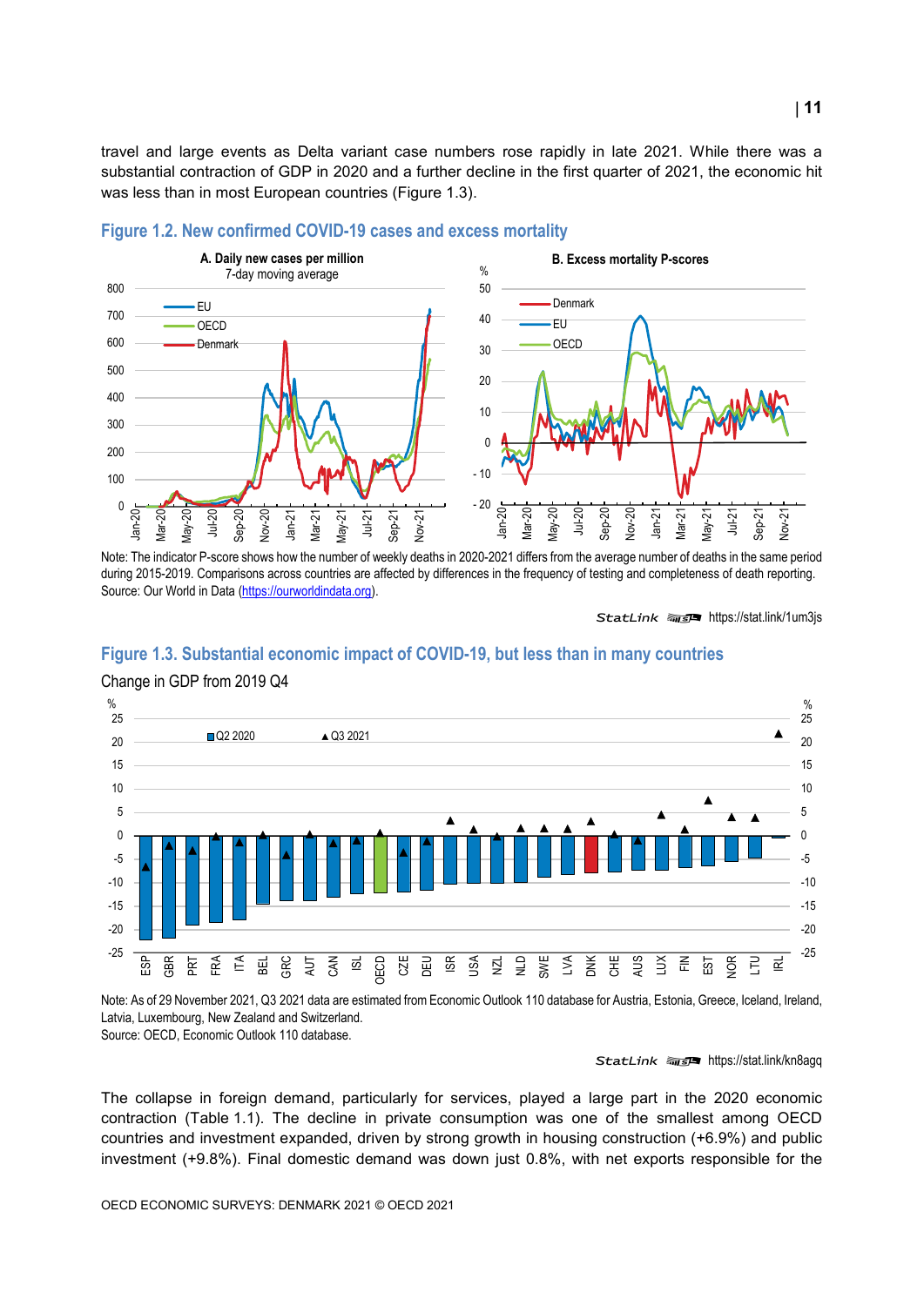travel and large events as Delta variant case numbers rose rapidly in late 2021. While there was a substantial contraction of GDP in 2020 and a further decline in the first quarter of 2021, the economic hit was less than in most European countries (Figure 1.3).

## Figure 1.2. New confirmed COVID-19 cases and excess mortality

A. Daily new cases per million
7-day moving average

B. Excess mortality P-scores

Note: The indicator P-score shows how the number of weekly deaths in 2020-2021 differs from the average number of deaths in the same period during 2015-2019. Comparisons across countries are affected by differences in the frequency of testing and completeness of death reporting.
Source: Our World in Data (https://ourworldindata.org).

StatLink https://stat.link/1um3js

## Figure 1.3. Substantial economic impact of COVID-19, but less than in many countries

Change in GDP from 2019 Q4

Note: As of 29 November 2021, Q3 2021 data are estimated from Economic Outlook 110 database for Austria, Estonia, Greece, Iceland, Ireland, Latvia, Luxembourg, New Zealand and Switzerland.
Source: OECD, Economic Outlook 110 database.

StatLink https://stat.link/kn8agq

The collapse in foreign demand, particularly for services, played a large part in the 2020 economic contraction (Table 1.1). The decline in private consumption was one of the smallest among OECD countries and investment expanded, driven by strong growth in housing construction (+6.9%) and public investment (+9.8%). Final domestic demand was down just 0.8%, with net exports responsible for the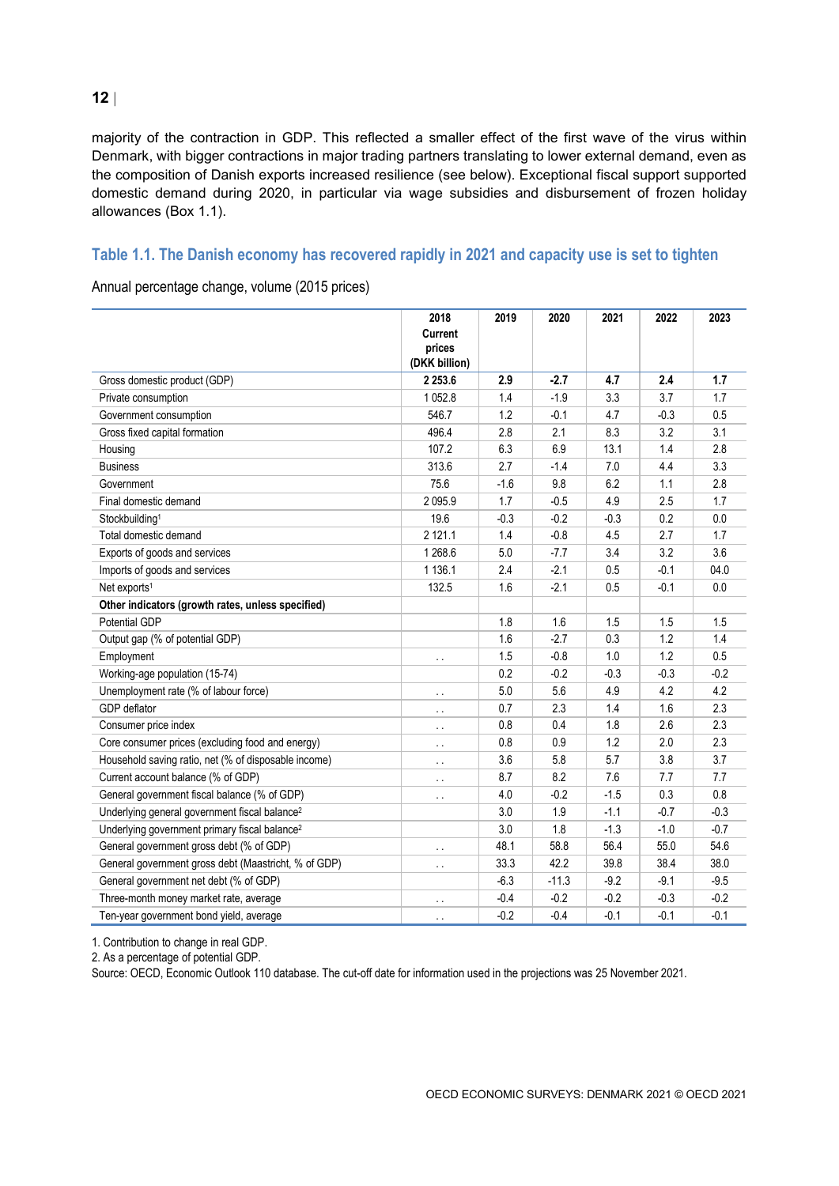majority of the contraction in GDP. This reflected a smaller effect of the first wave of the virus within Denmark, with bigger contractions in major trading partners translating to lower external demand, even as the composition of Danish exports increased resilience (see below). Exceptional fiscal support supported domestic demand during 2020, in particular via wage subsidies and disbursement of frozen holiday allowances (Box 1.1).

### Table 1.1. The Danish economy has recovered rapidly in 2021 and capacity use is set to tighten

Annual percentage change, volume (2015 prices)

| | 2018 Current prices (DKK billion) | 2019 | 2020 | 2021 | 2022 | 2023 |
|---|---|---|---|---|---|---|
| Gross domestic product (GDP) | **2 253.6** | **2.9** | **-2.7** | **4.7** | **2.4** | **1.7** |
| Private consumption | 1 052.8 | 1.4 | -1.9 | 3.3 | 3.7 | 1.7 |
| Government consumption | 546.7 | 1.2 | -0.1 | 4.7 | -0.3 | 0.5 |
| Gross fixed capital formation | 496.4 | 2.8 | 2.1 | 8.3 | 3.2 | 3.1 |
| Housing | 107.2 | 6.3 | 6.9 | 13.1 | 1.4 | 2.8 |
| Business | 313.6 | 2.7 | -1.4 | 7.0 | 4.4 | 3.3 |
| Government | 75.6 | -1.6 | 9.8 | 6.2 | 1.1 | 2.8 |
| Final domestic demand | 2 095.9 | 1.7 | -0.5 | 4.9 | 2.5 | 1.7 |
| Stockbuilding[1] | 19.6 | -0.3 | -0.2 | -0.3 | 0.2 | 0.0 |
| Total domestic demand | 2 121.1 | 1.4 | -0.8 | 4.5 | 2.7 | 1.7 |
| Exports of goods and services | 1 268.6 | 5.0 | -7.7 | 3.4 | 3.2 | 3.6 |
| Imports of goods and services | 1 136.1 | 2.4 | -2.1 | 0.5 | -0.1 | 04.0 |
| Net exports[1] | 132.5 | 1.6 | -2.1 | 0.5 | -0.1 | 0.0 |
| **Other indicators (growth rates, unless specified)** | | | | | | |
| Potential GDP | | 1.8 | 1.6 | 1.5 | 1.5 | 1.5 |
| Output gap (% of potential GDP) | | 1.6 | -2.7 | 0.3 | 1.2 | 1.4 |
| Employment | . . | 1.5 | -0.8 | 1.0 | 1.2 | 0.5 |
| Working-age population (15-74) | | 0.2 | -0.2 | -0.3 | -0.3 | -0.2 |
| Unemployment rate (% of labour force) | . . | 5.0 | 5.6 | 4.9 | 4.2 | 4.2 |
| GDP deflator | . . | 0.7 | 2.3 | 1.4 | 1.6 | 2.3 |
| Consumer price index | . . | 0.8 | 0.4 | 1.8 | 2.6 | 2.3 |
| Core consumer prices (excluding food and energy) | . . | 0.8 | 0.9 | 1.2 | 2.0 | 2.3 |
| Household saving ratio, net (% of disposable income) | . . | 3.6 | 5.8 | 5.7 | 3.8 | 3.7 |
| Current account balance (% of GDP) | . . | 8.7 | 8.2 | 7.6 | 7.7 | 7.7 |
| General government fiscal balance (% of GDP) | . . | 4.0 | -0.2 | -1.5 | 0.3 | 0.8 |
| Underlying general government fiscal balance[2] | | 3.0 | 1.9 | -1.1 | -0.7 | -0.3 |
| Underlying government primary fiscal balance[2] | | 3.0 | 1.8 | -1.3 | -1.0 | -0.7 |
| General government gross debt (% of GDP) | . . | 48.1 | 58.8 | 56.4 | 55.0 | 54.6 |
| General government gross debt (Maastricht, % of GDP) | . . | 33.3 | 42.2 | 39.8 | 38.4 | 38.0 |
| General government net debt (% of GDP) | | -6.3 | -11.3 | -9.2 | -9.1 | -9.5 |
| Three-month money market rate, average | . . | -0.4 | -0.2 | -0.2 | -0.3 | -0.2 |
| Ten-year government bond yield, average | . . | -0.2 | -0.4 | -0.1 | -0.1 | -0.1 |

1. Contribution to change in real GDP.
2. As a percentage of potential GDP.
Source: OECD, Economic Outlook 110 database. The cut-off date for information used in the projections was 25 November 2021.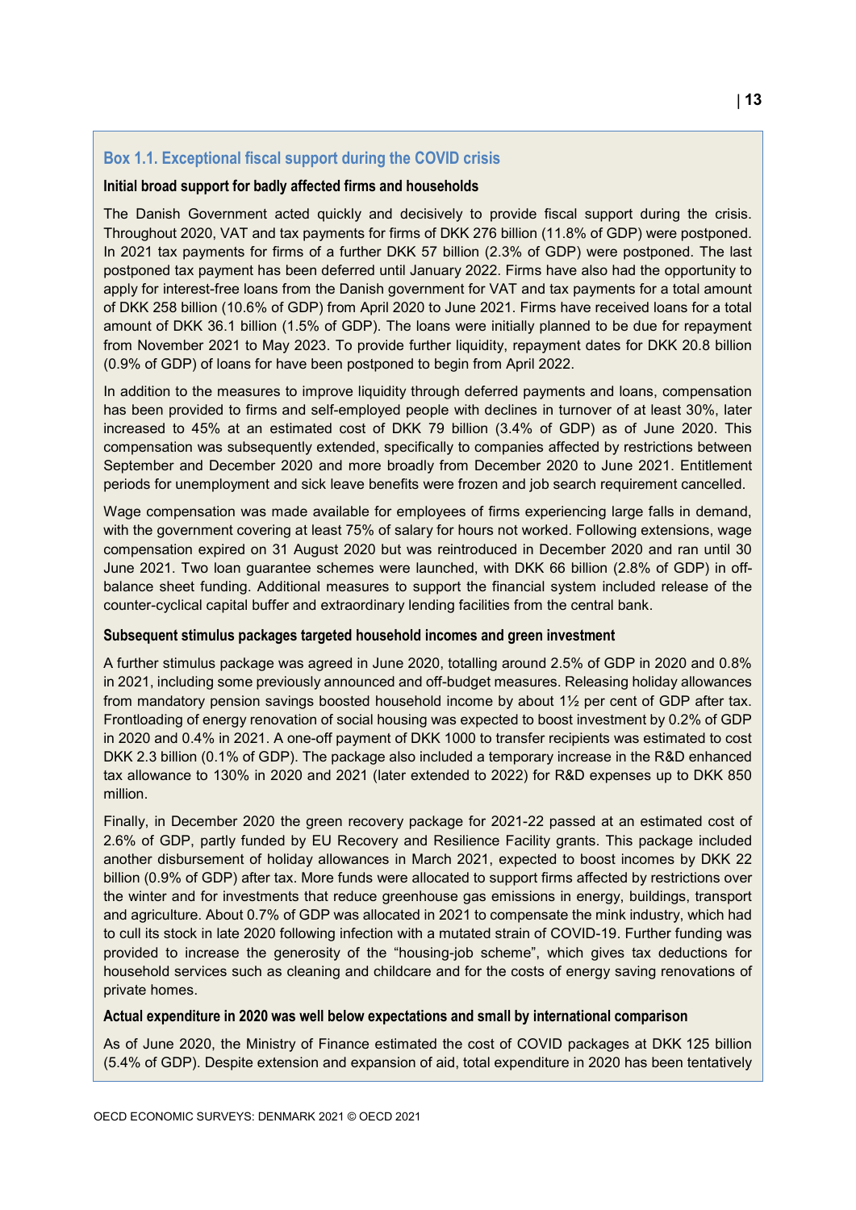### Box 1.1. Exceptional fiscal support during the COVID crisis

**Initial broad support for badly affected firms and households**

The Danish Government acted quickly and decisively to provide fiscal support during the crisis. Throughout 2020, VAT and tax payments for firms of DKK 276 billion (11.8% of GDP) were postponed. In 2021 tax payments for firms of a further DKK 57 billion (2.3% of GDP) were postponed. The last postponed tax payment has been deferred until January 2022. Firms have also had the opportunity to apply for interest-free loans from the Danish government for VAT and tax payments for a total amount of DKK 258 billion (10.6% of GDP) from April 2020 to June 2021. Firms have received loans for a total amount of DKK 36.1 billion (1.5% of GDP). The loans were initially planned to be due for repayment from November 2021 to May 2023. To provide further liquidity, repayment dates for DKK 20.8 billion (0.9% of GDP) of loans for have been postponed to begin from April 2022.

In addition to the measures to improve liquidity through deferred payments and loans, compensation has been provided to firms and self-employed people with declines in turnover of at least 30%, later increased to 45% at an estimated cost of DKK 79 billion (3.4% of GDP) as of June 2020. This compensation was subsequently extended, specifically to companies affected by restrictions between September and December 2020 and more broadly from December 2020 to June 2021. Entitlement periods for unemployment and sick leave benefits were frozen and job search requirement cancelled.

Wage compensation was made available for employees of firms experiencing large falls in demand, with the government covering at least 75% of salary for hours not worked. Following extensions, wage compensation expired on 31 August 2020 but was reintroduced in December 2020 and ran until 30 June 2021. Two loan guarantee schemes were launched, with DKK 66 billion (2.8% of GDP) in off-balance sheet funding. Additional measures to support the financial system included release of the counter-cyclical capital buffer and extraordinary lending facilities from the central bank.

**Subsequent stimulus packages targeted household incomes and green investment**

A further stimulus package was agreed in June 2020, totalling around 2.5% of GDP in 2020 and 0.8% in 2021, including some previously announced and off-budget measures. Releasing holiday allowances from mandatory pension savings boosted household income by about 1½ per cent of GDP after tax. Frontloading of energy renovation of social housing was expected to boost investment by 0.2% of GDP in 2020 and 0.4% in 2021. A one-off payment of DKK 1000 to transfer recipients was estimated to cost DKK 2.3 billion (0.1% of GDP). The package also included a temporary increase in the R&D enhanced tax allowance to 130% in 2020 and 2021 (later extended to 2022) for R&D expenses up to DKK 850 million.

Finally, in December 2020 the green recovery package for 2021-22 passed at an estimated cost of 2.6% of GDP, partly funded by EU Recovery and Resilience Facility grants. This package included another disbursement of holiday allowances in March 2021, expected to boost incomes by DKK 22 billion (0.9% of GDP) after tax. More funds were allocated to support firms affected by restrictions over the winter and for investments that reduce greenhouse gas emissions in energy, buildings, transport and agriculture. About 0.7% of GDP was allocated in 2021 to compensate the mink industry, which had to cull its stock in late 2020 following infection with a mutated strain of COVID-19. Further funding was provided to increase the generosity of the "housing-job scheme", which gives tax deductions for household services such as cleaning and childcare and for the costs of energy saving renovations of private homes.

**Actual expenditure in 2020 was well below expectations and small by international comparison**

As of June 2020, the Ministry of Finance estimated the cost of COVID packages at DKK 125 billion (5.4% of GDP). Despite extension and expansion of aid, total expenditure in 2020 has been tentatively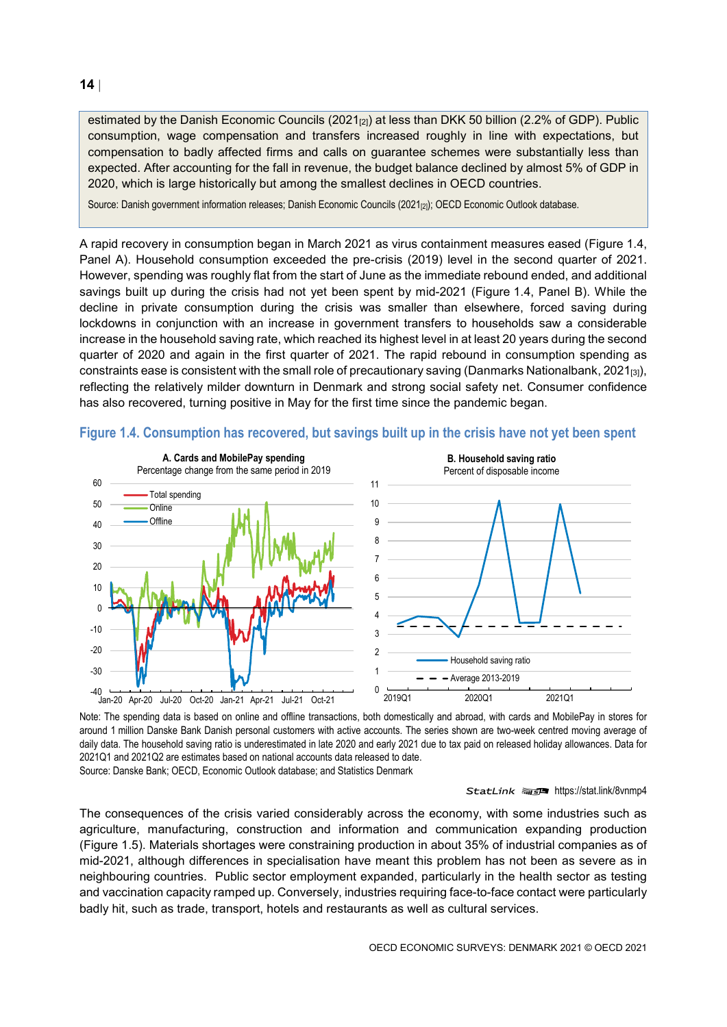estimated by the Danish Economic Councils (2021[2]) at less than DKK 50 billion (2.2% of GDP). Public consumption, wage compensation and transfers increased roughly in line with expectations, but compensation to badly affected firms and calls on guarantee schemes were substantially less than expected. After accounting for the fall in revenue, the budget balance declined by almost 5% of GDP in 2020, which is large historically but among the smallest declines in OECD countries.

Source: Danish government information releases; Danish Economic Councils (2021[2]); OECD Economic Outlook database.

A rapid recovery in consumption began in March 2021 as virus containment measures eased (Figure 1.4, Panel A). Household consumption exceeded the pre-crisis (2019) level in the second quarter of 2021. However, spending was roughly flat from the start of June as the immediate rebound ended, and additional savings built up during the crisis had not yet been spent by mid-2021 (Figure 1.4, Panel B). While the decline in private consumption during the crisis was smaller than elsewhere, forced saving during lockdowns in conjunction with an increase in government transfers to households saw a considerable increase in the household saving rate, which reached its highest level in at least 20 years during the second quarter of 2020 and again in the first quarter of 2021. The rapid rebound in consumption spending as constraints ease is consistent with the small role of precautionary saving (Danmarks Nationalbank, 2021[3]), reflecting the relatively milder downturn in Denmark and strong social safety net. Consumer confidence has also recovered, turning positive in May for the first time since the pandemic began.

**Figure 1.4. Consumption has recovered, but savings built up in the crisis have not yet been spent**

A. Cards and MobilePay spending — Percentage change from the same period in 2019

B. Household saving ratio — Percent of disposable income

Note: The spending data is based on online and offline transactions, both domestically and abroad, with cards and MobilePay in stores for around 1 million Danske Bank Danish personal customers with active accounts. The series shown are two-week centred moving average of daily data. The household saving ratio is underestimated in late 2020 and early 2021 due to tax paid on released holiday allowances. Data for 2021Q1 and 2021Q2 are estimates based on national accounts data released to date.

Source: Danske Bank; OECD, Economic Outlook database; and Statistics Denmark

StatLink https://stat.link/8vnmp4

The consequences of the crisis varied considerably across the economy, with some industries such as agriculture, manufacturing, construction and information and communication expanding production (Figure 1.5). Materials shortages were constraining production in about 35% of industrial companies as of mid-2021, although differences in specialisation have meant this problem has not been as severe as in neighbouring countries. Public sector employment expanded, particularly in the health sector as testing and vaccination capacity ramped up. Conversely, industries requiring face-to-face contact were particularly badly hit, such as trade, transport, hotels and restaurants as well as cultural services.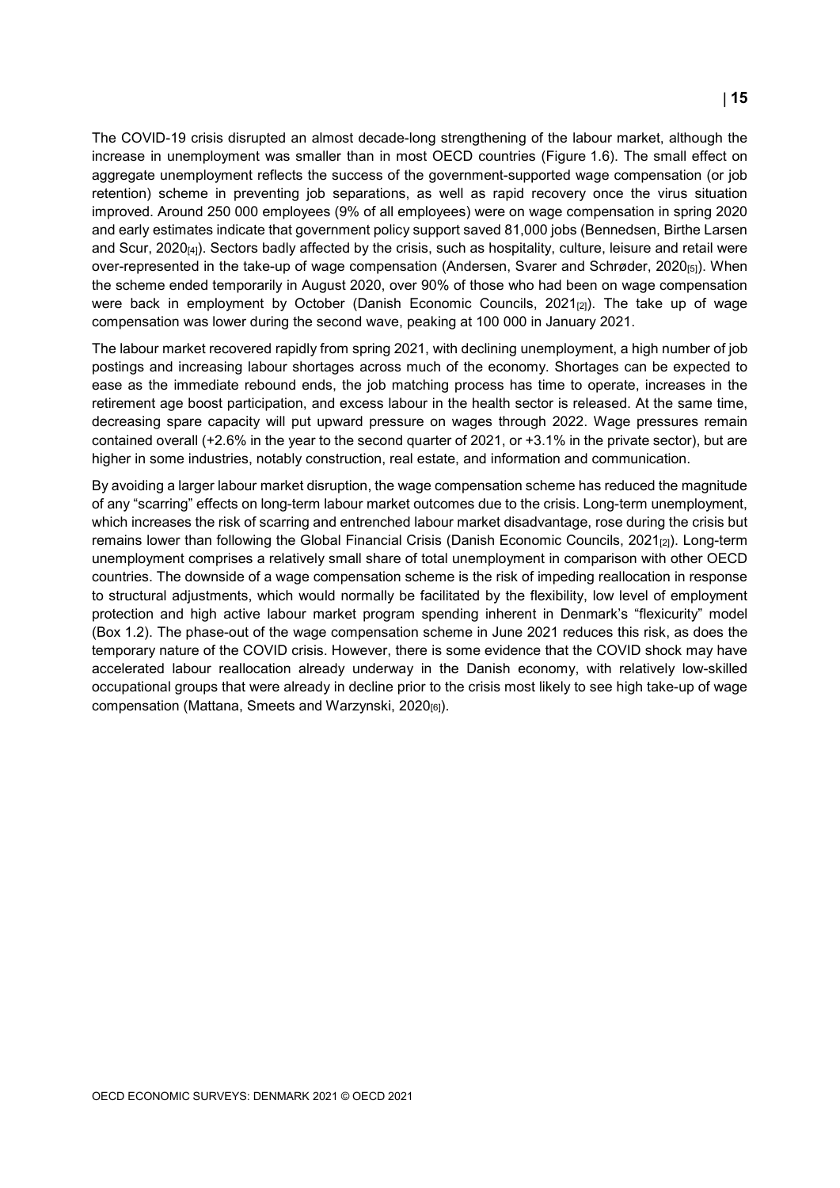The COVID-19 crisis disrupted an almost decade-long strengthening of the labour market, although the increase in unemployment was smaller than in most OECD countries (Figure 1.6). The small effect on aggregate unemployment reflects the success of the government-supported wage compensation (or job retention) scheme in preventing job separations, as well as rapid recovery once the virus situation improved. Around 250 000 employees (9% of all employees) were on wage compensation in spring 2020 and early estimates indicate that government policy support saved 81,000 jobs (Bennedsen, Birthe Larsen and Scur, 2020[4]). Sectors badly affected by the crisis, such as hospitality, culture, leisure and retail were over-represented in the take-up of wage compensation (Andersen, Svarer and Schrøder, 2020[5]). When the scheme ended temporarily in August 2020, over 90% of those who had been on wage compensation were back in employment by October (Danish Economic Councils, 2021[2]). The take up of wage compensation was lower during the second wave, peaking at 100 000 in January 2021.

The labour market recovered rapidly from spring 2021, with declining unemployment, a high number of job postings and increasing labour shortages across much of the economy. Shortages can be expected to ease as the immediate rebound ends, the job matching process has time to operate, increases in the retirement age boost participation, and excess labour in the health sector is released. At the same time, decreasing spare capacity will put upward pressure on wages through 2022. Wage pressures remain contained overall (+2.6% in the year to the second quarter of 2021, or +3.1% in the private sector), but are higher in some industries, notably construction, real estate, and information and communication.

By avoiding a larger labour market disruption, the wage compensation scheme has reduced the magnitude of any "scarring" effects on long-term labour market outcomes due to the crisis. Long-term unemployment, which increases the risk of scarring and entrenched labour market disadvantage, rose during the crisis but remains lower than following the Global Financial Crisis (Danish Economic Councils, 2021[2]). Long-term unemployment comprises a relatively small share of total unemployment in comparison with other OECD countries. The downside of a wage compensation scheme is the risk of impeding reallocation in response to structural adjustments, which would normally be facilitated by the flexibility, low level of employment protection and high active labour market program spending inherent in Denmark's "flexicurity" model (Box 1.2). The phase-out of the wage compensation scheme in June 2021 reduces this risk, as does the temporary nature of the COVID crisis. However, there is some evidence that the COVID shock may have accelerated labour reallocation already underway in the Danish economy, with relatively low-skilled occupational groups that were already in decline prior to the crisis most likely to see high take-up of wage compensation (Mattana, Smeets and Warzynski, 2020[6]).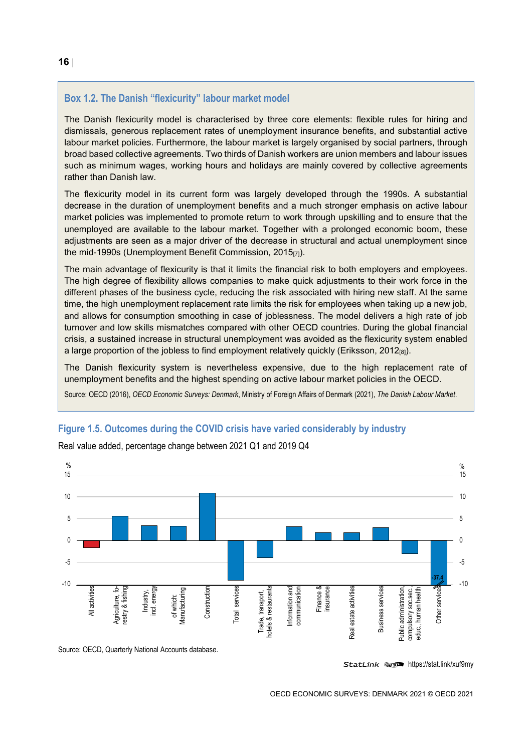## Box 1.2. The Danish "flexicurity" labour market model

The Danish flexicurity model is characterised by three core elements: flexible rules for hiring and dismissals, generous replacement rates of unemployment insurance benefits, and substantial active labour market policies. Furthermore, the labour market is largely organised by social partners, through broad based collective agreements. Two thirds of Danish workers are union members and labour issues such as minimum wages, working hours and holidays are mainly covered by collective agreements rather than Danish law.

The flexicurity model in its current form was largely developed through the 1990s. A substantial decrease in the duration of unemployment benefits and a much stronger emphasis on active labour market policies was implemented to promote return to work through upskilling and to ensure that the unemployed are available to the labour market. Together with a prolonged economic boom, these adjustments are seen as a major driver of the decrease in structural and actual unemployment since the mid-1990s (Unemployment Benefit Commission, 2015[7]).

The main advantage of flexicurity is that it limits the financial risk to both employers and employees. The high degree of flexibility allows companies to make quick adjustments to their work force in the different phases of the business cycle, reducing the risk associated with hiring new staff. At the same time, the high unemployment replacement rate limits the risk for employees when taking up a new job, and allows for consumption smoothing in case of joblessness. The model delivers a high rate of job turnover and low skills mismatches compared with other OECD countries. During the global financial crisis, a sustained increase in structural unemployment was avoided as the flexicurity system enabled a large proportion of the jobless to find employment relatively quickly (Eriksson, 2012[8]).

The Danish flexicurity system is nevertheless expensive, due to the high replacement rate of unemployment benefits and the highest spending on active labour market policies in the OECD.

Source: OECD (2016), *OECD Economic Surveys: Denmark*, Ministry of Foreign Affairs of Denmark (2021), *The Danish Labour Market*.

## Figure 1.5. Outcomes during the COVID crisis have varied considerably by industry

Real value added, percentage change between 2021 Q1 and 2019 Q4

Source: OECD, Quarterly National Accounts database.

StatLink https://stat.link/xuf9my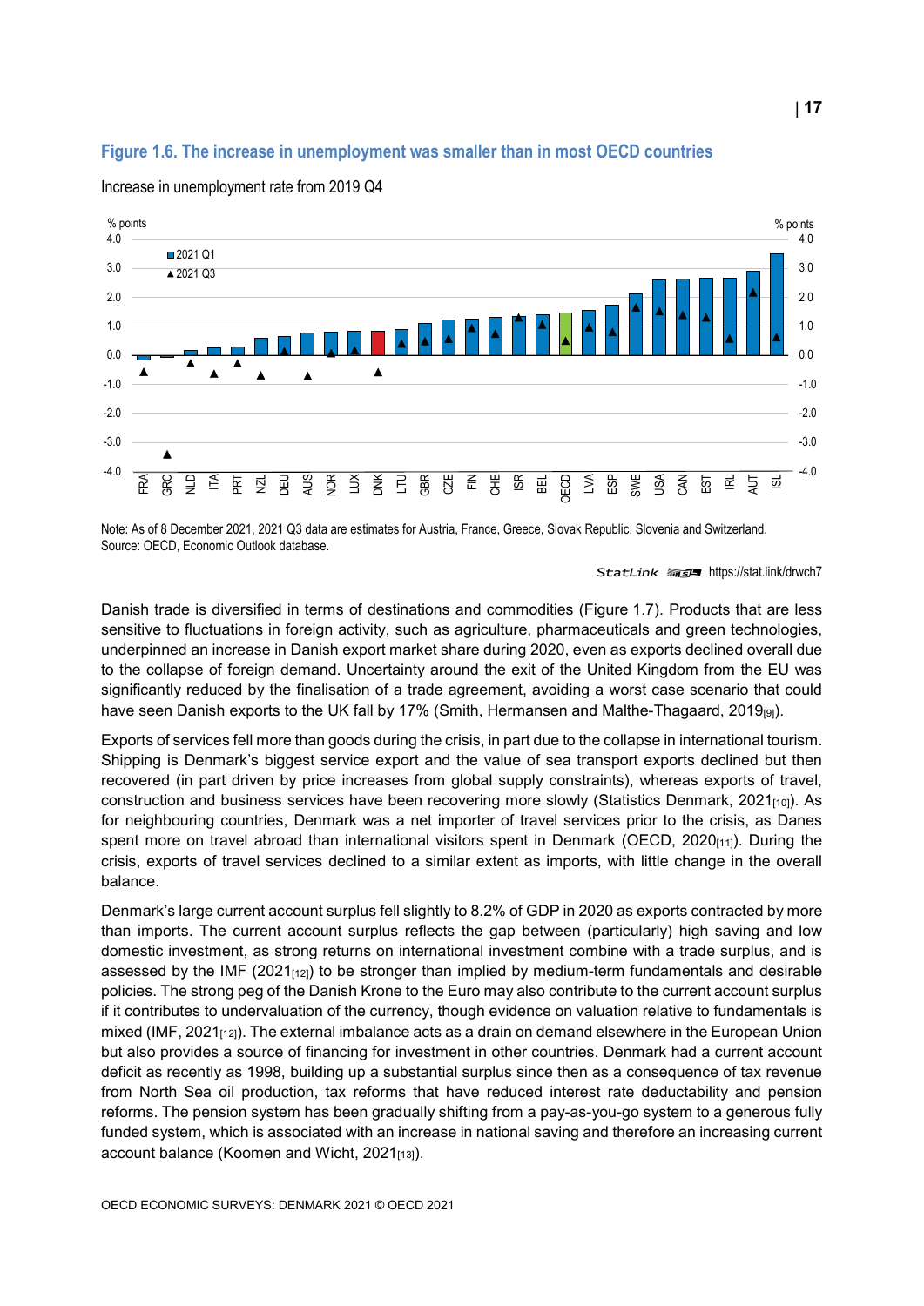### Figure 1.6. The increase in unemployment was smaller than in most OECD countries

Increase in unemployment rate from 2019 Q4

Note: As of 8 December 2021, 2021 Q3 data are estimates for Austria, France, Greece, Slovak Republic, Slovenia and Switzerland.
Source: OECD, Economic Outlook database.

StatLink https://stat.link/drwch7

Danish trade is diversified in terms of destinations and commodities (Figure 1.7). Products that are less sensitive to fluctuations in foreign activity, such as agriculture, pharmaceuticals and green technologies, underpinned an increase in Danish export market share during 2020, even as exports declined overall due to the collapse of foreign demand. Uncertainty around the exit of the United Kingdom from the EU was significantly reduced by the finalisation of a trade agreement, avoiding a worst case scenario that could have seen Danish exports to the UK fall by 17% (Smith, Hermansen and Malthe-Thagaard, 2019[9]).

Exports of services fell more than goods during the crisis, in part due to the collapse in international tourism. Shipping is Denmark's biggest service export and the value of sea transport exports declined but then recovered (in part driven by price increases from global supply constraints), whereas exports of travel, construction and business services have been recovering more slowly (Statistics Denmark, 2021[10]). As for neighbouring countries, Denmark was a net importer of travel services prior to the crisis, as Danes spent more on travel abroad than international visitors spent in Denmark (OECD, 2020[11]). During the crisis, exports of travel services declined to a similar extent as imports, with little change in the overall balance.

Denmark's large current account surplus fell slightly to 8.2% of GDP in 2020 as exports contracted by more than imports. The current account surplus reflects the gap between (particularly) high saving and low domestic investment, as strong returns on international investment combine with a trade surplus, and is assessed by the IMF (2021[12]) to be stronger than implied by medium-term fundamentals and desirable policies. The strong peg of the Danish Krone to the Euro may also contribute to the current account surplus if it contributes to undervaluation of the currency, though evidence on valuation relative to fundamentals is mixed (IMF, 2021[12]). The external imbalance acts as a drain on demand elsewhere in the European Union but also provides a source of financing for investment in other countries. Denmark had a current account deficit as recently as 1998, building up a substantial surplus since then as a consequence of tax revenue from North Sea oil production, tax reforms that have reduced interest rate deductability and pension reforms. The pension system has been gradually shifting from a pay-as-you-go system to a generous fully funded system, which is associated with an increase in national saving and therefore an increasing current account balance (Koomen and Wicht, 2021[13]).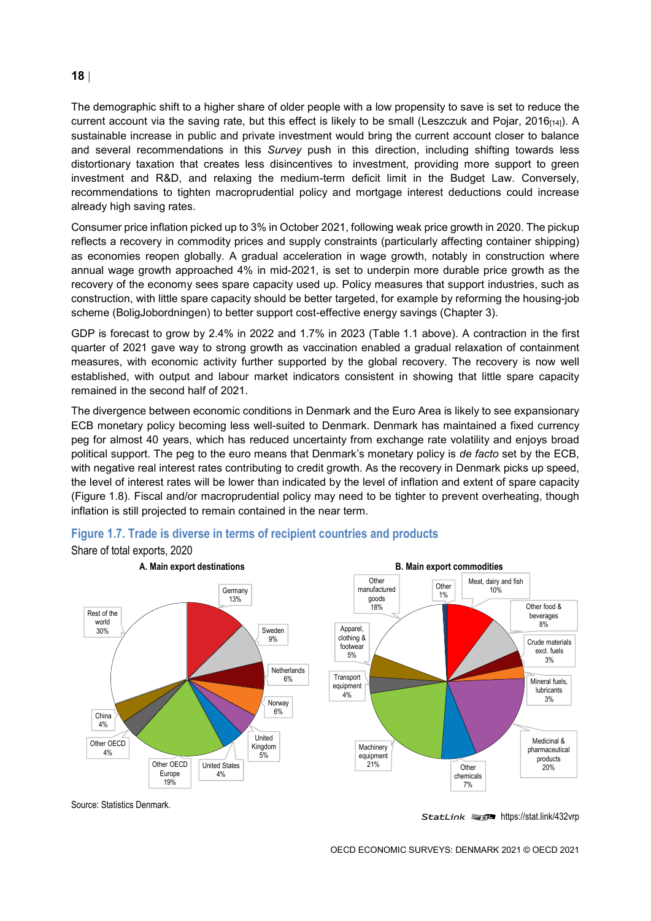The demographic shift to a higher share of older people with a low propensity to save is set to reduce the current account via the saving rate, but this effect is likely to be small (Leszczuk and Pojar, 2016[14]). A sustainable increase in public and private investment would bring the current account closer to balance and several recommendations in this *Survey* push in this direction, including shifting towards less distortionary taxation that creates less disincentives to investment, providing more support to green investment and R&D, and relaxing the medium-term deficit limit in the Budget Law. Conversely, recommendations to tighten macroprudential policy and mortgage interest deductions could increase already high saving rates.

Consumer price inflation picked up to 3% in October 2021, following weak price growth in 2020. The pickup reflects a recovery in commodity prices and supply constraints (particularly affecting container shipping) as economies reopen globally. A gradual acceleration in wage growth, notably in construction where annual wage growth approached 4% in mid-2021, is set to underpin more durable price growth as the recovery of the economy sees spare capacity used up. Policy measures that support industries, such as construction, with little spare capacity should be better targeted, for example by reforming the housing-job scheme (BoligJobordningen) to better support cost-effective energy savings (Chapter 3).

GDP is forecast to grow by 2.4% in 2022 and 1.7% in 2023 (Table 1.1 above). A contraction in the first quarter of 2021 gave way to strong growth as vaccination enabled a gradual relaxation of containment measures, with economic activity further supported by the global recovery. The recovery is now well established, with output and labour market indicators consistent in showing that little spare capacity remained in the second half of 2021.

The divergence between economic conditions in Denmark and the Euro Area is likely to see expansionary ECB monetary policy becoming less well-suited to Denmark. Denmark has maintained a fixed currency peg for almost 40 years, which has reduced uncertainty from exchange rate volatility and enjoys broad political support. The peg to the euro means that Denmark's monetary policy is *de facto* set by the ECB, with negative real interest rates contributing to credit growth. As the recovery in Denmark picks up speed, the level of interest rates will be lower than indicated by the level of inflation and extent of spare capacity (Figure 1.8). Fiscal and/or macroprudential policy may need to be tighter to prevent overheating, though inflation is still projected to remain contained in the near term.

## Figure 1.7. Trade is diverse in terms of recipient countries and products

Share of total exports, 2020

**A. Main export destinations**

| Destination | Share |
|---|---|
| Germany | 13% |
| Sweden | 9% |
| Netherlands | 6% |
| Norway | 6% |
| United Kingdom | 5% |
| United States | 4% |
| Other OECD Europe | 19% |
| Other OECD | 4% |
| China | 4% |
| Rest of the world | 30% |

**B. Main export commodities**

| Commodity | Share |
|---|---|
| Meat, dairy and fish | 10% |
| Other food & beverages | 8% |
| Crude materials excl. fuels | 3% |
| Mineral fuels, lubricants | 3% |
| Medicinal & pharmaceutical products | 20% |
| Other chemicals | 7% |
| Machinery equipment | 21% |
| Transport equipment | 4% |
| Apparel, clothing & footwear | 5% |
| Other manufactured goods | 18% |
| Other | 1% |

Source: Statistics Denmark.

StatLink https://stat.link/432vrp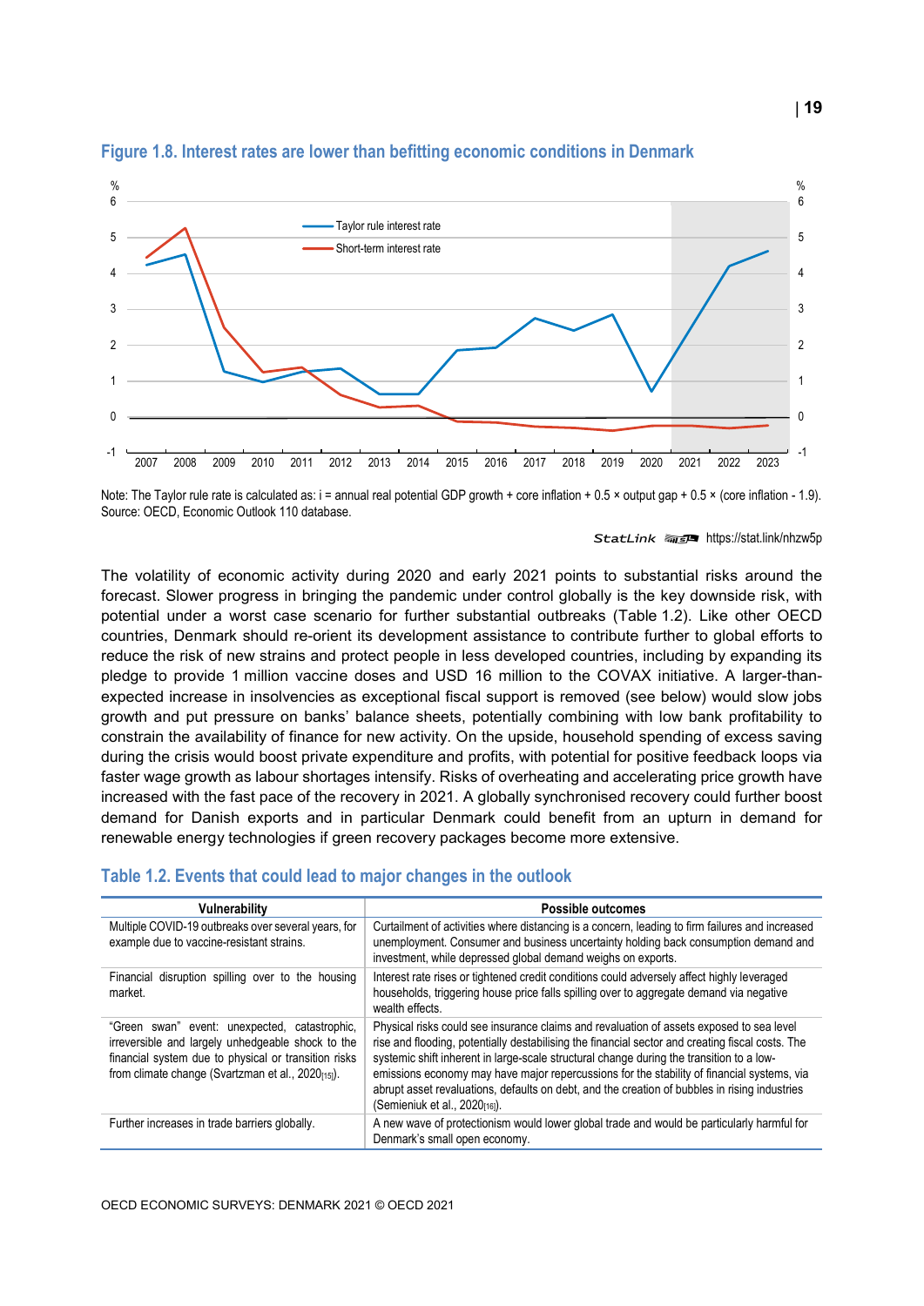### Figure 1.8. Interest rates are lower than befitting economic conditions in Denmark

Note: The Taylor rule rate is calculated as: i = annual real potential GDP growth + core inflation + 0.5 × output gap + 0.5 × (core inflation - 1.9).
Source: OECD, Economic Outlook 110 database.

StatLink https://stat.link/nhzw5p

The volatility of economic activity during 2020 and early 2021 points to substantial risks around the forecast. Slower progress in bringing the pandemic under control globally is the key downside risk, with potential under a worst case scenario for further substantial outbreaks (Table 1.2). Like other OECD countries, Denmark should re-orient its development assistance to contribute further to global efforts to reduce the risk of new strains and protect people in less developed countries, including by expanding its pledge to provide 1 million vaccine doses and USD 16 million to the COVAX initiative. A larger-than-expected increase in insolvencies as exceptional fiscal support is removed (see below) would slow jobs growth and put pressure on banks' balance sheets, potentially combining with low bank profitability to constrain the availability of finance for new activity. On the upside, household spending of excess saving during the crisis would boost private expenditure and profits, with potential for positive feedback loops via faster wage growth as labour shortages intensify. Risks of overheating and accelerating price growth have increased with the fast pace of the recovery in 2021. A globally synchronised recovery could further boost demand for Danish exports and in particular Denmark could benefit from an upturn in demand for renewable energy technologies if green recovery packages become more extensive.

### Table 1.2. Events that could lead to major changes in the outlook

| Vulnerability | Possible outcomes |
| --- | --- |
| Multiple COVID-19 outbreaks over several years, for example due to vaccine-resistant strains. | Curtailment of activities where distancing is a concern, leading to firm failures and increased unemployment. Consumer and business uncertainty holding back consumption demand and investment, while depressed global demand weighs on exports. |
| Financial disruption spilling over to the housing market. | Interest rate rises or tightened credit conditions could adversely affect highly leveraged households, triggering house price falls spilling over to aggregate demand via negative wealth effects. |
| "Green swan" event: unexpected, catastrophic, irreversible and largely unhedgeable shock to the financial system due to physical or transition risks from climate change (Svartzman et al., 2020[15]). | Physical risks could see insurance claims and revaluation of assets exposed to sea level rise and flooding, potentially destabilising the financial sector and creating fiscal costs. The systemic shift inherent in large-scale structural change during the transition to a low-emissions economy may have major repercussions for the stability of financial systems, via abrupt asset revaluations, defaults on debt, and the creation of bubbles in rising industries (Semieniuk et al., 2020[16]). |
| Further increases in trade barriers globally. | A new wave of protectionism would lower global trade and would be particularly harmful for Denmark's small open economy. |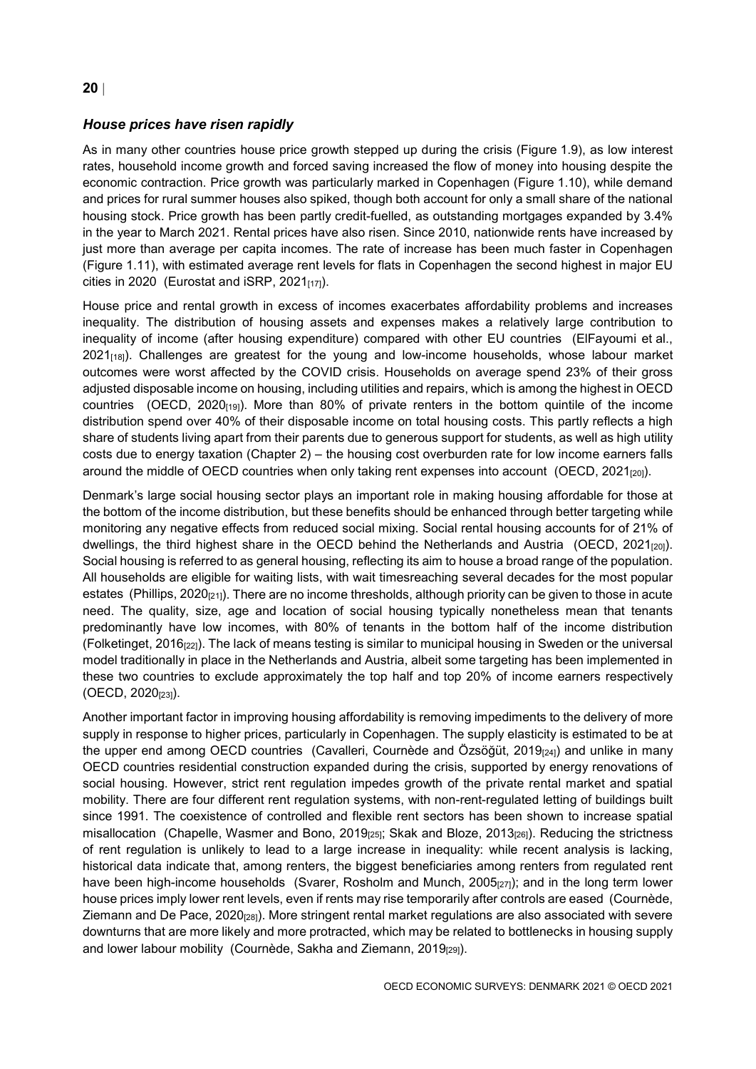### *House prices have risen rapidly*

As in many other countries house price growth stepped up during the crisis (Figure 1.9), as low interest rates, household income growth and forced saving increased the flow of money into housing despite the economic contraction. Price growth was particularly marked in Copenhagen (Figure 1.10), while demand and prices for rural summer houses also spiked, though both account for only a small share of the national housing stock. Price growth has been partly credit-fuelled, as outstanding mortgages expanded by 3.4% in the year to March 2021. Rental prices have also risen. Since 2010, nationwide rents have increased by just more than average per capita incomes. The rate of increase has been much faster in Copenhagen (Figure 1.11), with estimated average rent levels for flats in Copenhagen the second highest in major EU cities in 2020 (Eurostat and iSRP, 2021[17]).

House price and rental growth in excess of incomes exacerbates affordability problems and increases inequality. The distribution of housing assets and expenses makes a relatively large contribution to inequality of income (after housing expenditure) compared with other EU countries (ElFayoumi et al., 2021[18]). Challenges are greatest for the young and low-income households, whose labour market outcomes were worst affected by the COVID crisis. Households on average spend 23% of their gross adjusted disposable income on housing, including utilities and repairs, which is among the highest in OECD countries (OECD, 2020[19]). More than 80% of private renters in the bottom quintile of the income distribution spend over 40% of their disposable income on total housing costs. This partly reflects a high share of students living apart from their parents due to generous support for students, as well as high utility costs due to energy taxation (Chapter 2) – the housing cost overburden rate for low income earners falls around the middle of OECD countries when only taking rent expenses into account (OECD, 2021[20]).

Denmark's large social housing sector plays an important role in making housing affordable for those at the bottom of the income distribution, but these benefits should be enhanced through better targeting while monitoring any negative effects from reduced social mixing. Social rental housing accounts for of 21% of dwellings, the third highest share in the OECD behind the Netherlands and Austria (OECD, 2021[20]). Social housing is referred to as general housing, reflecting its aim to house a broad range of the population. All households are eligible for waiting lists, with wait timesreaching several decades for the most popular estates (Phillips, 2020[21]). There are no income thresholds, although priority can be given to those in acute need. The quality, size, age and location of social housing typically nonetheless mean that tenants predominantly have low incomes, with 80% of tenants in the bottom half of the income distribution (Folketinget, 2016[22]). The lack of means testing is similar to municipal housing in Sweden or the universal model traditionally in place in the Netherlands and Austria, albeit some targeting has been implemented in these two countries to exclude approximately the top half and top 20% of income earners respectively (OECD, 2020[23]).

Another important factor in improving housing affordability is removing impediments to the delivery of more supply in response to higher prices, particularly in Copenhagen. The supply elasticity is estimated to be at the upper end among OECD countries (Cavalleri, Cournède and Özsöğüt, 2019[24]) and unlike in many OECD countries residential construction expanded during the crisis, supported by energy renovations of social housing. However, strict rent regulation impedes growth of the private rental market and spatial mobility. There are four different rent regulation systems, with non-rent-regulated letting of buildings built since 1991. The coexistence of controlled and flexible rent sectors has been shown to increase spatial misallocation (Chapelle, Wasmer and Bono, 2019[25]; Skak and Bloze, 2013[26]). Reducing the strictness of rent regulation is unlikely to lead to a large increase in inequality: while recent analysis is lacking, historical data indicate that, among renters, the biggest beneficiaries among renters from regulated rent have been high-income households (Svarer, Rosholm and Munch, 2005[27]); and in the long term lower house prices imply lower rent levels, even if rents may rise temporarily after controls are eased (Cournède, Ziemann and De Pace, 2020[28]). More stringent rental market regulations are also associated with severe downturns that are more likely and more protracted, which may be related to bottlenecks in housing supply and lower labour mobility (Cournède, Sakha and Ziemann, 2019[29]).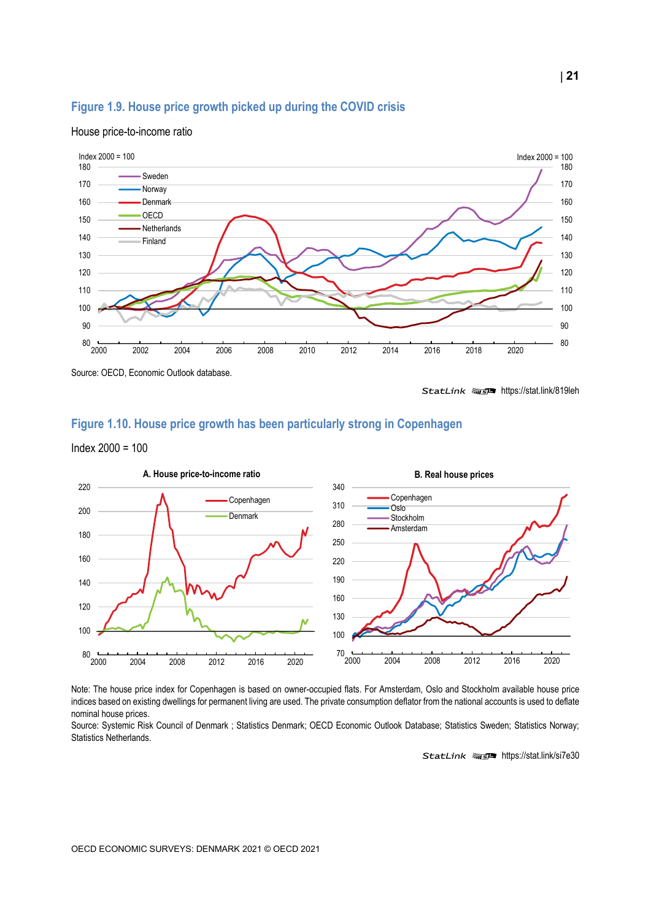## Figure 1.9. House price growth picked up during the COVID crisis

House price-to-income ratio

Source: OECD, Economic Outlook database.

StatLink https://stat.link/819leh

## Figure 1.10. House price growth has been particularly strong in Copenhagen

Index 2000 = 100

Note: The house price index for Copenhagen is based on owner-occupied flats. For Amsterdam, Oslo and Stockholm available house price indices based on existing dwellings for permanent living are used. The private consumption deflator from the national accounts is used to deflate nominal house prices.

Source: Systemic Risk Council of Denmark ; Statistics Denmark; OECD Economic Outlook Database; Statistics Sweden; Statistics Norway; Statistics Netherlands.

StatLink https://stat.link/si7e30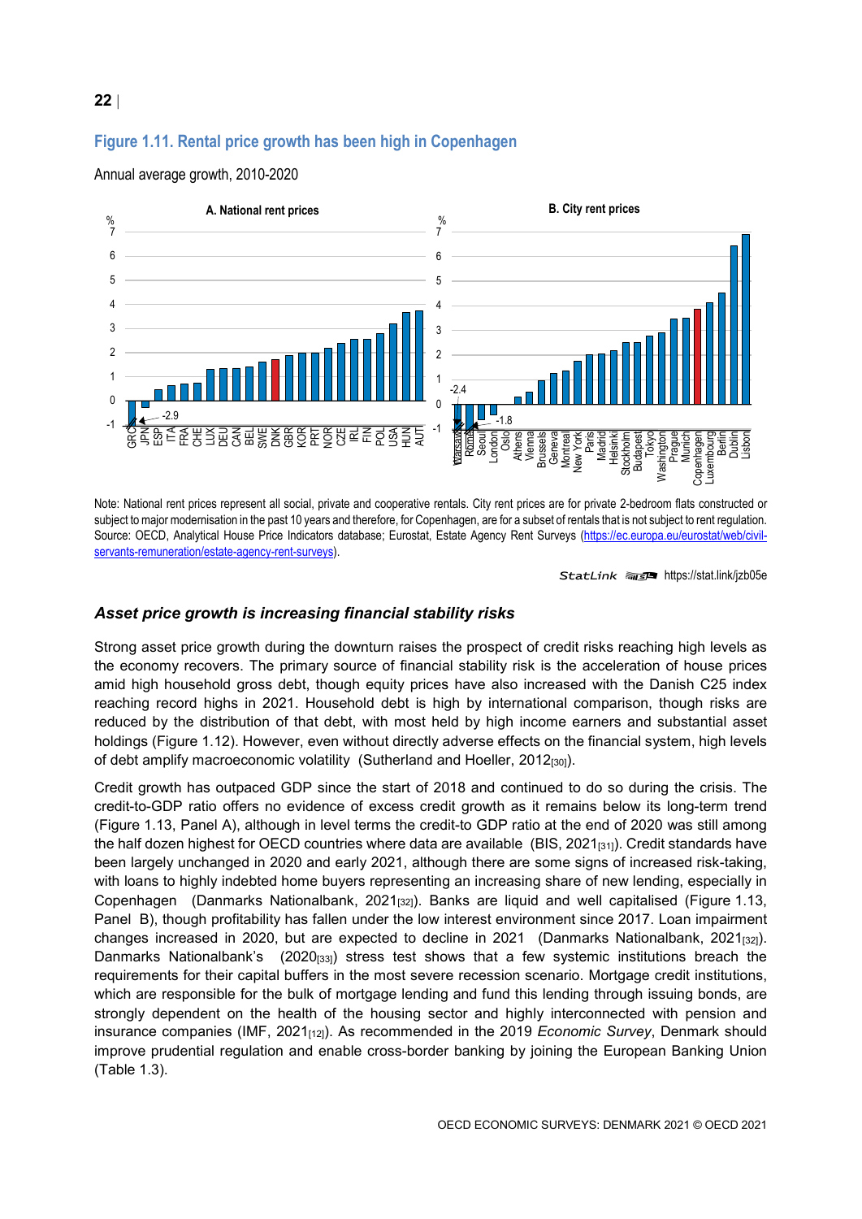## Figure 1.11. Rental price growth has been high in Copenhagen

Annual average growth, 2010-2020

Note: National rent prices represent all social, private and cooperative rentals. City rent prices are for private 2-bedroom flats constructed or subject to major modernisation in the past 10 years and therefore, for Copenhagen, are for a subset of rentals that is not subject to rent regulation.
Source: OECD, Analytical House Price Indicators database; Eurostat, Estate Agency Rent Surveys (https://ec.europa.eu/eurostat/web/civil-servants-remuneration/estate-agency-rent-surveys).

StatLink https://stat.link/jzb05e

### *Asset price growth is increasing financial stability risks*

Strong asset price growth during the downturn raises the prospect of credit risks reaching high levels as the economy recovers. The primary source of financial stability risk is the acceleration of house prices amid high household gross debt, though equity prices have also increased with the Danish C25 index reaching record highs in 2021. Household debt is high by international comparison, though risks are reduced by the distribution of that debt, with most held by high income earners and substantial asset holdings (Figure 1.12). However, even without directly adverse effects on the financial system, high levels of debt amplify macroeconomic volatility (Sutherland and Hoeller, 2012[30]).

Credit growth has outpaced GDP since the start of 2018 and continued to do so during the crisis. The credit-to-GDP ratio offers no evidence of excess credit growth as it remains below its long-term trend (Figure 1.13, Panel A), although in level terms the credit-to GDP ratio at the end of 2020 was still among the half dozen highest for OECD countries where data are available (BIS, 2021[31]). Credit standards have been largely unchanged in 2020 and early 2021, although there are some signs of increased risk-taking, with loans to highly indebted home buyers representing an increasing share of new lending, especially in Copenhagen (Danmarks Nationalbank, 2021[32]). Banks are liquid and well capitalised (Figure 1.13, Panel B), though profitability has fallen under the low interest environment since 2017. Loan impairment changes increased in 2020, but are expected to decline in 2021 (Danmarks Nationalbank, 2021[32]). Danmarks Nationalbank's (2020[33]) stress test shows that a few systemic institutions breach the requirements for their capital buffers in the most severe recession scenario. Mortgage credit institutions, which are responsible for the bulk of mortgage lending and fund this lending through issuing bonds, are strongly dependent on the health of the housing sector and highly interconnected with pension and insurance companies (IMF, 2021[12]). As recommended in the 2019 *Economic Survey*, Denmark should improve prudential regulation and enable cross-border banking by joining the European Banking Union (Table 1.3).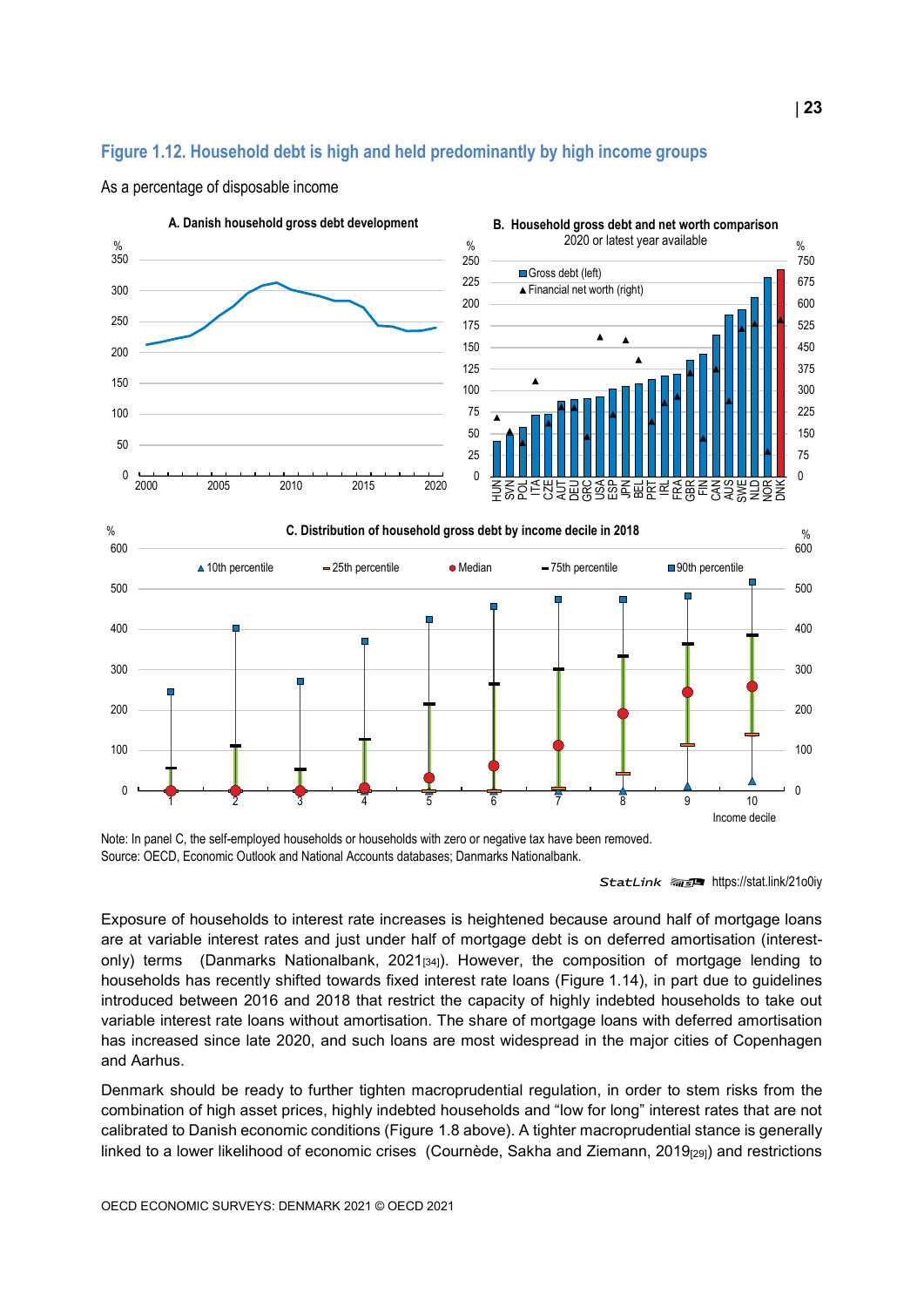## Figure 1.12. Household debt is high and held predominantly by high income groups

As a percentage of disposable income

Note: In panel C, the self-employed households or households with zero or negative tax have been removed.
Source: OECD, Economic Outlook and National Accounts databases; Danmarks Nationalbank.

StatLink https://stat.link/21o0iy

Exposure of households to interest rate increases is heightened because around half of mortgage loans are at variable interest rates and just under half of mortgage debt is on deferred amortisation (interest-only) terms (Danmarks Nationalbank, 2021[34]). However, the composition of mortgage lending to households has recently shifted towards fixed interest rate loans (Figure 1.14), in part due to guidelines introduced between 2016 and 2018 that restrict the capacity of highly indebted households to take out variable interest rate loans without amortisation. The share of mortgage loans with deferred amortisation has increased since late 2020, and such loans are most widespread in the major cities of Copenhagen and Aarhus.

Denmark should be ready to further tighten macroprudential regulation, in order to stem risks from the combination of high asset prices, highly indebted households and "low for long" interest rates that are not calibrated to Danish economic conditions (Figure 1.8 above). A tighter macroprudential stance is generally linked to a lower likelihood of economic crises (Cournède, Sakha and Ziemann, 2019[29]) and restrictions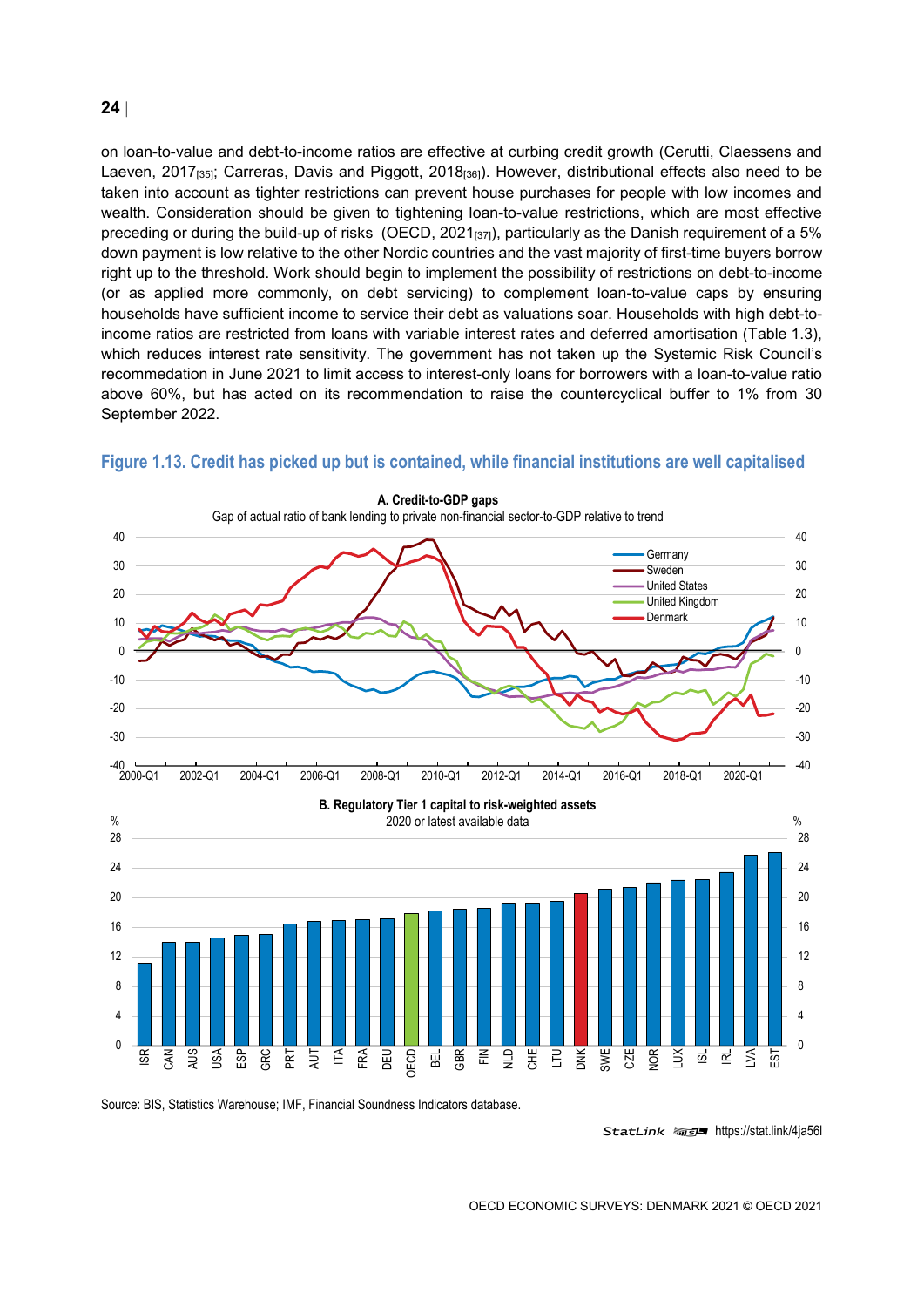on loan-to-value and debt-to-income ratios are effective at curbing credit growth (Cerutti, Claessens and Laeven, 2017[35]; Carreras, Davis and Piggott, 2018[36]). However, distributional effects also need to be taken into account as tighter restrictions can prevent house purchases for people with low incomes and wealth. Consideration should be given to tightening loan-to-value restrictions, which are most effective preceding or during the build-up of risks (OECD, 2021[37]), particularly as the Danish requirement of a 5% down payment is low relative to the other Nordic countries and the vast majority of first-time buyers borrow right up to the threshold. Work should begin to implement the possibility of restrictions on debt-to-income (or as applied more commonly, on debt servicing) to complement loan-to-value caps by ensuring households have sufficient income to service their debt as valuations soar. Households with high debt-to-income ratios are restricted from loans with variable interest rates and deferred amortisation (Table 1.3), which reduces interest rate sensitivity. The government has not taken up the Systemic Risk Council's recommendation in June 2021 to limit access to interest-only loans for borrowers with a loan-to-value ratio above 60%, but has acted on its recommendation to raise the countercyclical buffer to 1% from 30 September 2022.

### Figure 1.13. Credit has picked up but is contained, while financial institutions are well capitalised

**A. Credit-to-GDP gaps**

Gap of actual ratio of bank lending to private non-financial sector-to-GDP relative to trend

**B. Regulatory Tier 1 capital to risk-weighted assets**

2020 or latest available data

Source: BIS, Statistics Warehouse; IMF, Financial Soundness Indicators database.

StatLink https://stat.link/4ja56l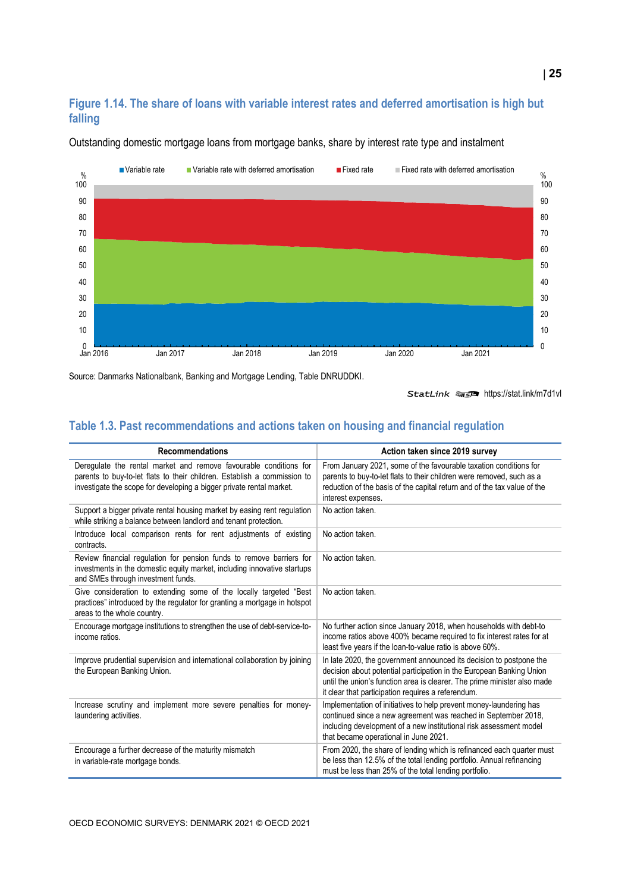## Figure 1.14. The share of loans with variable interest rates and deferred amortisation is high but falling

Outstanding domestic mortgage loans from mortgage banks, share by interest rate type and instalment

Source: Danmarks Nationalbank, Banking and Mortgage Lending, Table DNRUDDKI.

StatLink https://stat.link/m7d1vl

## Table 1.3. Past recommendations and actions taken on housing and financial regulation

| Recommendations | Action taken since 2019 survey |
|---|---|
| Deregulate the rental market and remove favourable conditions for parents to buy-to-let flats to their children. Establish a commission to investigate the scope for developing a bigger private rental market. | From January 2021, some of the favourable taxation conditions for parents to buy-to-let flats to their children were removed, such as a reduction of the basis of the capital return and of the tax value of the interest expenses. |
| Support a bigger private rental housing market by easing rent regulation while striking a balance between landlord and tenant protection. | No action taken. |
| Introduce local comparison rents for rent adjustments of existing contracts. | No action taken. |
| Review financial regulation for pension funds to remove barriers for investments in the domestic equity market, including innovative startups and SMEs through investment funds. | No action taken. |
| Give consideration to extending some of the locally targeted "Best practices" introduced by the regulator for granting a mortgage in hotspot areas to the whole country. | No action taken. |
| Encourage mortgage institutions to strengthen the use of debt-service-to-income ratios. | No further action since January 2018, when households with debt-to income ratios above 400% became required to fix interest rates for at least five years if the loan-to-value ratio is above 60%. |
| Improve prudential supervision and international collaboration by joining the European Banking Union. | In late 2020, the government announced its decision to postpone the decision about potential participation in the European Banking Union until the union's function area is clearer. The prime minister also made it clear that participation requires a referendum. |
| Increase scrutiny and implement more severe penalties for money-laundering activities. | Implementation of initiatives to help prevent money-laundering has continued since a new agreement was reached in September 2018, including development of a new institutional risk assessment model that became operational in June 2021. |
| Encourage a further decrease of the maturity mismatch in variable-rate mortgage bonds. | From 2020, the share of lending which is refinanced each quarter must be less than 12.5% of the total lending portfolio. Annual refinancing must be less than 25% of the total lending portfolio. |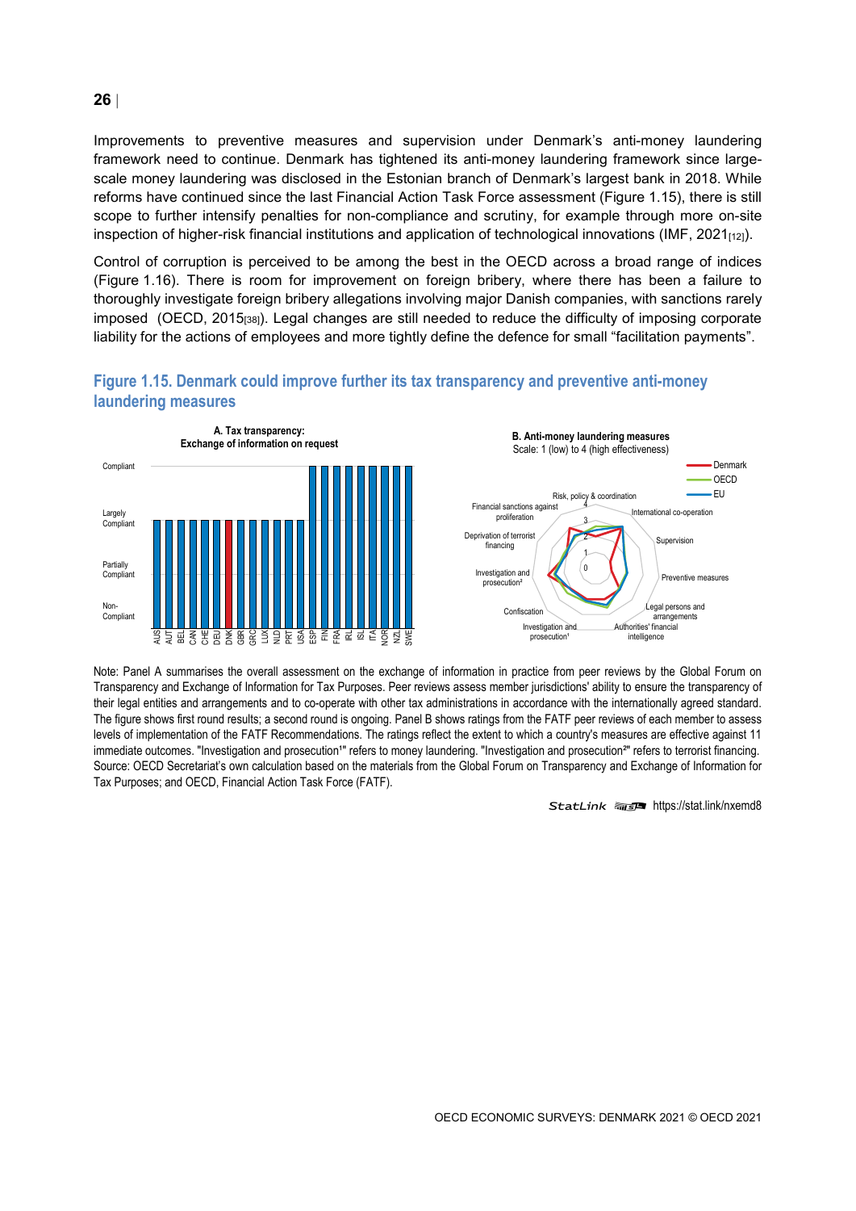Improvements to preventive measures and supervision under Denmark's anti-money laundering framework need to continue. Denmark has tightened its anti-money laundering framework since large-scale money laundering was disclosed in the Estonian branch of Denmark's largest bank in 2018. While reforms have continued since the last Financial Action Task Force assessment (Figure 1.15), there is still scope to further intensify penalties for non-compliance and scrutiny, for example through more on-site inspection of higher-risk financial institutions and application of technological innovations (IMF, 2021[12]).

Control of corruption is perceived to be among the best in the OECD across a broad range of indices (Figure 1.16). There is room for improvement on foreign bribery, where there has been a failure to thoroughly investigate foreign bribery allegations involving major Danish companies, with sanctions rarely imposed (OECD, 2015[38]). Legal changes are still needed to reduce the difficulty of imposing corporate liability for the actions of employees and more tightly define the defence for small "facilitation payments".

## Figure 1.15. Denmark could improve further its tax transparency and preventive anti-money laundering measures

**A. Tax transparency: Exchange of information on request**

| Compliance level | Countries |
| --- | --- |
| Compliant | ESP, FIN, FRA, IRL, ISL, ITA, NOR, NZL, SWE |
| Largely Compliant | AUS, AUT, BEL, CAN, CHE, DEU, DNK, GBR, GRC, LUX, NLD, PRT, USA |

**B. Anti-money laundering measures**
Scale: 1 (low) to 4 (high effectiveness)

Legend: Denmark, OECD, EU

Axes: Risk, policy & coordination; International co-operation; Supervision; Preventive measures; Legal persons and arrangements; Authorities' financial intelligence; Investigation and prosecution¹; Confiscation; Investigation and prosecution²; Deprivation of terrorist financing; Financial sanctions against proliferation

Note: Panel A summarises the overall assessment on the exchange of information in practice from peer reviews by the Global Forum on Transparency and Exchange of Information for Tax Purposes. Peer reviews assess member jurisdictions' ability to ensure the transparency of their legal entities and arrangements and to co-operate with other tax administrations in accordance with the internationally agreed standard. The figure shows first round results; a second round is ongoing. Panel B shows ratings from the FATF peer reviews of each member to assess levels of implementation of the FATF Recommendations. The ratings reflect the extent to which a country's measures are effective against 11 immediate outcomes. "Investigation and prosecution¹" refers to money laundering. "Investigation and prosecution²" refers to terrorist financing.
Source: OECD Secretariat's own calculation based on the materials from the Global Forum on Transparency and Exchange of Information for Tax Purposes; and OECD, Financial Action Task Force (FATF).

StatLink https://stat.link/nxemd8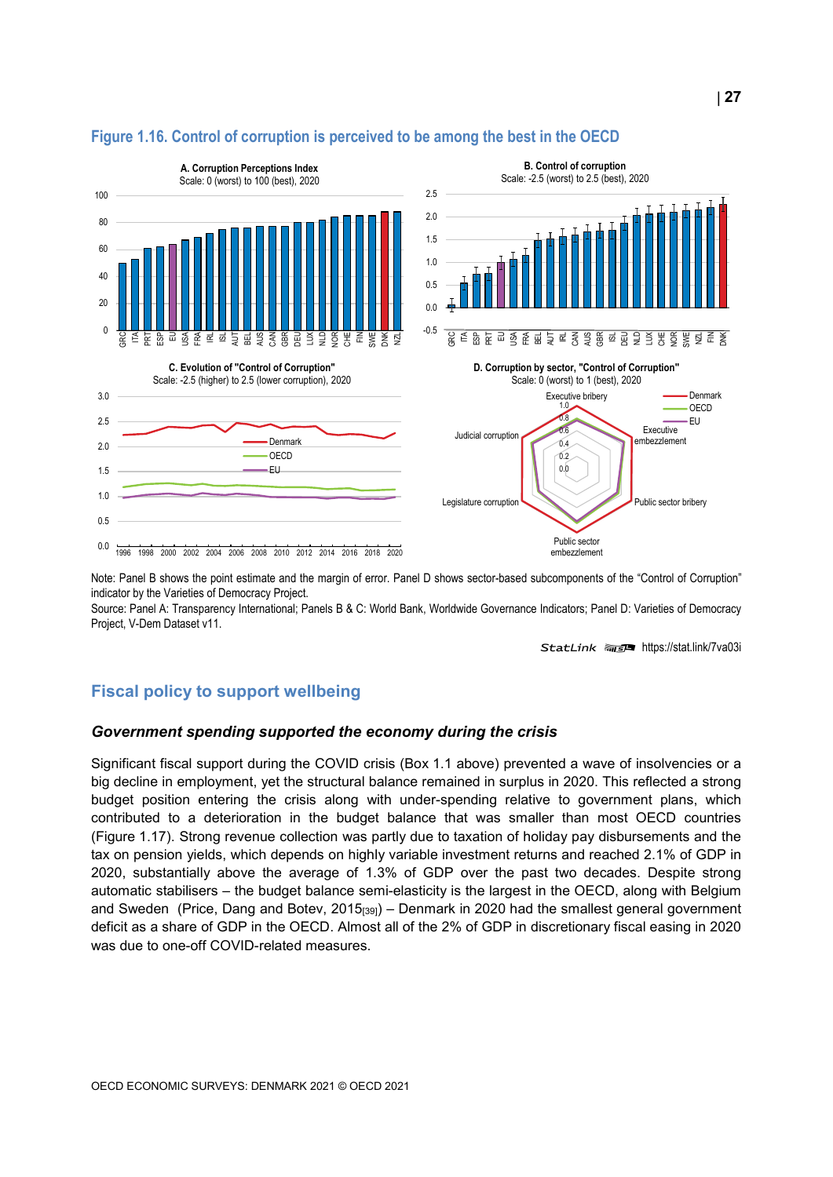**Figure 1.16. Control of corruption is perceived to be among the best in the OECD**

Note: Panel B shows the point estimate and the margin of error. Panel D shows sector-based subcomponents of the "Control of Corruption" indicator by the Varieties of Democracy Project.

Source: Panel A: Transparency International; Panels B & C: World Bank, Worldwide Governance Indicators; Panel D: Varieties of Democracy Project, V-Dem Dataset v11.

StatLink https://stat.link/7va03i

## Fiscal policy to support wellbeing

### *Government spending supported the economy during the crisis*

Significant fiscal support during the COVID crisis (Box 1.1 above) prevented a wave of insolvencies or a big decline in employment, yet the structural balance remained in surplus in 2020. This reflected a strong budget position entering the crisis along with under-spending relative to government plans, which contributed to a deterioration in the budget balance that was smaller than most OECD countries (Figure 1.17). Strong revenue collection was partly due to taxation of holiday pay disbursements and the tax on pension yields, which depends on highly variable investment returns and reached 2.1% of GDP in 2020, substantially above the average of 1.3% of GDP over the past two decades. Despite strong automatic stabilisers – the budget balance semi-elasticity is the largest in the OECD, along with Belgium and Sweden (Price, Dang and Botev, 2015[39]) – Denmark in 2020 had the smallest general government deficit as a share of GDP in the OECD. Almost all of the 2% of GDP in discretionary fiscal easing in 2020 was due to one-off COVID-related measures.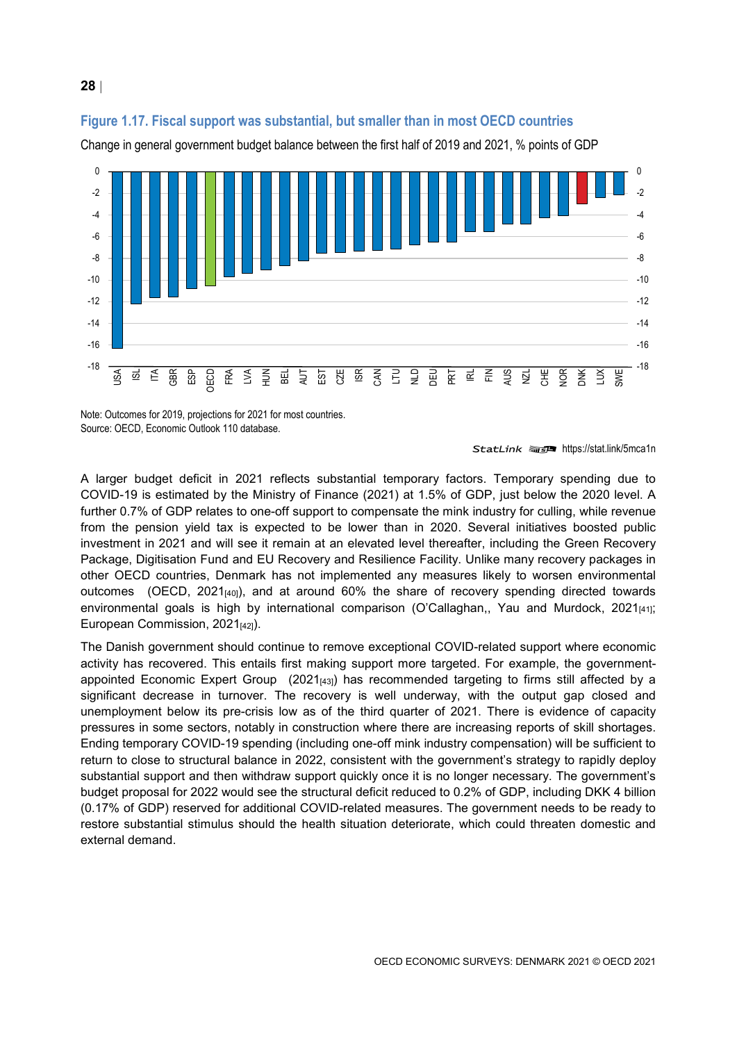**Figure 1.17. Fiscal support was substantial, but smaller than in most OECD countries**

Change in general government budget balance between the first half of 2019 and 2021, % points of GDP

Note: Outcomes for 2019, projections for 2021 for most countries.
Source: OECD, Economic Outlook 110 database.

StatLink https://stat.link/5mca1n

A larger budget deficit in 2021 reflects substantial temporary factors. Temporary spending due to COVID-19 is estimated by the Ministry of Finance (2021) at 1.5% of GDP, just below the 2020 level. A further 0.7% of GDP relates to one-off support to compensate the mink industry for culling, while revenue from the pension yield tax is expected to be lower than in 2020. Several initiatives boosted public investment in 2021 and will see it remain at an elevated level thereafter, including the Green Recovery Package, Digitisation Fund and EU Recovery and Resilience Facility. Unlike many recovery packages in other OECD countries, Denmark has not implemented any measures likely to worsen environmental outcomes (OECD, 2021[40]), and at around 60% the share of recovery spending directed towards environmental goals is high by international comparison (O'Callaghan,, Yau and Murdock, 2021[41]; European Commission, 2021[42]).

The Danish government should continue to remove exceptional COVID-related support where economic activity has recovered. This entails first making support more targeted. For example, the government-appointed Economic Expert Group (2021[43]) has recommended targeting to firms still affected by a significant decrease in turnover. The recovery is well underway, with the output gap closed and unemployment below its pre-crisis low as of the third quarter of 2021. There is evidence of capacity pressures in some sectors, notably in construction where there are increasing reports of skill shortages. Ending temporary COVID-19 spending (including one-off mink industry compensation) will be sufficient to return to close to structural balance in 2022, consistent with the government's strategy to rapidly deploy substantial support and then withdraw support quickly once it is no longer necessary. The government's budget proposal for 2022 would see the structural deficit reduced to 0.2% of GDP, including DKK 4 billion (0.17% of GDP) reserved for additional COVID-related measures. The government needs to be ready to restore substantial stimulus should the health situation deteriorate, which could threaten domestic and external demand.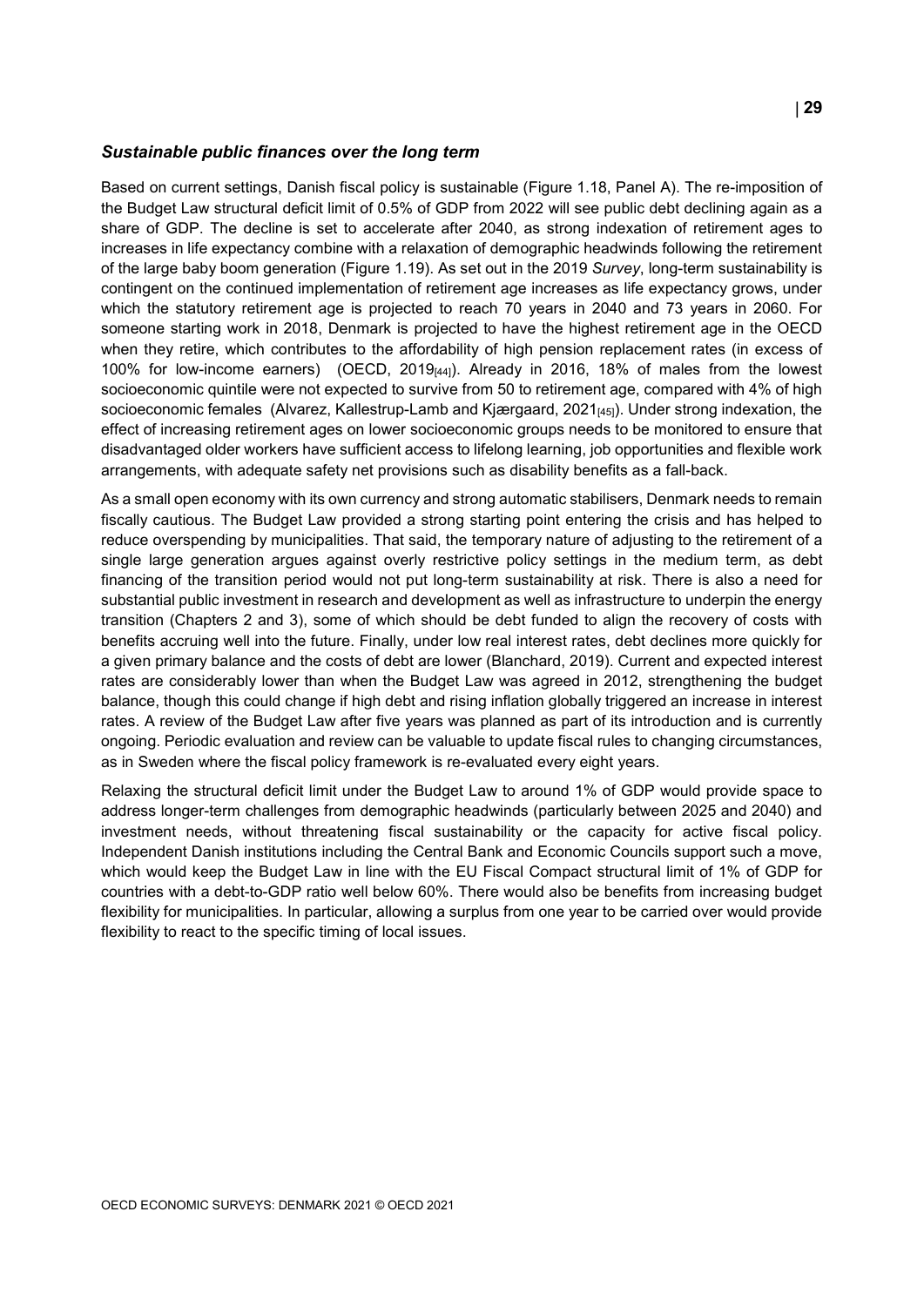### *Sustainable public finances over the long term*

Based on current settings, Danish fiscal policy is sustainable (Figure 1.18, Panel A). The re-imposition of the Budget Law structural deficit limit of 0.5% of GDP from 2022 will see public debt declining again as a share of GDP. The decline is set to accelerate after 2040, as strong indexation of retirement ages to increases in life expectancy combine with a relaxation of demographic headwinds following the retirement of the large baby boom generation (Figure 1.19). As set out in the 2019 *Survey*, long-term sustainability is contingent on the continued implementation of retirement age increases as life expectancy grows, under which the statutory retirement age is projected to reach 70 years in 2040 and 73 years in 2060. For someone starting work in 2018, Denmark is projected to have the highest retirement age in the OECD when they retire, which contributes to the affordability of high pension replacement rates (in excess of 100% for low-income earners) (OECD, 2019[44]). Already in 2016, 18% of males from the lowest socioeconomic quintile were not expected to survive from 50 to retirement age, compared with 4% of high socioeconomic females (Alvarez, Kallestrup-Lamb and Kjærgaard, 2021[45]). Under strong indexation, the effect of increasing retirement ages on lower socioeconomic groups needs to be monitored to ensure that disadvantaged older workers have sufficient access to lifelong learning, job opportunities and flexible work arrangements, with adequate safety net provisions such as disability benefits as a fall-back.

As a small open economy with its own currency and strong automatic stabilisers, Denmark needs to remain fiscally cautious. The Budget Law provided a strong starting point entering the crisis and has helped to reduce overspending by municipalities. That said, the temporary nature of adjusting to the retirement of a single large generation argues against overly restrictive policy settings in the medium term, as debt financing of the transition period would not put long-term sustainability at risk. There is also a need for substantial public investment in research and development as well as infrastructure to underpin the energy transition (Chapters 2 and 3), some of which should be debt funded to align the recovery of costs with benefits accruing well into the future. Finally, under low real interest rates, debt declines more quickly for a given primary balance and the costs of debt are lower (Blanchard, 2019). Current and expected interest rates are considerably lower than when the Budget Law was agreed in 2012, strengthening the budget balance, though this could change if high debt and rising inflation globally triggered an increase in interest rates. A review of the Budget Law after five years was planned as part of its introduction and is currently ongoing. Periodic evaluation and review can be valuable to update fiscal rules to changing circumstances, as in Sweden where the fiscal policy framework is re-evaluated every eight years.

Relaxing the structural deficit limit under the Budget Law to around 1% of GDP would provide space to address longer-term challenges from demographic headwinds (particularly between 2025 and 2040) and investment needs, without threatening fiscal sustainability or the capacity for active fiscal policy. Independent Danish institutions including the Central Bank and Economic Councils support such a move, which would keep the Budget Law in line with the EU Fiscal Compact structural limit of 1% of GDP for countries with a debt-to-GDP ratio well below 60%. There would also be benefits from increasing budget flexibility for municipalities. In particular, allowing a surplus from one year to be carried over would provide flexibility to react to the specific timing of local issues.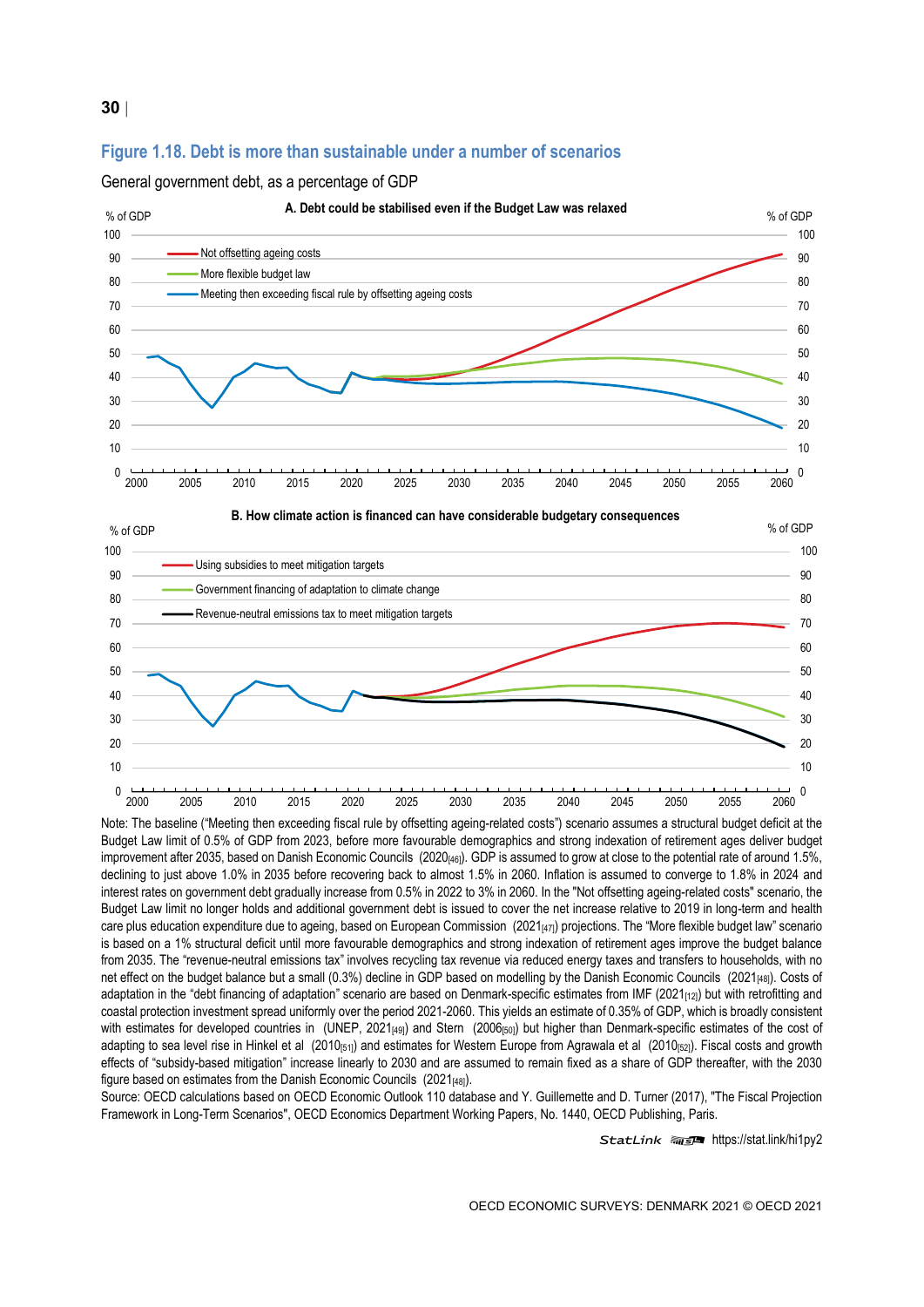## Figure 1.18. Debt is more than sustainable under a number of scenarios

General government debt, as a percentage of GDP

**A. Debt could be stabilised even if the Budget Law was relaxed**

**B. How climate action is financed can have considerable budgetary consequences**

Note: The baseline ("Meeting then exceeding fiscal rule by offsetting ageing-related costs") scenario assumes a structural budget deficit at the Budget Law limit of 0.5% of GDP from 2023, before more favourable demographics and strong indexation of retirement ages deliver budget improvement after 2035, based on Danish Economic Councils (2020[46]). GDP is assumed to grow at close to the potential rate of around 1.5%, declining to just above 1.0% in 2035 before recovering back to almost 1.5% in 2060. Inflation is assumed to converge to 1.8% in 2024 and interest rates on government debt gradually increase from 0.5% in 2022 to 3% in 2060. In the "Not offsetting ageing-related costs" scenario, the Budget Law limit no longer holds and additional government debt is issued to cover the net increase relative to 2019 in long-term and health care plus education expenditure due to ageing, based on European Commission (2021[47]) projections. The "More flexible budget law" scenario is based on a 1% structural deficit until more favourable demographics and strong indexation of retirement ages improve the budget balance from 2035. The "revenue-neutral emissions tax" involves recycling tax revenue via reduced energy taxes and transfers to households, with no net effect on the budget balance but a small (0.3%) decline in GDP based on modelling by the Danish Economic Councils (2021[48]). Costs of adaptation in the "debt financing of adaptation" scenario are based on Denmark-specific estimates from IMF (2021[12]) but with retrofitting and coastal protection investment spread uniformly over the period 2021-2060. This yields an estimate of 0.35% of GDP, which is broadly consistent with estimates for developed countries in (UNEP, 2021[49]) and Stern (2006[50]) but higher than Denmark-specific estimates of the cost of adapting to sea level rise in Hinkel et al (2010[51]) and estimates for Western Europe from Agrawala et al (2010[52]). Fiscal costs and growth effects of "subsidy-based mitigation" increase linearly to 2030 and are assumed to remain fixed as a share of GDP thereafter, with the 2030 figure based on estimates from the Danish Economic Councils (2021[48]).

Source: OECD calculations based on OECD Economic Outlook 110 database and Y. Guillemette and D. Turner (2017), "The Fiscal Projection Framework in Long-Term Scenarios", OECD Economics Department Working Papers, No. 1440, OECD Publishing, Paris.

StatLink https://stat.link/hi1py2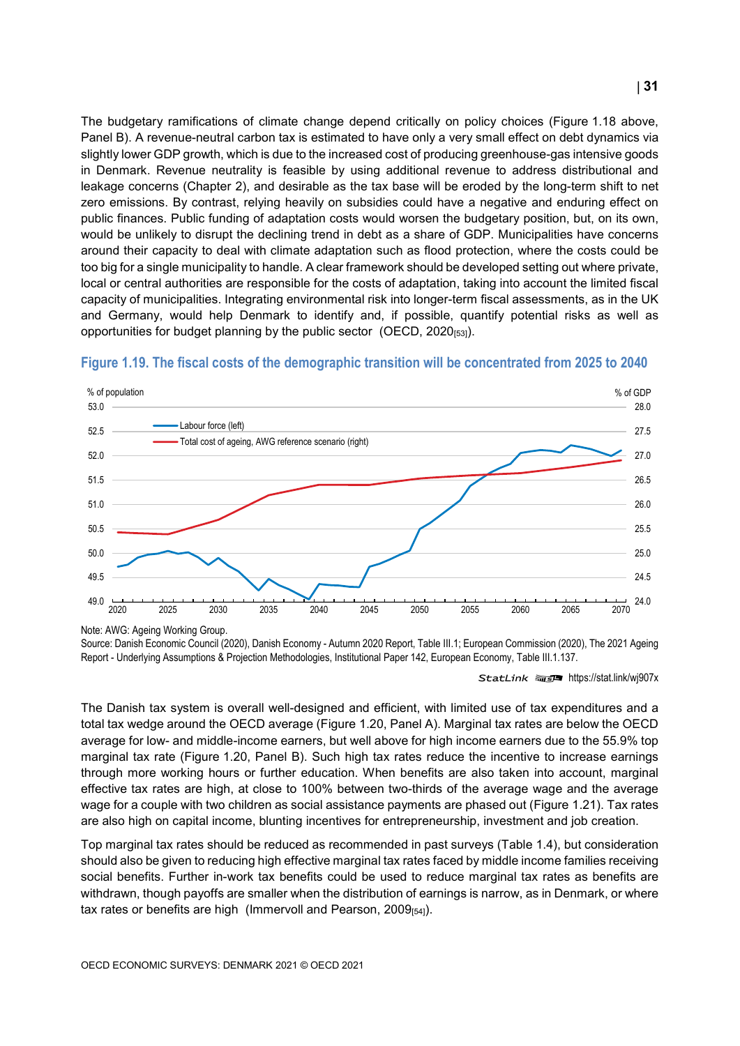The budgetary ramifications of climate change depend critically on policy choices (Figure 1.18 above, Panel B). A revenue-neutral carbon tax is estimated to have only a very small effect on debt dynamics via slightly lower GDP growth, which is due to the increased cost of producing greenhouse-gas intensive goods in Denmark. Revenue neutrality is feasible by using additional revenue to address distributional and leakage concerns (Chapter 2), and desirable as the tax base will be eroded by the long-term shift to net zero emissions. By contrast, relying heavily on subsidies could have a negative and enduring effect on public finances. Public funding of adaptation costs would worsen the budgetary position, but, on its own, would be unlikely to disrupt the declining trend in debt as a share of GDP. Municipalities have concerns around their capacity to deal with climate adaptation such as flood protection, where the costs could be too big for a single municipality to handle. A clear framework should be developed setting out where private, local or central authorities are responsible for the costs of adaptation, taking into account the limited fiscal capacity of municipalities. Integrating environmental risk into longer-term fiscal assessments, as in the UK and Germany, would help Denmark to identify and, if possible, quantify potential risks as well as opportunities for budget planning by the public sector (OECD, 2020[53]).

**Figure 1.19. The fiscal costs of the demographic transition will be concentrated from 2025 to 2040**

Note: AWG: Ageing Working Group.

Source: Danish Economic Council (2020), Danish Economy - Autumn 2020 Report, Table III.1; European Commission (2020), The 2021 Ageing Report - Underlying Assumptions & Projection Methodologies, Institutional Paper 142, European Economy, Table III.1.137.

StatLink https://stat.link/wj907x

The Danish tax system is overall well-designed and efficient, with limited use of tax expenditures and a total tax wedge around the OECD average (Figure 1.20, Panel A). Marginal tax rates are below the OECD average for low- and middle-income earners, but well above for high income earners due to the 55.9% top marginal tax rate (Figure 1.20, Panel B). Such high tax rates reduce the incentive to increase earnings through more working hours or further education. When benefits are also taken into account, marginal effective tax rates are high, at close to 100% between two-thirds of the average wage and the average wage for a couple with two children as social assistance payments are phased out (Figure 1.21). Tax rates are also high on capital income, blunting incentives for entrepreneurship, investment and job creation.

Top marginal tax rates should be reduced as recommended in past surveys (Table 1.4), but consideration should also be given to reducing high effective marginal tax rates faced by middle income families receiving social benefits. Further in-work tax benefits could be used to reduce marginal tax rates as benefits are withdrawn, though payoffs are smaller when the distribution of earnings is narrow, as in Denmark, or where tax rates or benefits are high (Immervoll and Pearson, 2009[54]).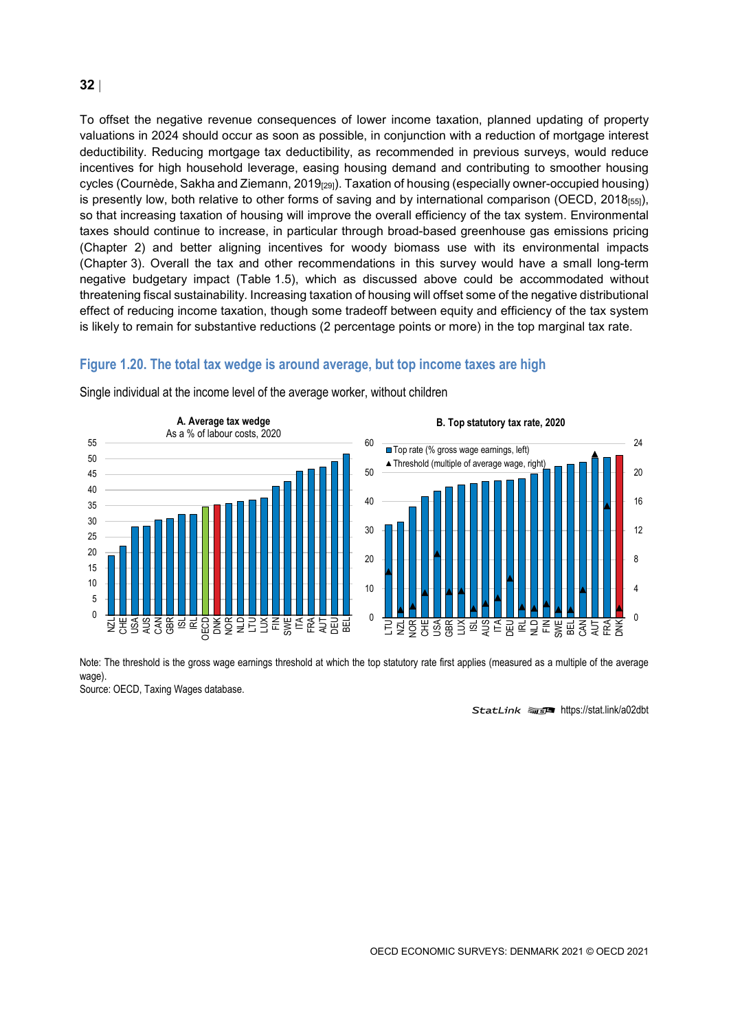To offset the negative revenue consequences of lower income taxation, planned updating of property valuations in 2024 should occur as soon as possible, in conjunction with a reduction of mortgage interest deductibility. Reducing mortgage tax deductibility, as recommended in previous surveys, would reduce incentives for high household leverage, easing housing demand and contributing to smoother housing cycles (Cournède, Sakha and Ziemann, 2019[29]). Taxation of housing (especially owner-occupied housing) is presently low, both relative to other forms of saving and by international comparison (OECD, 2018[55]), so that increasing taxation of housing will improve the overall efficiency of the tax system. Environmental taxes should continue to increase, in particular through broad-based greenhouse gas emissions pricing (Chapter 2) and better aligning incentives for woody biomass use with its environmental impacts (Chapter 3). Overall the tax and other recommendations in this survey would have a small long-term negative budgetary impact (Table 1.5), which as discussed above could be accommodated without threatening fiscal sustainability. Increasing taxation of housing will offset some of the negative distributional effect of reducing income taxation, though some tradeoff between equity and efficiency of the tax system is likely to remain for substantive reductions (2 percentage points or more) in the top marginal tax rate.

### Figure 1.20. The total tax wedge is around average, but top income taxes are high

Single individual at the income level of the average worker, without children

Note: The threshold is the gross wage earnings threshold at which the top statutory rate first applies (measured as a multiple of the average wage).

Source: OECD, Taxing Wages database.

StatLink https://stat.link/a02dbt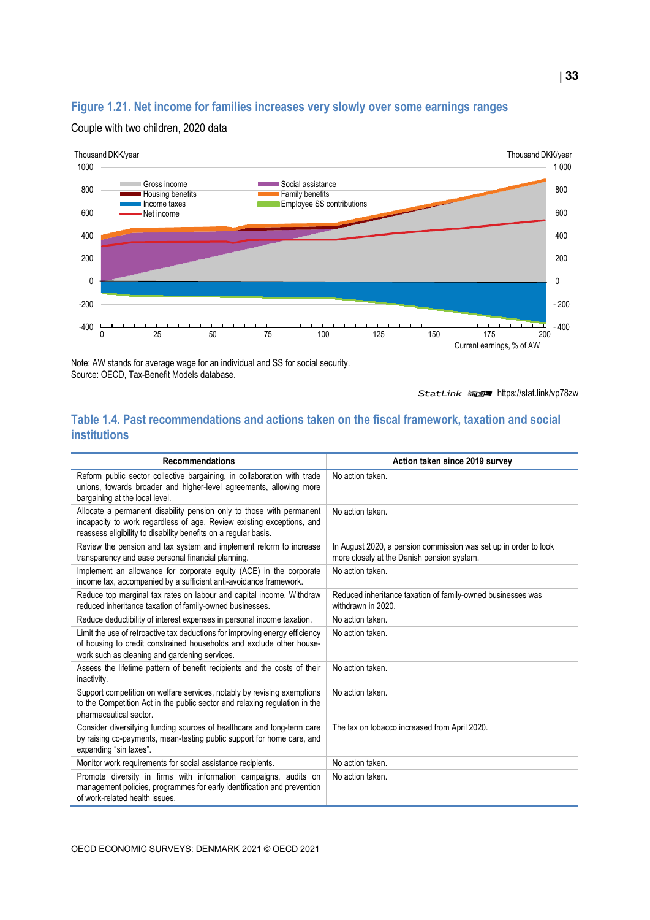## Figure 1.21. Net income for families increases very slowly over some earnings ranges

Couple with two children, 2020 data

Note: AW stands for average wage for an individual and SS for social security.
Source: OECD, Tax-Benefit Models database.

StatLink https://stat.link/vp78zw

## Table 1.4. Past recommendations and actions taken on the fiscal framework, taxation and social institutions

| Recommendations | Action taken since 2019 survey |
|---|---|
| Reform public sector collective bargaining, in collaboration with trade unions, towards broader and higher-level agreements, allowing more bargaining at the local level. | No action taken. |
| Allocate a permanent disability pension only to those with permanent incapacity to work regardless of age. Review existing exceptions, and reassess eligibility to disability benefits on a regular basis. | No action taken. |
| Review the pension and tax system and implement reform to increase transparency and ease personal financial planning. | In August 2020, a pension commission was set up in order to look more closely at the Danish pension system. |
| Implement an allowance for corporate equity (ACE) in the corporate income tax, accompanied by a sufficient anti-avoidance framework. | No action taken. |
| Reduce top marginal tax rates on labour and capital income. Withdraw reduced inheritance taxation of family-owned businesses. | Reduced inheritance taxation of family-owned businesses was withdrawn in 2020. |
| Reduce deductibility of interest expenses in personal income taxation. | No action taken. |
| Limit the use of retroactive tax deductions for improving energy efficiency of housing to credit constrained households and exclude other house-work such as cleaning and gardening services. | No action taken. |
| Assess the lifetime pattern of benefit recipients and the costs of their inactivity. | No action taken. |
| Support competition on welfare services, notably by revising exemptions to the Competition Act in the public sector and relaxing regulation in the pharmaceutical sector. | No action taken. |
| Consider diversifying funding sources of healthcare and long-term care by raising co-payments, mean-testing public support for home care, and expanding "sin taxes". | The tax on tobacco increased from April 2020. |
| Monitor work requirements for social assistance recipients. | No action taken. |
| Promote diversity in firms with information campaigns, audits on management policies, programmes for early identification and prevention of work-related health issues. | No action taken. |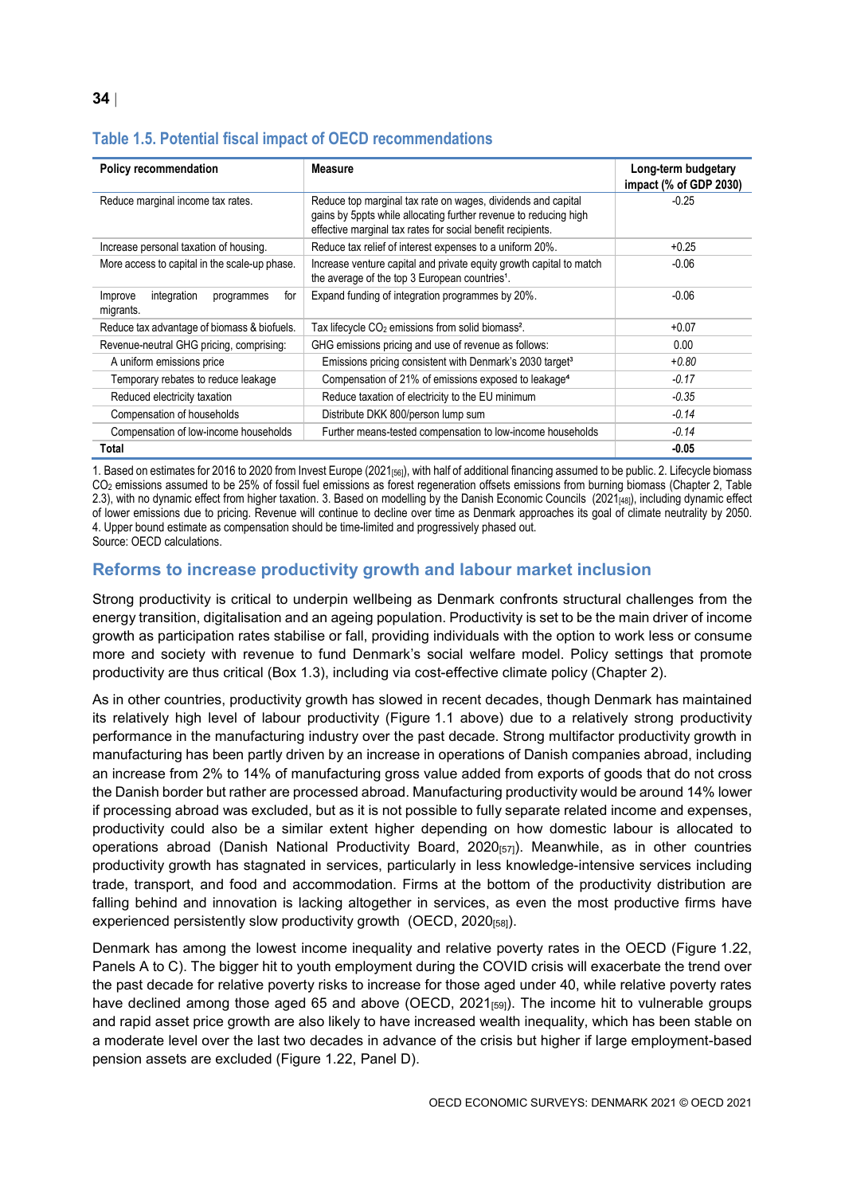### Table 1.5. Potential fiscal impact of OECD recommendations

| Policy recommendation | Measure | Long-term budgetary impact (% of GDP 2030) |
|---|---|---|
| Reduce marginal income tax rates. | Reduce top marginal tax rate on wages, dividends and capital gains by 5ppts while allocating further revenue to reducing high effective marginal tax rates for social benefit recipients. | -0.25 |
| Increase personal taxation of housing. | Reduce tax relief of interest expenses to a uniform 20%. | +0.25 |
| More access to capital in the scale-up phase. | Increase venture capital and private equity growth capital to match the average of the top 3 European countries[1]. | -0.06 |
| Improve integration programmes for migrants. | Expand funding of integration programmes by 20%. | -0.06 |
| Reduce tax advantage of biomass & biofuels. | Tax lifecycle $CO_2$ emissions from solid biomass[2]. | +0.07 |
| Revenue-neutral GHG pricing, comprising: | GHG emissions pricing and use of revenue as follows: | 0.00 |
| A uniform emissions price | Emissions pricing consistent with Denmark's 2030 target[3] | *+0.80* |
| Temporary rebates to reduce leakage | Compensation of 21% of emissions exposed to leakage[4] | *-0.17* |
| Reduced electricity taxation | Reduce taxation of electricity to the EU minimum | *-0.35* |
| Compensation of households | Distribute DKK 800/person lump sum | *-0.14* |
| Compensation of low-income households | Further means-tested compensation to low-income households | *-0.14* |
| **Total** | | **-0.05** |

1. Based on estimates for 2016 to 2020 from Invest Europe (2021[56]), with half of additional financing assumed to be public. 2. Lifecycle biomass $CO_2$ emissions assumed to be 25% of fossil fuel emissions as forest regeneration offsets emissions from burning biomass (Chapter 2, Table 2.3), with no dynamic effect from higher taxation. 3. Based on modelling by the Danish Economic Councils (2021[48]), including dynamic effect of lower emissions due to pricing. Revenue will continue to decline over time as Denmark approaches its goal of climate neutrality by 2050. 4. Upper bound estimate as compensation should be time-limited and progressively phased out.
Source: OECD calculations.

## Reforms to increase productivity growth and labour market inclusion

Strong productivity is critical to underpin wellbeing as Denmark confronts structural challenges from the energy transition, digitalisation and an ageing population. Productivity is set to be the main driver of income growth as participation rates stabilise or fall, providing individuals with the option to work less or consume more and society with revenue to fund Denmark's social welfare model. Policy settings that promote productivity are thus critical (Box 1.3), including via cost-effective climate policy (Chapter 2).

As in other countries, productivity growth has slowed in recent decades, though Denmark has maintained its relatively high level of labour productivity (Figure 1.1 above) due to a relatively strong productivity performance in the manufacturing industry over the past decade. Strong multifactor productivity growth in manufacturing has been partly driven by an increase in operations of Danish companies abroad, including an increase from 2% to 14% of manufacturing gross value added from exports of goods that do not cross the Danish border but rather are processed abroad. Manufacturing productivity would be around 14% lower if processing abroad was excluded, but as it is not possible to fully separate related income and expenses, productivity could also be a similar extent higher depending on how domestic labour is allocated to operations abroad (Danish National Productivity Board, 2020[57]). Meanwhile, as in other countries productivity growth has stagnated in services, particularly in less knowledge-intensive services including trade, transport, and food and accommodation. Firms at the bottom of the productivity distribution are falling behind and innovation is lacking altogether in services, as even the most productive firms have experienced persistently slow productivity growth (OECD, 2020[58]).

Denmark has among the lowest income inequality and relative poverty rates in the OECD (Figure 1.22, Panels A to C). The bigger hit to youth employment during the COVID crisis will exacerbate the trend over the past decade for relative poverty risks to increase for those aged under 40, while relative poverty rates have declined among those aged 65 and above (OECD, 2021[59]). The income hit to vulnerable groups and rapid asset price growth are also likely to have increased wealth inequality, which has been stable on a moderate level over the last two decades in advance of the crisis but higher if large employment-based pension assets are excluded (Figure 1.22, Panel D).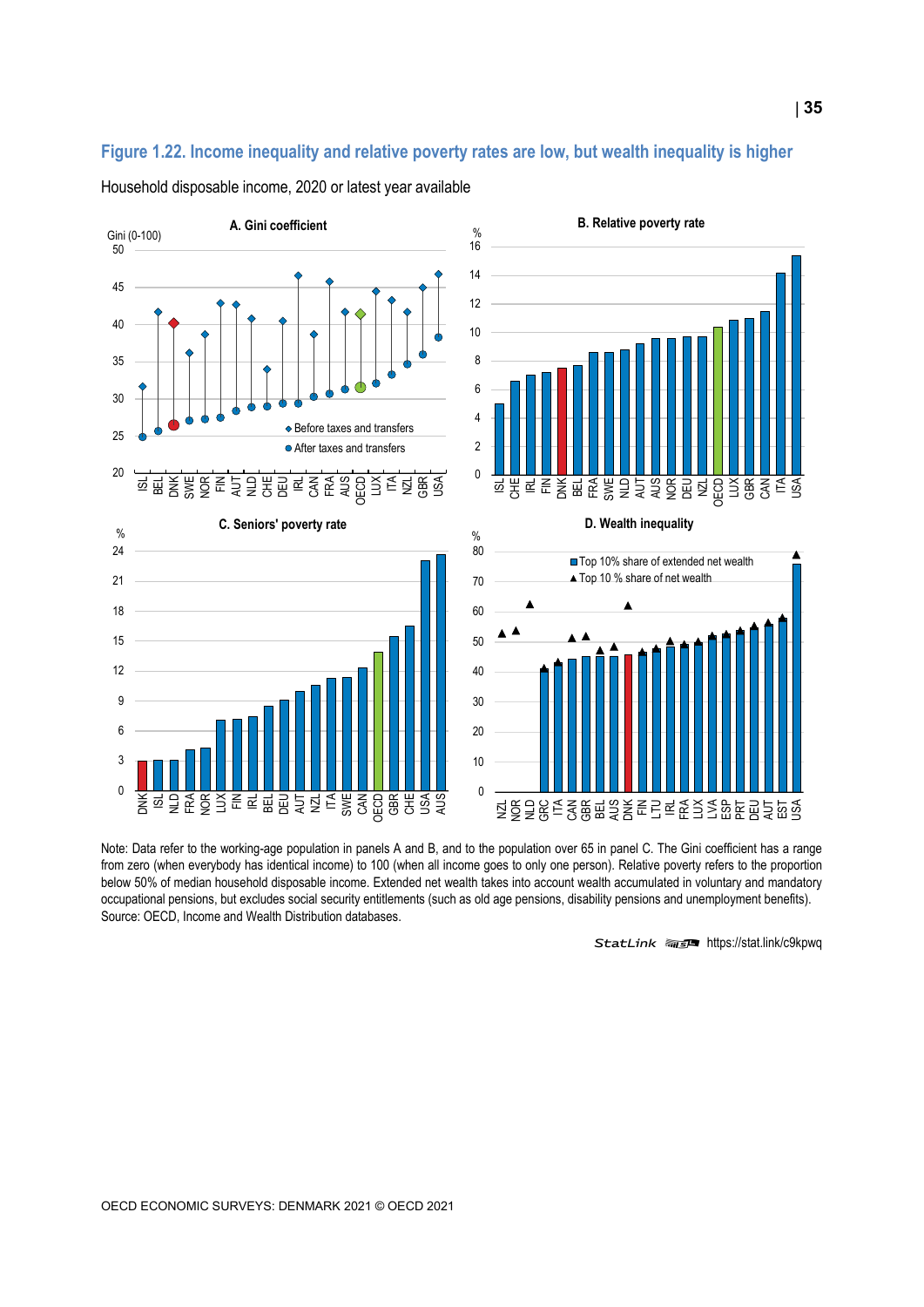**Figure 1.22. Income inequality and relative poverty rates are low, but wealth inequality is higher**

Household disposable income, 2020 or latest year available

Note: Data refer to the working-age population in panels A and B, and to the population over 65 in panel C. The Gini coefficient has a range from zero (when everybody has identical income) to 100 (when all income goes to only one person). Relative poverty refers to the proportion below 50% of median household disposable income. Extended net wealth takes into account wealth accumulated in voluntary and mandatory occupational pensions, but excludes social security entitlements (such as old age pensions, disability pensions and unemployment benefits).
Source: OECD, Income and Wealth Distribution databases.

StatLink https://stat.link/c9kpwq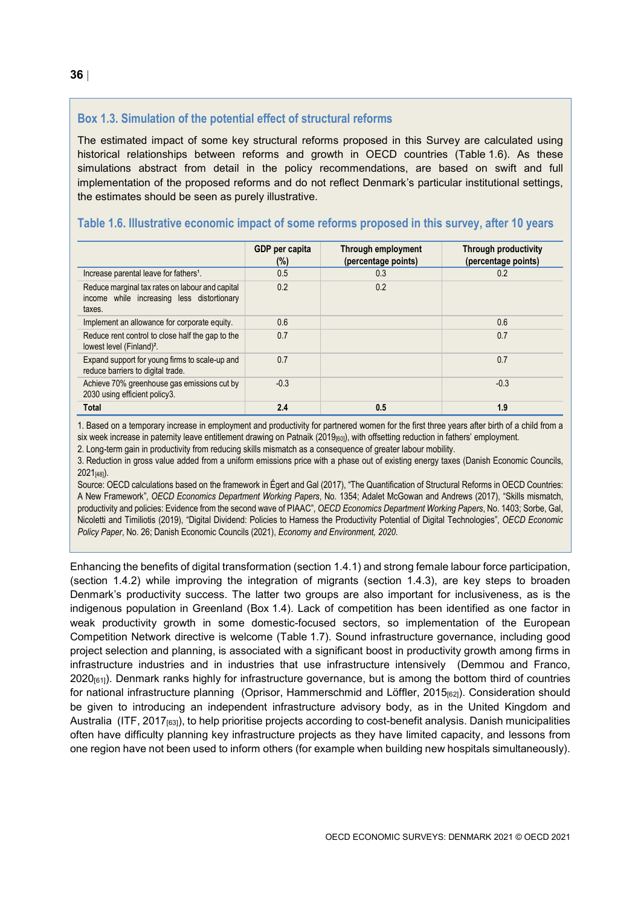## Box 1.3. Simulation of the potential effect of structural reforms

The estimated impact of some key structural reforms proposed in this Survey are calculated using historical relationships between reforms and growth in OECD countries (Table 1.6). As these simulations abstract from detail in the policy recommendations, are based on swift and full implementation of the proposed reforms and do not reflect Denmark's particular institutional settings, the estimates should be seen as purely illustrative.

### Table 1.6. Illustrative economic impact of some reforms proposed in this survey, after 10 years

| | GDP per capita (%) | Through employment (percentage points) | Through productivity (percentage points) |
|---|---|---|---|
| Increase parental leave for fathers[1]. | 0.5 | 0.3 | 0.2 |
| Reduce marginal tax rates on labour and capital income while increasing less distortionary taxes. | 0.2 | 0.2 | |
| Implement an allowance for corporate equity. | 0.6 | | 0.6 |
| Reduce rent control to close half the gap to the lowest level (Finland)[2]. | 0.7 | | 0.7 |
| Expand support for young firms to scale-up and reduce barriers to digital trade. | 0.7 | | 0.7 |
| Achieve 70% greenhouse gas emissions cut by 2030 using efficient policy3. | -0.3 | | -0.3 |
| **Total** | **2.4** | **0.5** | **1.9** |

1. Based on a temporary increase in employment and productivity for partnered women for the first three years after birth of a child from a six week increase in paternity leave entitlement drawing on Patnaik (2019[60]), with offsetting reduction in fathers' employment.
2. Long-term gain in productivity from reducing skills mismatch as a consequence of greater labour mobility.
3. Reduction in gross value added from a uniform emissions price with a phase out of existing energy taxes (Danish Economic Councils, 2021[48]).
Source: OECD calculations based on the framework in Égert and Gal (2017), "The Quantification of Structural Reforms in OECD Countries: A New Framework", *OECD Economics Department Working Papers*, No. 1354; Adalet McGowan and Andrews (2017), "Skills mismatch, productivity and policies: Evidence from the second wave of PIAAC", *OECD Economics Department Working Papers*, No. 1403; Sorbe, Gal, Nicoletti and Timiliotis (2019), "Digital Dividend: Policies to Harness the Productivity Potential of Digital Technologies", *OECD Economic Policy Paper*, No. 26; Danish Economic Councils (2021), *Economy and Environment, 2020.*

Enhancing the benefits of digital transformation (section 1.4.1) and strong female labour force participation, (section 1.4.2) while improving the integration of migrants (section 1.4.3), are key steps to broaden Denmark's productivity success. The latter two groups are also important for inclusiveness, as is the indigenous population in Greenland (Box 1.4). Lack of competition has been identified as one factor in weak productivity growth in some domestic-focused sectors, so implementation of the European Competition Network directive is welcome (Table 1.7). Sound infrastructure governance, including good project selection and planning, is associated with a significant boost in productivity growth among firms in infrastructure industries and in industries that use infrastructure intensively (Demmou and Franco, 2020[61]). Denmark ranks highly for infrastructure governance, but is among the bottom third of countries for national infrastructure planning (Oprisor, Hammerschmid and Löffler, 2015[62]). Consideration should be given to introducing an independent infrastructure advisory body, as in the United Kingdom and Australia (ITF, 2017[63]), to help prioritise projects according to cost-benefit analysis. Danish municipalities often have difficulty planning key infrastructure projects as they have limited capacity, and lessons from one region have not been used to inform others (for example when building new hospitals simultaneously).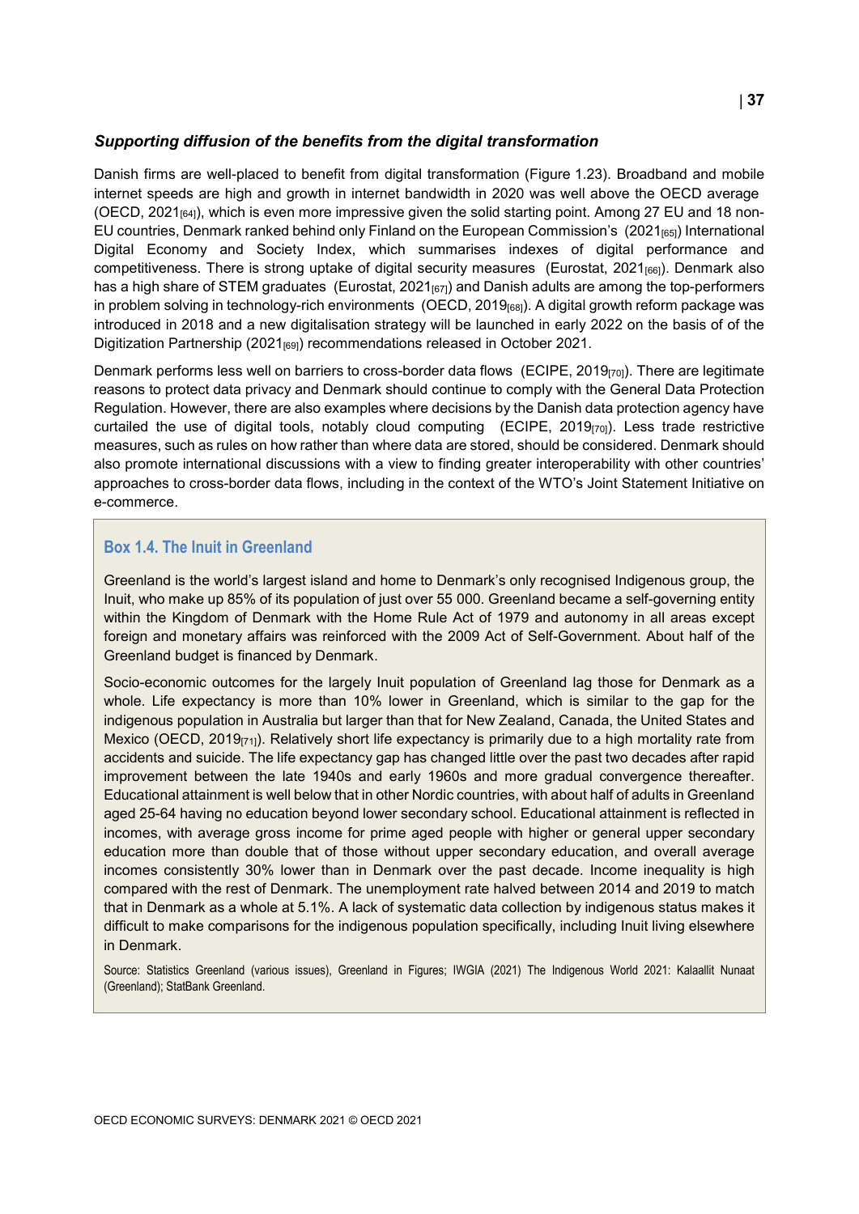### *Supporting diffusion of the benefits from the digital transformation*

Danish firms are well-placed to benefit from digital transformation (Figure 1.23). Broadband and mobile internet speeds are high and growth in internet bandwidth in 2020 was well above the OECD average (OECD, 2021[64]), which is even more impressive given the solid starting point. Among 27 EU and 18 non-EU countries, Denmark ranked behind only Finland on the European Commission's (2021[65]) International Digital Economy and Society Index, which summarises indexes of digital performance and competitiveness. There is strong uptake of digital security measures (Eurostat, 2021[66]). Denmark also has a high share of STEM graduates (Eurostat, 2021[67]) and Danish adults are among the top-performers in problem solving in technology-rich environments (OECD, 2019[68]). A digital growth reform package was introduced in 2018 and a new digitalisation strategy will be launched in early 2022 on the basis of of the Digitization Partnership (2021[69]) recommendations released in October 2021.

Denmark performs less well on barriers to cross-border data flows (ECIPE, 2019[70]). There are legitimate reasons to protect data privacy and Denmark should continue to comply with the General Data Protection Regulation. However, there are also examples where decisions by the Danish data protection agency have curtailed the use of digital tools, notably cloud computing (ECIPE, 2019[70]). Less trade restrictive measures, such as rules on how rather than where data are stored, should be considered. Denmark should also promote international discussions with a view to finding greater interoperability with other countries' approaches to cross-border data flows, including in the context of the WTO's Joint Statement Initiative on e-commerce.

#### Box 1.4. The Inuit in Greenland

Greenland is the world's largest island and home to Denmark's only recognised Indigenous group, the Inuit, who make up 85% of its population of just over 55 000. Greenland became a self-governing entity within the Kingdom of Denmark with the Home Rule Act of 1979 and autonomy in all areas except foreign and monetary affairs was reinforced with the 2009 Act of Self-Government. About half of the Greenland budget is financed by Denmark.

Socio-economic outcomes for the largely Inuit population of Greenland lag those for Denmark as a whole. Life expectancy is more than 10% lower in Greenland, which is similar to the gap for the indigenous population in Australia but larger than that for New Zealand, Canada, the United States and Mexico (OECD, 2019[71]). Relatively short life expectancy is primarily due to a high mortality rate from accidents and suicide. The life expectancy gap has changed little over the past two decades after rapid improvement between the late 1940s and early 1960s and more gradual convergence thereafter. Educational attainment is well below that in other Nordic countries, with about half of adults in Greenland aged 25-64 having no education beyond lower secondary school. Educational attainment is reflected in incomes, with average gross income for prime aged people with higher or general upper secondary education more than double that of those without upper secondary education, and overall average incomes consistently 30% lower than in Denmark over the past decade. Income inequality is high compared with the rest of Denmark. The unemployment rate halved between 2014 and 2019 to match that in Denmark as a whole at 5.1%. A lack of systematic data collection by indigenous status makes it difficult to make comparisons for the indigenous population specifically, including Inuit living elsewhere in Denmark.

Source: Statistics Greenland (various issues), Greenland in Figures; IWGIA (2021) The Indigenous World 2021: Kalaallit Nunaat (Greenland); StatBank Greenland.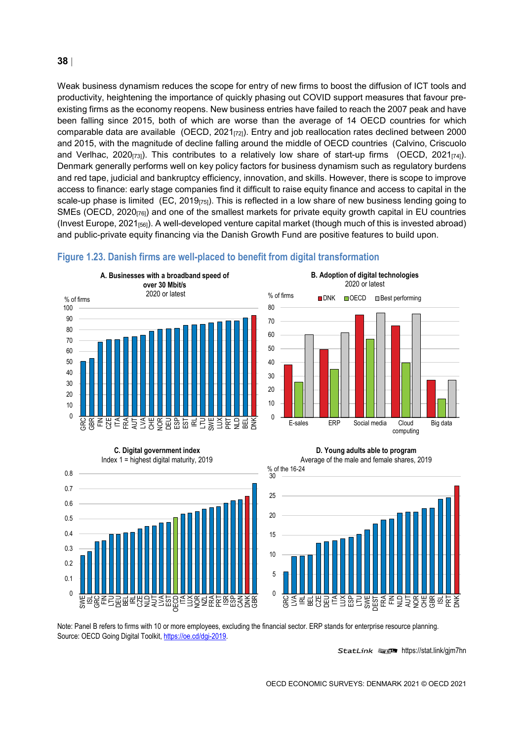Weak business dynamism reduces the scope for entry of new firms to boost the diffusion of ICT tools and productivity, heightening the importance of quickly phasing out COVID support measures that favour pre-existing firms as the economy reopens. New business entries have failed to reach the 2007 peak and have been falling since 2015, both of which are worse than the average of 14 OECD countries for which comparable data are available (OECD, 2021[72]). Entry and job reallocation rates declined between 2000 and 2015, with the magnitude of decline falling around the middle of OECD countries (Calvino, Criscuolo and Verlhac, 2020[73]). This contributes to a relatively low share of start-up firms (OECD, 2021[74]). Denmark generally performs well on key policy factors for business dynamism such as regulatory burdens and red tape, judicial and bankruptcy efficiency, innovation, and skills. However, there is scope to improve access to finance: early stage companies find it difficult to raise equity finance and access to capital in the scale-up phase is limited (EC, 2019[75]). This is reflected in a low share of new business lending going to SMEs (OECD, 2020[76]) and one of the smallest markets for private equity growth capital in EU countries (Invest Europe, 2021[56]). A well-developed venture capital market (though much of this is invested abroad) and public-private equity financing via the Danish Growth Fund are positive features to build upon.

## Figure 1.23. Danish firms are well-placed to benefit from digital transformation

**A. Businesses with a broadband speed of over 30 Mbit/s**
2020 or latest

**B. Adoption of digital technologies**
2020 or latest

**C. Digital government index**
Index 1 = highest digital maturity, 2019

**D. Young adults able to program**
Average of the male and female shares, 2019

Note: Panel B refers to firms with 10 or more employees, excluding the financial sector. ERP stands for enterprise resource planning.
Source: OECD Going Digital Toolkit, https://oe.cd/dgi-2019.

StatLink https://stat.link/gjm7hn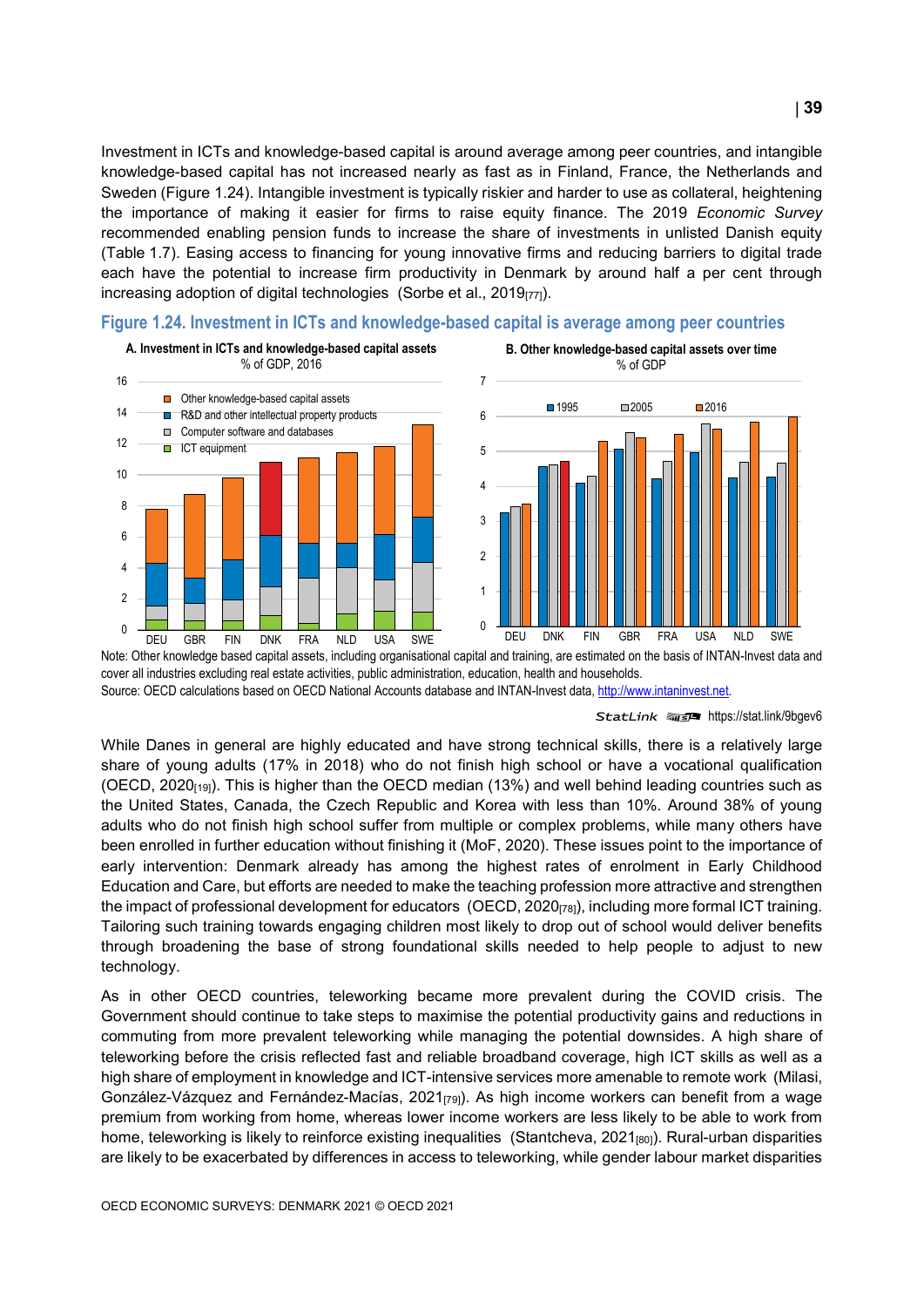Investment in ICTs and knowledge-based capital is around average among peer countries, and intangible knowledge-based capital has not increased nearly as fast as in Finland, France, the Netherlands and Sweden (Figure 1.24). Intangible investment is typically riskier and harder to use as collateral, heightening the importance of making it easier for firms to raise equity finance. The 2019 *Economic Survey* recommended enabling pension funds to increase the share of investments in unlisted Danish equity (Table 1.7). Easing access to financing for young innovative firms and reducing barriers to digital trade each have the potential to increase firm productivity in Denmark by around half a per cent through increasing adoption of digital technologies (Sorbe et al., 2019[77]).

## Figure 1.24. Investment in ICTs and knowledge-based capital is average among peer countries

**A. Investment in ICTs and knowledge-based capital assets**
% of GDP, 2016

**B. Other knowledge-based capital assets over time**
% of GDP

Note: Other knowledge based capital assets, including organisational capital and training, are estimated on the basis of INTAN-Invest data and cover all industries excluding real estate activities, public administration, education, health and households.

Source: OECD calculations based on OECD National Accounts database and INTAN-Invest data, http://www.intaninvest.net.

StatLink https://stat.link/9bgev6

While Danes in general are highly educated and have strong technical skills, there is a relatively large share of young adults (17% in 2018) who do not finish high school or have a vocational qualification (OECD, 2020[19]). This is higher than the OECD median (13%) and well behind leading countries such as the United States, Canada, the Czech Republic and Korea with less than 10%. Around 38% of young adults who do not finish high school suffer from multiple or complex problems, while many others have been enrolled in further education without finishing it (MoF, 2020). These issues point to the importance of early intervention: Denmark already has among the highest rates of enrolment in Early Childhood Education and Care, but efforts are needed to make the teaching profession more attractive and strengthen the impact of professional development for educators (OECD, 2020[78]), including more formal ICT training. Tailoring such training towards engaging children most likely to drop out of school would deliver benefits through broadening the base of strong foundational skills needed to help people to adjust to new technology.

As in other OECD countries, teleworking became more prevalent during the COVID crisis. The Government should continue to take steps to maximise the potential productivity gains and reductions in commuting from more prevalent teleworking while managing the potential downsides. A high share of teleworking before the crisis reflected fast and reliable broadband coverage, high ICT skills as well as a high share of employment in knowledge and ICT-intensive services more amenable to remote work (Milasi, González-Vázquez and Fernández-Macías, 2021[79]). As high income workers can benefit from a wage premium from working from home, whereas lower income workers are less likely to be able to work from home, teleworking is likely to reinforce existing inequalities (Stantcheva, 2021[80]). Rural-urban disparities are likely to be exacerbated by differences in access to teleworking, while gender labour market disparities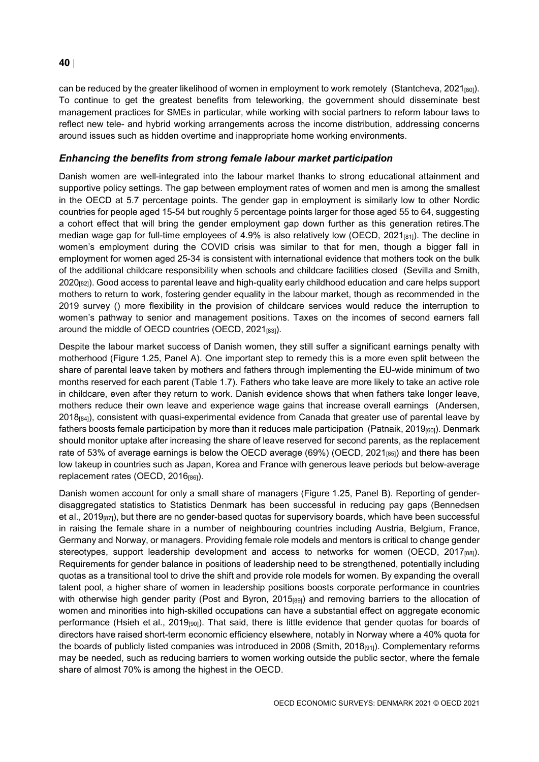can be reduced by the greater likelihood of women in employment to work remotely (Stantcheva, 2021[80]). To continue to get the greatest benefits from teleworking, the government should disseminate best management practices for SMEs in particular, while working with social partners to reform labour laws to reflect new tele- and hybrid working arrangements across the income distribution, addressing concerns around issues such as hidden overtime and inappropriate home working environments.

### *Enhancing the benefits from strong female labour market participation*

Danish women are well-integrated into the labour market thanks to strong educational attainment and supportive policy settings. The gap between employment rates of women and men is among the smallest in the OECD at 5.7 percentage points. The gender gap in employment is similarly low to other Nordic countries for people aged 15-54 but roughly 5 percentage points larger for those aged 55 to 64, suggesting a cohort effect that will bring the gender employment gap down further as this generation retires.The median wage gap for full-time employees of 4.9% is also relatively low (OECD, 2021[81]). The decline in women's employment during the COVID crisis was similar to that for men, though a bigger fall in employment for women aged 25-34 is consistent with international evidence that mothers took on the bulk of the additional childcare responsibility when schools and childcare facilities closed (Sevilla and Smith, 2020[82]). Good access to parental leave and high-quality early childhood education and care helps support mothers to return to work, fostering gender equality in the labour market, though as recommended in the 2019 survey () more flexibility in the provision of childcare services would reduce the interruption to women's pathway to senior and management positions. Taxes on the incomes of second earners fall around the middle of OECD countries (OECD, 2021[83]).

Despite the labour market success of Danish women, they still suffer a significant earnings penalty with motherhood (Figure 1.25, Panel A). One important step to remedy this is a more even split between the share of parental leave taken by mothers and fathers through implementing the EU-wide minimum of two months reserved for each parent (Table 1.7). Fathers who take leave are more likely to take an active role in childcare, even after they return to work. Danish evidence shows that when fathers take longer leave, mothers reduce their own leave and experience wage gains that increase overall earnings (Andersen, 2018[84]), consistent with quasi-experimental evidence from Canada that greater use of parental leave by fathers boosts female participation by more than it reduces male participation (Patnaik, 2019[60]). Denmark should monitor uptake after increasing the share of leave reserved for second parents, as the replacement rate of 53% of average earnings is below the OECD average (69%) (OECD, 2021[85]) and there has been low takeup in countries such as Japan, Korea and France with generous leave periods but below-average replacement rates (OECD, 2016[86]).

Danish women account for only a small share of managers (Figure 1.25, Panel B). Reporting of gender-disaggregated statistics to Statistics Denmark has been successful in reducing pay gaps (Bennedsen et al., 2019[87]), but there are no gender-based quotas for supervisory boards, which have been successful in raising the female share in a number of neighbouring countries including Austria, Belgium, France, Germany and Norway, or managers. Providing female role models and mentors is critical to change gender stereotypes, support leadership development and access to networks for women (OECD, 2017[88]). Requirements for gender balance in positions of leadership need to be strengthened, potentially including quotas as a transitional tool to drive the shift and provide role models for women. By expanding the overall talent pool, a higher share of women in leadership positions boosts corporate performance in countries with otherwise high gender parity (Post and Byron, 2015[89]) and removing barriers to the allocation of women and minorities into high-skilled occupations can have a substantial effect on aggregate economic performance (Hsieh et al., 2019[90]). That said, there is little evidence that gender quotas for boards of directors have raised short-term economic efficiency elsewhere, notably in Norway where a 40% quota for the boards of publicly listed companies was introduced in 2008 (Smith, 2018[91]). Complementary reforms may be needed, such as reducing barriers to women working outside the public sector, where the female share of almost 70% is among the highest in the OECD.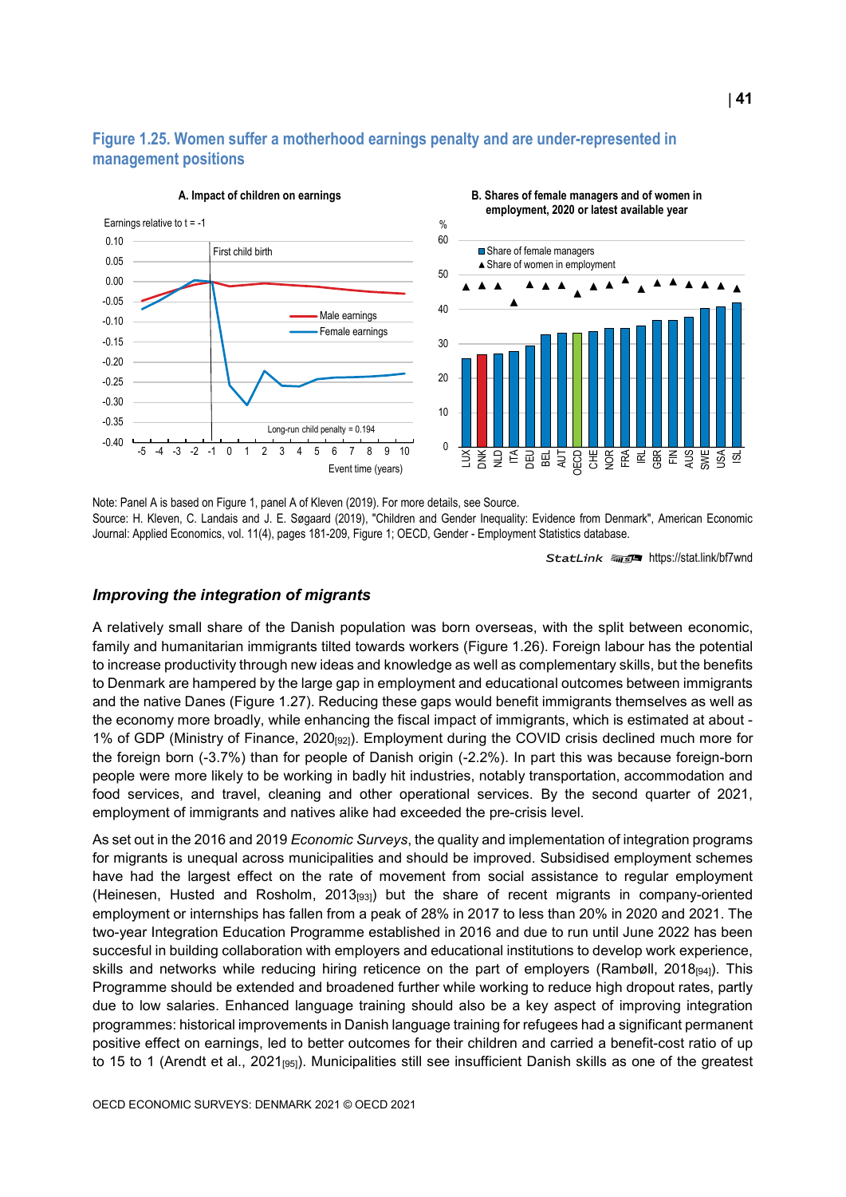**Figure 1.25. Women suffer a motherhood earnings penalty and are under-represented in management positions**

A. Impact of children on earnings

B. Shares of female managers and of women in employment, 2020 or latest available year

Note: Panel A is based on Figure 1, panel A of Kleven (2019). For more details, see Source.

Source: H. Kleven, C. Landais and J. E. Søgaard (2019), "Children and Gender Inequality: Evidence from Denmark", American Economic Journal: Applied Economics, vol. 11(4), pages 181-209, Figure 1; OECD, Gender - Employment Statistics database.

StatLink https://stat.link/bf7wnd

### *Improving the integration of migrants*

A relatively small share of the Danish population was born overseas, with the split between economic, family and humanitarian immigrants tilted towards workers (Figure 1.26). Foreign labour has the potential to increase productivity through new ideas and knowledge as well as complementary skills, but the benefits to Denmark are hampered by the large gap in employment and educational outcomes between immigrants and the native Danes (Figure 1.27). Reducing these gaps would benefit immigrants themselves as well as the economy more broadly, while enhancing the fiscal impact of immigrants, which is estimated at about - 1% of GDP (Ministry of Finance, 2020[92]). Employment during the COVID crisis declined much more for the foreign born (-3.7%) than for people of Danish origin (-2.2%). In part this was because foreign-born people were more likely to be working in badly hit industries, notably transportation, accommodation and food services, and travel, cleaning and other operational services. By the second quarter of 2021, employment of immigrants and natives alike had exceeded the pre-crisis level.

As set out in the 2016 and 2019 *Economic Surveys*, the quality and implementation of integration programs for migrants is unequal across municipalities and should be improved. Subsidised employment schemes have had the largest effect on the rate of movement from social assistance to regular employment (Heinesen, Husted and Rosholm, 2013[93]) but the share of recent migrants in company-oriented employment or internships has fallen from a peak of 28% in 2017 to less than 20% in 2020 and 2021. The two-year Integration Education Programme established in 2016 and due to run until June 2022 has been succesful in building collaboration with employers and educational institutions to develop work experience, skills and networks while reducing hiring reticence on the part of employers (Rambøll, 2018[94]). This Programme should be extended and broadened further while working to reduce high dropout rates, partly due to low salaries. Enhanced language training should also be a key aspect of improving integration programmes: historical improvements in Danish language training for refugees had a significant permanent positive effect on earnings, led to better outcomes for their children and carried a benefit-cost ratio of up to 15 to 1 (Arendt et al., 2021[95]). Municipalities still see insufficient Danish skills as one of the greatest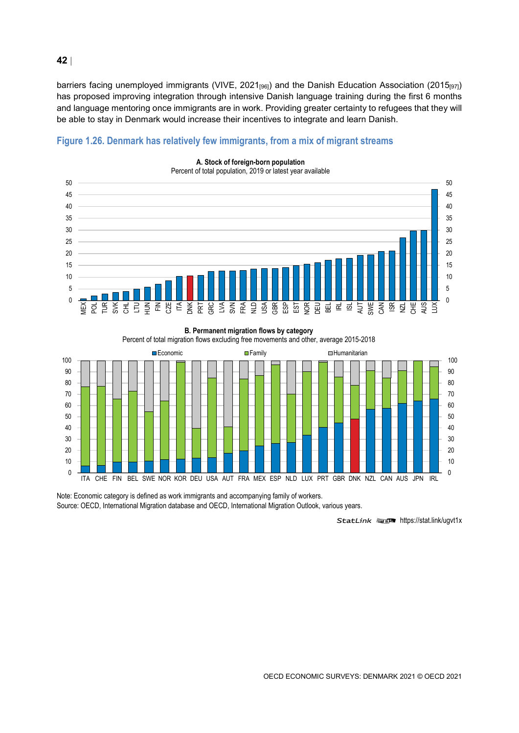barriers facing unemployed immigrants (VIVE, 2021[96]) and the Danish Education Association (2015[97]) has proposed improving integration through intensive Danish language training during the first 6 months and language mentoring once immigrants are in work. Providing greater certainty to refugees that they will be able to stay in Denmark would increase their incentives to integrate and learn Danish.

### Figure 1.26. Denmark has relatively few immigrants, from a mix of migrant streams

**A. Stock of foreign-born population**
Percent of total population, 2019 or latest year available

**B. Permanent migration flows by category**
Percent of total migration flows excluding free movements and other, average 2015-2018

Note: Economic category is defined as work immigrants and accompanying family of workers.
Source: OECD, International Migration database and OECD, International Migration Outlook, various years.

StatLink https://stat.link/ugvt1x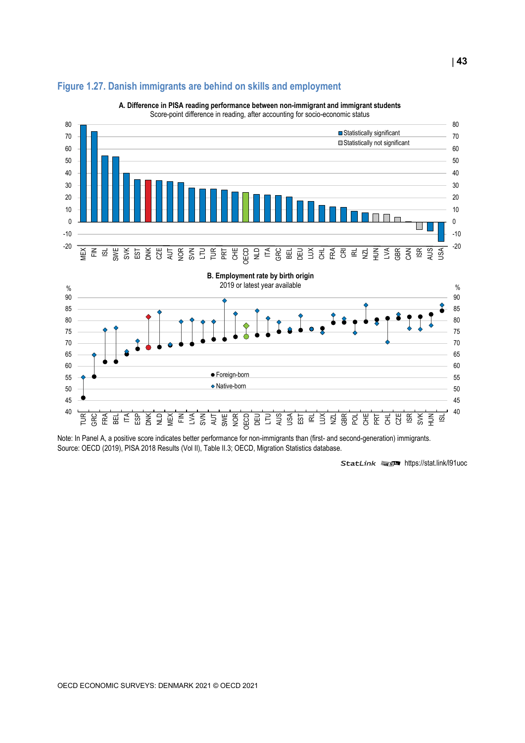## Figure 1.27. Danish immigrants are behind on skills and employment

**A. Difference in PISA reading performance between non-immigrant and immigrant students**

Score-point difference in reading, after accounting for socio-economic status

**B. Employment rate by birth origin**

2019 or latest year available

Note: In Panel A, a positive score indicates better performance for non-immigrants than (first- and second-generation) immigrants.
Source: OECD (2019), PISA 2018 Results (Vol II), Table II.3; OECD, Migration Statistics database.

StatLink https://stat.link/l91uoc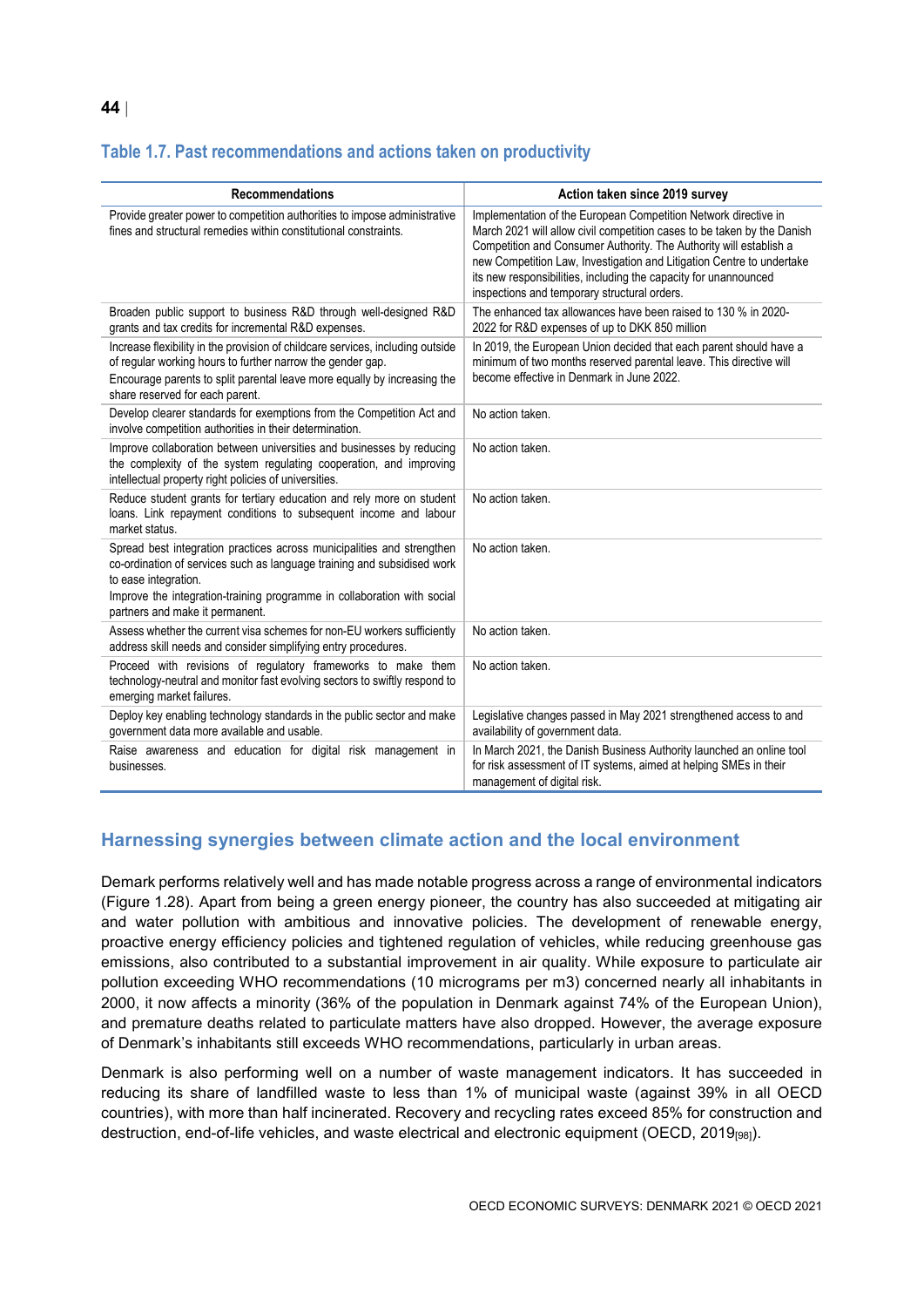### Table 1.7. Past recommendations and actions taken on productivity

| Recommendations | Action taken since 2019 survey |
| --- | --- |
| Provide greater power to competition authorities to impose administrative fines and structural remedies within constitutional constraints. | Implementation of the European Competition Network directive in March 2021 will allow civil competition cases to be taken by the Danish Competition and Consumer Authority. The Authority will establish a new Competition Law, Investigation and Litigation Centre to undertake its new responsibilities, including the capacity for unannounced inspections and temporary structural orders. |
| Broaden public support to business R&D through well-designed R&D grants and tax credits for incremental R&D expenses. | The enhanced tax allowances have been raised to 130 % in 2020-2022 for R&D expenses of up to DKK 850 million |
| Increase flexibility in the provision of childcare services, including outside of regular working hours to further narrow the gender gap.<br>Encourage parents to split parental leave more equally by increasing the share reserved for each parent. | In 2019, the European Union decided that each parent should have a minimum of two months reserved parental leave. This directive will become effective in Denmark in June 2022. |
| Develop clearer standards for exemptions from the Competition Act and involve competition authorities in their determination. | No action taken. |
| Improve collaboration between universities and businesses by reducing the complexity of the system regulating cooperation, and improving intellectual property right policies of universities. | No action taken. |
| Reduce student grants for tertiary education and rely more on student loans. Link repayment conditions to subsequent income and labour market status. | No action taken. |
| Spread best integration practices across municipalities and strengthen co-ordination of services such as language training and subsidised work to ease integration.<br>Improve the integration-training programme in collaboration with social partners and make it permanent. | No action taken. |
| Assess whether the current visa schemes for non-EU workers sufficiently address skill needs and consider simplifying entry procedures. | No action taken. |
| Proceed with revisions of regulatory frameworks to make them technology-neutral and monitor fast evolving sectors to swiftly respond to emerging market failures. | No action taken. |
| Deploy key enabling technology standards in the public sector and make government data more available and usable. | Legislative changes passed in May 2021 strengthened access to and availability of government data. |
| Raise awareness and education for digital risk management in businesses. | In March 2021, the Danish Business Authority launched an online tool for risk assessment of IT systems, aimed at helping SMEs in their management of digital risk. |

## Harnessing synergies between climate action and the local environment

Demark performs relatively well and has made notable progress across a range of environmental indicators (Figure 1.28). Apart from being a green energy pioneer, the country has also succeeded at mitigating air and water pollution with ambitious and innovative policies. The development of renewable energy, proactive energy efficiency policies and tightened regulation of vehicles, while reducing greenhouse gas emissions, also contributed to a substantial improvement in air quality. While exposure to particulate air pollution exceeding WHO recommendations (10 micrograms per m3) concerned nearly all inhabitants in 2000, it now affects a minority (36% of the population in Denmark against 74% of the European Union), and premature deaths related to particulate matters have also dropped. However, the average exposure of Denmark's inhabitants still exceeds WHO recommendations, particularly in urban areas.

Denmark is also performing well on a number of waste management indicators. It has succeeded in reducing its share of landfilled waste to less than 1% of municipal waste (against 39% in all OECD countries), with more than half incinerated. Recovery and recycling rates exceed 85% for construction and destruction, end-of-life vehicles, and waste electrical and electronic equipment (OECD, 2019[98]).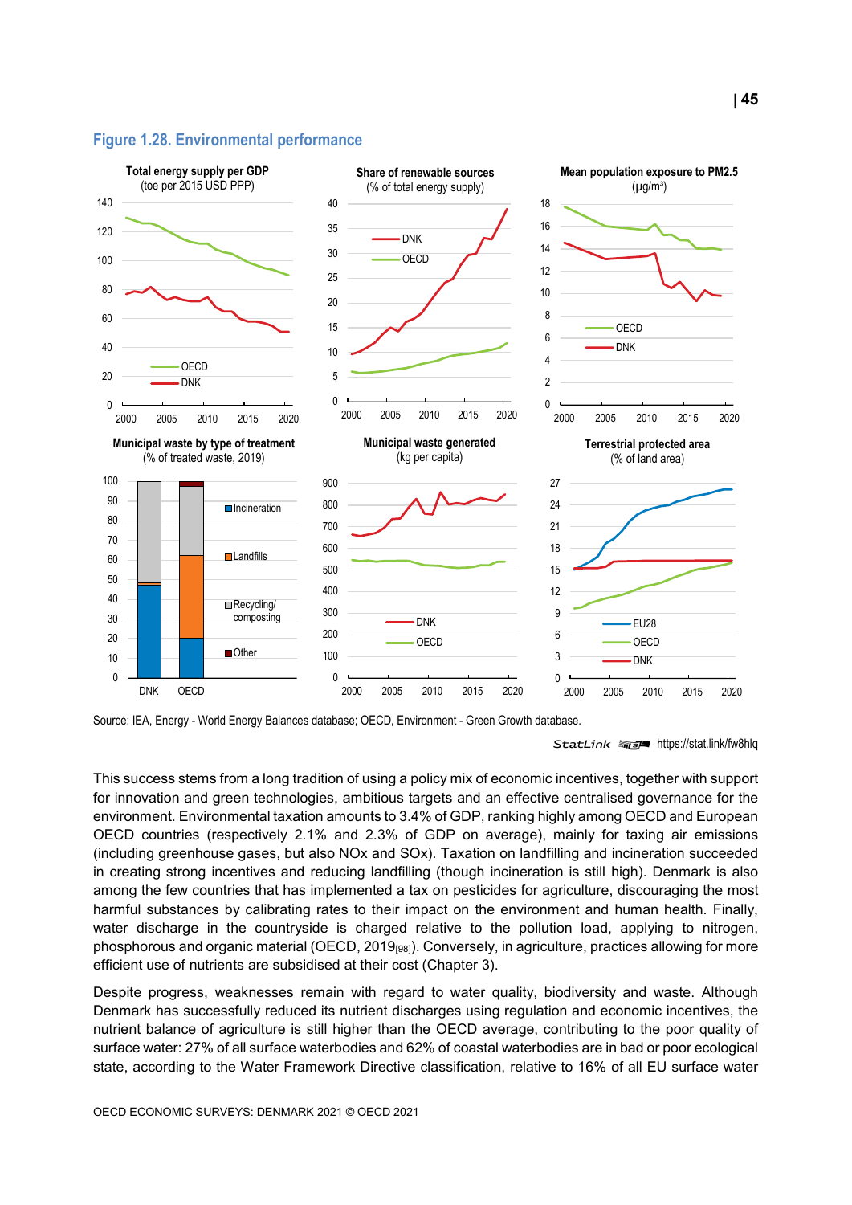**Figure 1.28. Environmental performance**

Source: IEA, Energy - World Energy Balances database; OECD, Environment - Green Growth database.

StatLink https://stat.link/fw8hlq

This success stems from a long tradition of using a policy mix of economic incentives, together with support for innovation and green technologies, ambitious targets and an effective centralised governance for the environment. Environmental taxation amounts to 3.4% of GDP, ranking highly among OECD and European OECD countries (respectively 2.1% and 2.3% of GDP on average), mainly for taxing air emissions (including greenhouse gases, but also NOx and SOx). Taxation on landfilling and incineration succeeded in creating strong incentives and reducing landfilling (though incineration is still high). Denmark is also among the few countries that has implemented a tax on pesticides for agriculture, discouraging the most harmful substances by calibrating rates to their impact on the environment and human health. Finally, water discharge in the countryside is charged relative to the pollution load, applying to nitrogen, phosphorous and organic material (OECD, 2019[98]). Conversely, in agriculture, practices allowing for more efficient use of nutrients are subsidised at their cost (Chapter 3).

Despite progress, weaknesses remain with regard to water quality, biodiversity and waste. Although Denmark has successfully reduced its nutrient discharges using regulation and economic incentives, the nutrient balance of agriculture is still higher than the OECD average, contributing to the poor quality of surface water: 27% of all surface waterbodies and 62% of coastal waterbodies are in bad or poor ecological state, according to the Water Framework Directive classification, relative to 16% of all EU surface water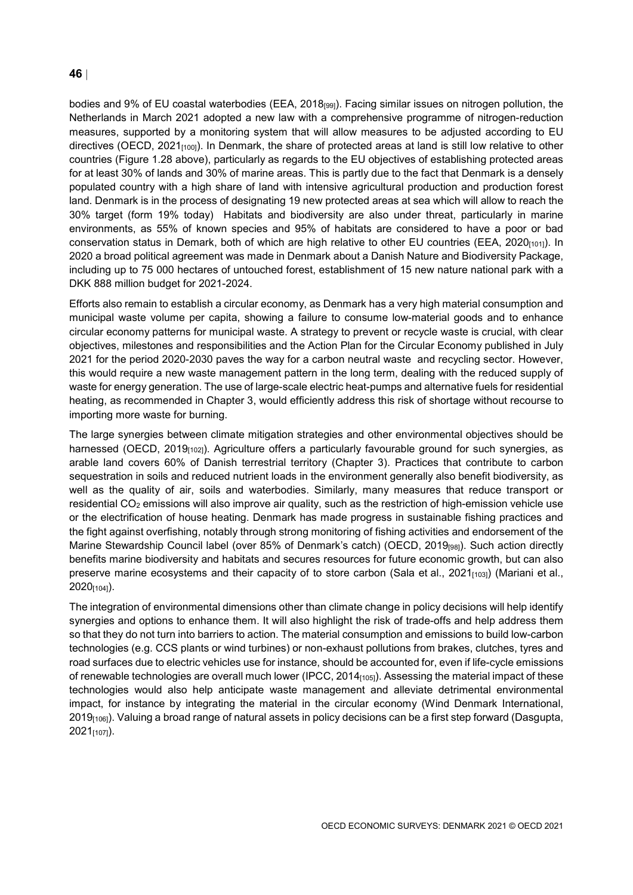bodies and 9% of EU coastal waterbodies (EEA, 2018[99]). Facing similar issues on nitrogen pollution, the Netherlands in March 2021 adopted a new law with a comprehensive programme of nitrogen-reduction measures, supported by a monitoring system that will allow measures to be adjusted according to EU directives (OECD, 2021[100]). In Denmark, the share of protected areas at land is still low relative to other countries (Figure 1.28 above), particularly as regards to the EU objectives of establishing protected areas for at least 30% of lands and 30% of marine areas. This is partly due to the fact that Denmark is a densely populated country with a high share of land with intensive agricultural production and production forest land. Denmark is in the process of designating 19 new protected areas at sea which will allow to reach the 30% target (form 19% today) Habitats and biodiversity are also under threat, particularly in marine environments, as 55% of known species and 95% of habitats are considered to have a poor or bad conservation status in Demark, both of which are high relative to other EU countries (EEA, 2020[101]). In 2020 a broad political agreement was made in Denmark about a Danish Nature and Biodiversity Package, including up to 75 000 hectares of untouched forest, establishment of 15 new nature national park with a DKK 888 million budget for 2021-2024.

Efforts also remain to establish a circular economy, as Denmark has a very high material consumption and municipal waste volume per capita, showing a failure to consume low-material goods and to enhance circular economy patterns for municipal waste. A strategy to prevent or recycle waste is crucial, with clear objectives, milestones and responsibilities and the Action Plan for the Circular Economy published in July 2021 for the period 2020-2030 paves the way for a carbon neutral waste and recycling sector. However, this would require a new waste management pattern in the long term, dealing with the reduced supply of waste for energy generation. The use of large-scale electric heat-pumps and alternative fuels for residential heating, as recommended in Chapter 3, would efficiently address this risk of shortage without recourse to importing more waste for burning.

The large synergies between climate mitigation strategies and other environmental objectives should be harnessed (OECD, 2019[102]). Agriculture offers a particularly favourable ground for such synergies, as arable land covers 60% of Danish terrestrial territory (Chapter 3). Practices that contribute to carbon sequestration in soils and reduced nutrient loads in the environment generally also benefit biodiversity, as well as the quality of air, soils and waterbodies. Similarly, many measures that reduce transport or residential $CO_2$ emissions will also improve air quality, such as the restriction of high-emission vehicle use or the electrification of house heating. Denmark has made progress in sustainable fishing practices and the fight against overfishing, notably through strong monitoring of fishing activities and endorsement of the Marine Stewardship Council label (over 85% of Denmark's catch) (OECD, 2019[98]). Such action directly benefits marine biodiversity and habitats and secures resources for future economic growth, but can also preserve marine ecosystems and their capacity of to store carbon (Sala et al., 2021[103]) (Mariani et al., 2020[104]).

The integration of environmental dimensions other than climate change in policy decisions will help identify synergies and options to enhance them. It will also highlight the risk of trade-offs and help address them so that they do not turn into barriers to action. The material consumption and emissions to build low-carbon technologies (e.g. CCS plants or wind turbines) or non-exhaust pollutions from brakes, clutches, tyres and road surfaces due to electric vehicles use for instance, should be accounted for, even if life-cycle emissions of renewable technologies are overall much lower (IPCC, 2014[105]). Assessing the material impact of these technologies would also help anticipate waste management and alleviate detrimental environmental impact, for instance by integrating the material in the circular economy (Wind Denmark International, 2019[106]). Valuing a broad range of natural assets in policy decisions can be a first step forward (Dasgupta, 2021[107]).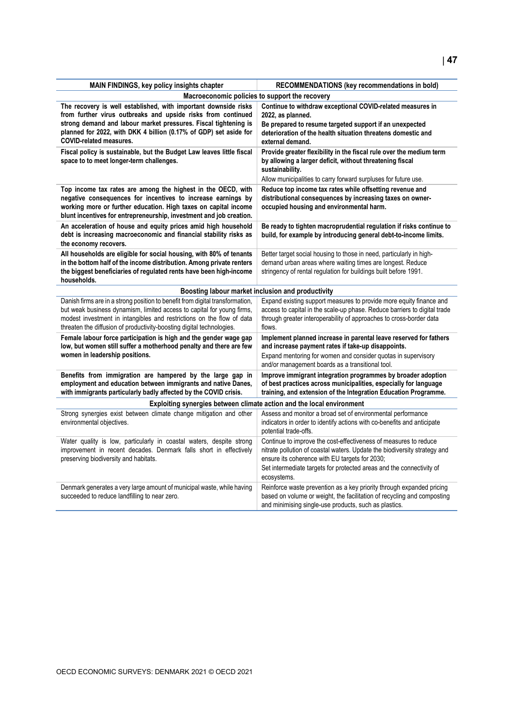| MAIN FINDINGS, key policy insights chapter | RECOMMENDATIONS (key recommendations in bold) |
|---|---|
| **Macroeconomic policies to support the recovery** | |
| **The recovery is well established, with important downside risks from further virus outbreaks and upside risks from continued strong demand and labour market pressures. Fiscal tightening is planned for 2022, with DKK 4 billion (0.17% of GDP) set aside for COVID-related measures.** | **Continue to withdraw exceptional COVID-related measures in 2022, as planned.** <br> **Be prepared to resume targeted support if an unexpected deterioration of the health situation threatens domestic and external demand.** |
| **Fiscal policy is sustainable, but the Budget Law leaves little fiscal space to to meet longer-term challenges.** | **Provide greater flexibility in the fiscal rule over the medium term by allowing a larger deficit, without threatening fiscal sustainability.** <br> Allow municipalities to carry forward surpluses for future use. |
| **Top income tax rates are among the highest in the OECD, with negative consequences for incentives to increase earnings by working more or further education. High taxes on capital income blunt incentives for entrepreneurship, investment and job creation.** | **Reduce top income tax rates while offsetting revenue and distributional consequences by increasing taxes on owner-occupied housing and environmental harm.** |
| **An acceleration of house and equity prices amid high household debt is increasing macroeconomic and financial stability risks as the economy recovers.** | **Be ready to tighten macroprudential regulation if risks continue to build, for example by introducing general debt-to-income limits.** |
| **All households are eligible for social housing, with 80% of tenants in the bottom half of the income distribution. Among private renters the biggest beneficiaries of regulated rents have been high-income households.** | Better target social housing to those in need, particularly in high-demand urban areas where waiting times are longest. Reduce stringency of rental regulation for buildings built before 1991. |
| **Boosting labour market inclusion and productivity** | |
| Danish firms are in a strong position to benefit from digital transformation, but weak business dynamism, limited access to capital for young firms, modest investment in intangibles and restrictions on the flow of data threaten the diffusion of productivity-boosting digital technologies. | Expand existing support measures to provide more equity finance and access to capital in the scale-up phase. Reduce barriers to digital trade through greater interoperability of approaches to cross-border data flows. |
| **Female labour force participation is high and the gender wage gap low, but women still suffer a motherhood penalty and there are few women in leadership positions.** | **Implement planned increase in parental leave reserved for fathers and increase payment rates if take-up disappoints.** <br> Expand mentoring for women and consider quotas in supervisory and/or management boards as a transitional tool. |
| **Benefits from immigration are hampered by the large gap in employment and education between immigrants and native Danes, with immigrants particularly badly affected by the COVID crisis.** | **Improve immigrant integration programmes by broader adoption of best practices across municipalities, especially for language training, and extension of the Integration Education Programme.** |
| **Exploiting synergies between climate action and the local environment** | |
| Strong synergies exist between climate change mitigation and other environmental objectives. | Assess and monitor a broad set of environmental performance indicators in order to identify actions with co-benefits and anticipate potential trade-offs. |
| Water quality is low, particularly in coastal waters, despite strong improvement in recent decades. Denmark falls short in effectively preserving biodiversity and habitats. | Continue to improve the cost-effectiveness of measures to reduce nitrate pollution of coastal waters. Update the biodiversity strategy and ensure its coherence with EU targets for 2030; <br> Set intermediate targets for protected areas and the connectivity of ecosystems. |
| Denmark generates a very large amount of municipal waste, while having succeeded to reduce landfilling to near zero. | Reinforce waste prevention as a key priority through expanded pricing based on volume or weight, the facilitation of recycling and composting and minimising single-use products, such as plastics. |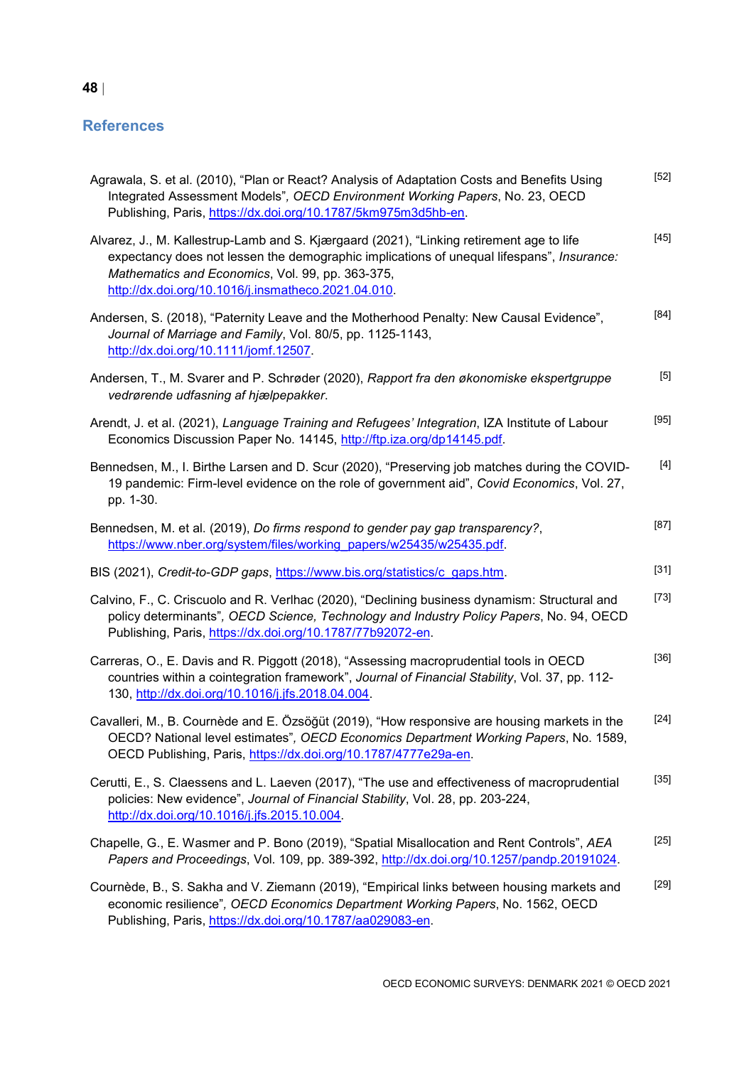## References

Agrawala, S. et al. (2010), "Plan or React? Analysis of Adaptation Costs and Benefits Using Integrated Assessment Models", *OECD Environment Working Papers*, No. 23, OECD Publishing, Paris, https://dx.doi.org/10.1787/5km975m3d5hb-en. [52]

Alvarez, J., M. Kallestrup-Lamb and S. Kjærgaard (2021), "Linking retirement age to life expectancy does not lessen the demographic implications of unequal lifespans", *Insurance: Mathematics and Economics*, Vol. 99, pp. 363-375, http://dx.doi.org/10.1016/j.insmatheco.2021.04.010. [45]

Andersen, S. (2018), "Paternity Leave and the Motherhood Penalty: New Causal Evidence", *Journal of Marriage and Family*, Vol. 80/5, pp. 1125-1143, http://dx.doi.org/10.1111/jomf.12507. [84]

Andersen, T., M. Svarer and P. Schrøder (2020), *Rapport fra den økonomiske ekspertgruppe vedrørende udfasning af hjælpepakker*. [5]

Arendt, J. et al. (2021), *Language Training and Refugees' Integration*, IZA Institute of Labour Economics Discussion Paper No. 14145, http://ftp.iza.org/dp14145.pdf. [95]

Bennedsen, M., I. Birthe Larsen and D. Scur (2020), "Preserving job matches during the COVID-19 pandemic: Firm-level evidence on the role of government aid", *Covid Economics*, Vol. 27, pp. 1-30. [4]

Bennedsen, M. et al. (2019), *Do firms respond to gender pay gap transparency?*, https://www.nber.org/system/files/working_papers/w25435/w25435.pdf. [87]

BIS (2021), *Credit-to-GDP gaps*, https://www.bis.org/statistics/c_gaps.htm. [31]

Calvino, F., C. Criscuolo and R. Verlhac (2020), "Declining business dynamism: Structural and policy determinants", *OECD Science, Technology and Industry Policy Papers*, No. 94, OECD Publishing, Paris, https://dx.doi.org/10.1787/77b92072-en. [73]

Carreras, O., E. Davis and R. Piggott (2018), "Assessing macroprudential tools in OECD countries within a cointegration framework", *Journal of Financial Stability*, Vol. 37, pp. 112-130, http://dx.doi.org/10.1016/j.jfs.2018.04.004. [36]

Cavalleri, M., B. Cournède and E. Özsöğüt (2019), "How responsive are housing markets in the OECD? National level estimates", *OECD Economics Department Working Papers*, No. 1589, OECD Publishing, Paris, https://dx.doi.org/10.1787/4777e29a-en. [24]

Cerutti, E., S. Claessens and L. Laeven (2017), "The use and effectiveness of macroprudential policies: New evidence", *Journal of Financial Stability*, Vol. 28, pp. 203-224, http://dx.doi.org/10.1016/j.jfs.2015.10.004. [35]

Chapelle, G., E. Wasmer and P. Bono (2019), "Spatial Misallocation and Rent Controls", *AEA Papers and Proceedings*, Vol. 109, pp. 389-392, http://dx.doi.org/10.1257/pandp.20191024. [25]

Cournède, B., S. Sakha and V. Ziemann (2019), "Empirical links between housing markets and economic resilience", *OECD Economics Department Working Papers*, No. 1562, OECD Publishing, Paris, https://dx.doi.org/10.1787/aa029083-en. [29]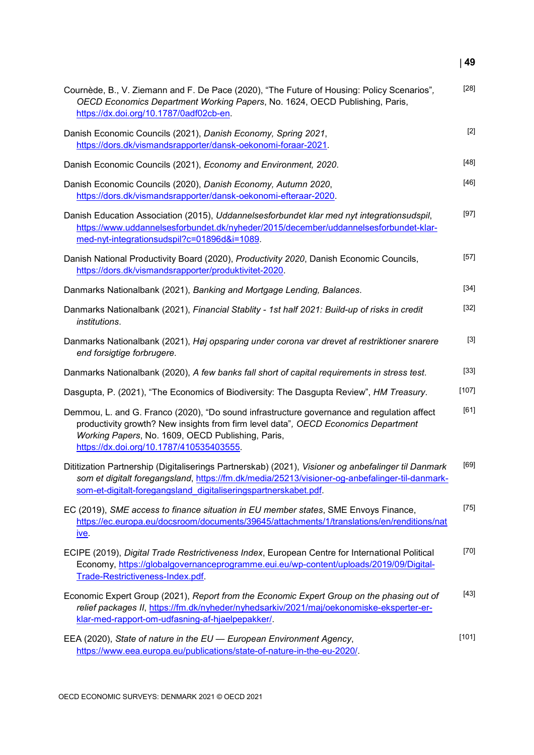Cournède, B., V. Ziemann and F. De Pace (2020), "The Future of Housing: Policy Scenarios", *OECD Economics Department Working Papers*, No. 1624, OECD Publishing, Paris, https://dx.doi.org/10.1787/0adf02cb-en. [28]

Danish Economic Councils (2021), *Danish Economy, Spring 2021*, https://dors.dk/vismandsrapporter/dansk-oekonomi-foraar-2021. [2]

Danish Economic Councils (2021), *Economy and Environment, 2020*. [48]

Danish Economic Councils (2020), *Danish Economy, Autumn 2020*, https://dors.dk/vismandsrapporter/dansk-oekonomi-efteraar-2020. [46]

Danish Education Association (2015), *Uddannelsesforbundet klar med nyt integrationsudspil*, https://www.uddannelsesforbundet.dk/nyheder/2015/december/uddannelsesforbundet-klar-med-nyt-integrationsudspil?c=01896d&i=1089. [97]

Danish National Productivity Board (2020), *Productivity 2020*, Danish Economic Councils, https://dors.dk/vismandsrapporter/produktivitet-2020. [57]

Danmarks Nationalbank (2021), *Banking and Mortgage Lending, Balances*. [34]

Danmarks Nationalbank (2021), *Financial Stablity - 1st half 2021: Build-up of risks in credit institutions*. [32]

Danmarks Nationalbank (2021), *Høj opsparing under corona var drevet af restriktioner snarere end forsigtige forbrugere*. [3]

Danmarks Nationalbank (2020), *A few banks fall short of capital requirements in stress test*. [33]

Dasgupta, P. (2021), "The Economics of Biodiversity: The Dasgupta Review", *HM Treasury*. [107]

Demmou, L. and G. Franco (2020), "Do sound infrastructure governance and regulation affect productivity growth? New insights from firm level data", *OECD Economics Department Working Papers*, No. 1609, OECD Publishing, Paris, https://dx.doi.org/10.1787/410535403555. [61]

Dititization Partnership (Digitaliserings Partnerskab) (2021), *Visioner og anbefalinger til Danmark som et digitalt foregangsland*, https://fm.dk/media/25213/visioner-og-anbefalinger-til-danmark-som-et-digitalt-foregangsland_digitaliseringspartnerskabet.pdf. [69]

EC (2019), *SME access to finance situation in EU member states*, SME Envoys Finance, https://ec.europa.eu/docsroom/documents/39645/attachments/1/translations/en/renditions/native. [75]

ECIPE (2019), *Digital Trade Restrictiveness Index*, European Centre for International Political Economy, https://globalgovernanceprogramme.eui.eu/wp-content/uploads/2019/09/Digital-Trade-Restrictiveness-Index.pdf. [70]

Economic Expert Group (2021), *Report from the Economic Expert Group on the phasing out of relief packages II*, https://fm.dk/nyheder/nyhedsarkiv/2021/maj/oekonomiske-eksperter-er-klar-med-rapport-om-udfasning-af-hjaelpepakker/. [43]

EEA (2020), *State of nature in the EU — European Environment Agency*, https://www.eea.europa.eu/publications/state-of-nature-in-the-eu-2020/. [101]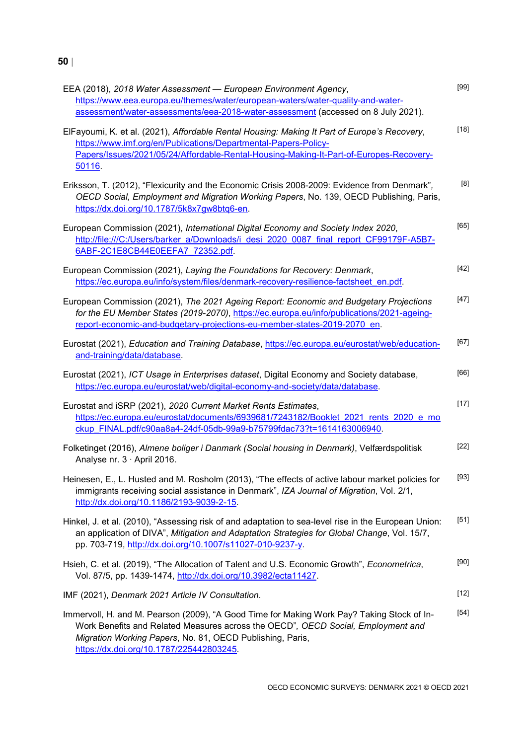EEA (2018), *2018 Water Assessment — European Environment Agency*, https://www.eea.europa.eu/themes/water/european-waters/water-quality-and-water-assessment/water-assessments/eea-2018-water-assessment (accessed on 8 July 2021). [99]

ElFayoumi, K. et al. (2021), *Affordable Rental Housing: Making It Part of Europe's Recovery*, https://www.imf.org/en/Publications/Departmental-Papers-Policy-Papers/Issues/2021/05/24/Affordable-Rental-Housing-Making-It-Part-of-Europes-Recovery-50116. [18]

Eriksson, T. (2012), "Flexicurity and the Economic Crisis 2008-2009: Evidence from Denmark", *OECD Social, Employment and Migration Working Papers*, No. 139, OECD Publishing, Paris, https://dx.doi.org/10.1787/5k8x7gw8btq6-en. [8]

European Commission (2021), *International Digital Economy and Society Index 2020*, http://file:///C:/Users/barker_a/Downloads/i_desi_2020_0087_final_report_CF99179F-A5B7-6ABF-2C1E8CB44E0EEFA7_72352.pdf. [65]

European Commission (2021), *Laying the Foundations for Recovery: Denmark*, https://ec.europa.eu/info/system/files/denmark-recovery-resilience-factsheet_en.pdf. [42]

European Commission (2021), *The 2021 Ageing Report: Economic and Budgetary Projections for the EU Member States (2019-2070)*, https://ec.europa.eu/info/publications/2021-ageing-report-economic-and-budgetary-projections-eu-member-states-2019-2070_en. [47]

Eurostat (2021), *Education and Training Database*, https://ec.europa.eu/eurostat/web/education-and-training/data/database. [67]

Eurostat (2021), *ICT Usage in Enterprises dataset*, Digital Economy and Society database, https://ec.europa.eu/eurostat/web/digital-economy-and-society/data/database. [66]

Eurostat and iSRP (2021), *2020 Current Market Rents Estimates*, https://ec.europa.eu/eurostat/documents/6939681/7243182/Booklet_2021_rents_2020_e_mockup_FINAL.pdf/c90aa8a4-24df-05db-99a9-b75799fdac73?t=1614163006940. [17]

Folketinget (2016), *Almene boliger i Danmark (Social housing in Denmark)*, Velfærdspolitisk Analyse nr. 3 · April 2016. [22]

Heinesen, E., L. Husted and M. Rosholm (2013), "The effects of active labour market policies for immigrants receiving social assistance in Denmark", *IZA Journal of Migration*, Vol. 2/1, http://dx.doi.org/10.1186/2193-9039-2-15. [93]

Hinkel, J. et al. (2010), "Assessing risk of and adaptation to sea-level rise in the European Union: an application of DIVA", *Mitigation and Adaptation Strategies for Global Change*, Vol. 15/7, pp. 703-719, http://dx.doi.org/10.1007/s11027-010-9237-y. [51]

Hsieh, C. et al. (2019), "The Allocation of Talent and U.S. Economic Growth", *Econometrica*, Vol. 87/5, pp. 1439-1474, http://dx.doi.org/10.3982/ecta11427. [90]

IMF (2021), *Denmark 2021 Article IV Consultation*. [12]

Immervoll, H. and M. Pearson (2009), "A Good Time for Making Work Pay? Taking Stock of In-Work Benefits and Related Measures across the OECD", *OECD Social, Employment and Migration Working Papers*, No. 81, OECD Publishing, Paris, https://dx.doi.org/10.1787/225442803245. [54]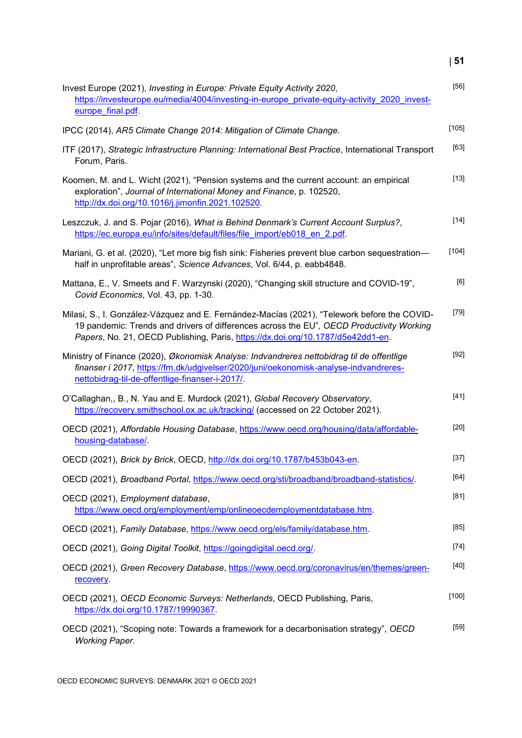Invest Europe (2021), *Investing in Europe: Private Equity Activity 2020*, https://investeurope.eu/media/4004/investing-in-europe_private-equity-activity_2020_invest-europe_final.pdf. [56]

IPCC (2014), *AR5 Climate Change 2014: Mitigation of Climate Change*. [105]

ITF (2017), *Strategic Infrastructure Planning: International Best Practice*, International Transport Forum, Paris. [63]

Koomen, M. and L. Wicht (2021), "Pension systems and the current account: an empirical exploration", *Journal of International Money and Finance*, p. 102520, http://dx.doi.org/10.1016/j.jimonfin.2021.102520. [13]

Leszczuk, J. and S. Pojar (2016), *What is Behind Denmark's Current Account Surplus?*, https://ec.europa.eu/info/sites/default/files/file_import/eb018_en_2.pdf. [14]

Mariani, G. et al. (2020), "Let more big fish sink: Fisheries prevent blue carbon sequestration—half in unprofitable areas", *Science Advances*, Vol. 6/44, p. eabb4848. [104]

Mattana, E., V. Smeets and F. Warzynski (2020), "Changing skill structure and COVID-19", *Covid Economics*, Vol. 43, pp. 1-30. [6]

Milasi, S., I. González-Vázquez and E. Fernández-Macías (2021), "Telework before the COVID-19 pandemic: Trends and drivers of differences across the EU", *OECD Productivity Working Papers*, No. 21, OECD Publishing, Paris, https://dx.doi.org/10.1787/d5e42dd1-en. [79]

Ministry of Finance (2020), *Økonomisk Analyse: Indvandreres nettobidrag til de offentlige finanser i 2017*, https://fm.dk/udgivelser/2020/juni/oekonomisk-analyse-indvandreres-nettobidrag-til-de-offentlige-finanser-i-2017/. [92]

O'Callaghan,, B., N. Yau and E. Murdock (2021), *Global Recovery Observatory*, https://recovery.smithschool.ox.ac.uk/tracking/ (accessed on 22 October 2021). [41]

OECD (2021), *Affordable Housing Database*, https://www.oecd.org/housing/data/affordable-housing-database/. [20]

OECD (2021), *Brick by Brick*, OECD, http://dx.doi.org/10.1787/b453b043-en. [37]

OECD (2021), *Broadband Portal*, https://www.oecd.org/sti/broadband/broadband-statistics/. [64]

OECD (2021), *Employment database*, https://www.oecd.org/employment/emp/onlineoecdemploymentdatabase.htm. [81]

OECD (2021), *Family Database*, https://www.oecd.org/els/family/database.htm. [85]

OECD (2021), *Going Digital Toolkit*, https://goingdigital.oecd.org/. [74]

OECD (2021), *Green Recovery Database*, https://www.oecd.org/coronavirus/en/themes/green-recovery. [40]

OECD (2021), *OECD Economic Surveys: Netherlands*, OECD Publishing, Paris, https://dx.doi.org/10.1787/19990367. [100]

OECD (2021), "Scoping note: Towards a framework for a decarbonisation strategy", *OECD Working Paper*. [59]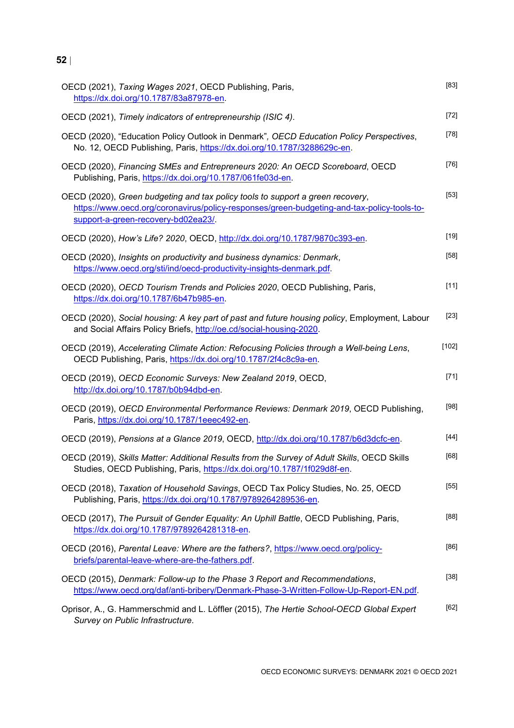OECD (2021), *Taxing Wages 2021*, OECD Publishing, Paris, https://dx.doi.org/10.1787/83a87978-en. [83]

OECD (2021), *Timely indicators of entrepreneurship (ISIC 4)*. [72]

OECD (2020), "Education Policy Outlook in Denmark", *OECD Education Policy Perspectives*, No. 12, OECD Publishing, Paris, https://dx.doi.org/10.1787/3288629c-en. [78]

OECD (2020), *Financing SMEs and Entrepreneurs 2020: An OECD Scoreboard*, OECD Publishing, Paris, https://dx.doi.org/10.1787/061fe03d-en. [76]

OECD (2020), *Green budgeting and tax policy tools to support a green recovery*, https://www.oecd.org/coronavirus/policy-responses/green-budgeting-and-tax-policy-tools-to-support-a-green-recovery-bd02ea23/. [53]

OECD (2020), *How's Life? 2020*, OECD, http://dx.doi.org/10.1787/9870c393-en. [19]

OECD (2020), *Insights on productivity and business dynamics: Denmark*, https://www.oecd.org/sti/ind/oecd-productivity-insights-denmark.pdf. [58]

OECD (2020), *OECD Tourism Trends and Policies 2020*, OECD Publishing, Paris, https://dx.doi.org/10.1787/6b47b985-en. [11]

OECD (2020), *Social housing: A key part of past and future housing policy*, Employment, Labour and Social Affairs Policy Briefs, http://oe.cd/social-housing-2020. [23]

OECD (2019), *Accelerating Climate Action: Refocusing Policies through a Well-being Lens*, OECD Publishing, Paris, https://dx.doi.org/10.1787/2f4c8c9a-en. [102]

OECD (2019), *OECD Economic Surveys: New Zealand 2019*, OECD, http://dx.doi.org/10.1787/b0b94dbd-en. [71]

OECD (2019), *OECD Environmental Performance Reviews: Denmark 2019*, OECD Publishing, Paris, https://dx.doi.org/10.1787/1eeec492-en. [98]

OECD (2019), *Pensions at a Glance 2019*, OECD, http://dx.doi.org/10.1787/b6d3dcfc-en. [44]

OECD (2019), *Skills Matter: Additional Results from the Survey of Adult Skills*, OECD Skills Studies, OECD Publishing, Paris, https://dx.doi.org/10.1787/1f029d8f-en. [68]

OECD (2018), *Taxation of Household Savings*, OECD Tax Policy Studies, No. 25, OECD Publishing, Paris, https://dx.doi.org/10.1787/9789264289536-en. [55]

OECD (2017), *The Pursuit of Gender Equality: An Uphill Battle*, OECD Publishing, Paris, https://dx.doi.org/10.1787/9789264281318-en. [88]

OECD (2016), *Parental Leave: Where are the fathers?*, https://www.oecd.org/policy-briefs/parental-leave-where-are-the-fathers.pdf. [86]

OECD (2015), *Denmark: Follow-up to the Phase 3 Report and Recommendations*, https://www.oecd.org/daf/anti-bribery/Denmark-Phase-3-Written-Follow-Up-Report-EN.pdf. [38]

Oprisor, A., G. Hammerschmid and L. Löffler (2015), *The Hertie School-OECD Global Expert Survey on Public Infrastructure*. [62]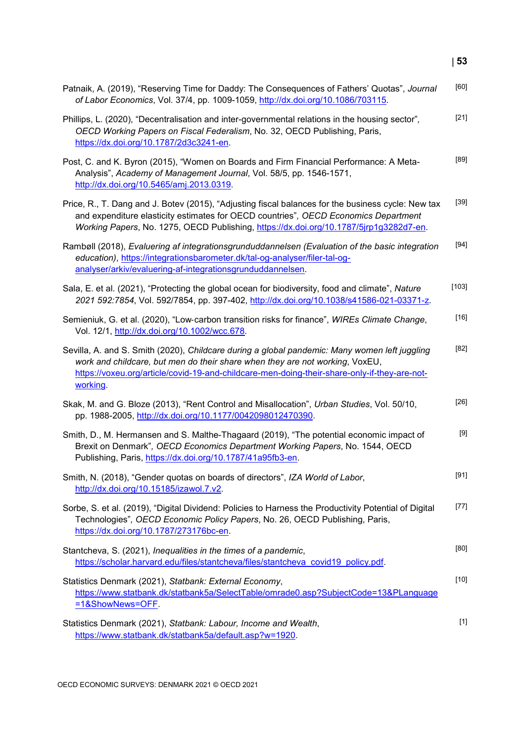Patnaik, A. (2019), “Reserving Time for Daddy: The Consequences of Fathers’ Quotas”, *Journal of Labor Economics*, Vol. 37/4, pp. 1009-1059, http://dx.doi.org/10.1086/703115. [60]

Phillips, L. (2020), “Decentralisation and inter-governmental relations in the housing sector”, *OECD Working Papers on Fiscal Federalism*, No. 32, OECD Publishing, Paris, https://dx.doi.org/10.1787/2d3c3241-en. [21]

Post, C. and K. Byron (2015), “Women on Boards and Firm Financial Performance: A Meta-Analysis”, *Academy of Management Journal*, Vol. 58/5, pp. 1546-1571, http://dx.doi.org/10.5465/amj.2013.0319. [89]

Price, R., T. Dang and J. Botev (2015), “Adjusting fiscal balances for the business cycle: New tax and expenditure elasticity estimates for OECD countries”, *OECD Economics Department Working Papers*, No. 1275, OECD Publishing, https://dx.doi.org/10.1787/5jrp1g3282d7-en. [39]

Rambøll (2018), *Evaluering af integrationsgrunduddannelsen (Evaluation of the basic integration education)*, https://integrationsbarometer.dk/tal-og-analyser/filer-tal-og-analyser/arkiv/evaluering-af-integrationsgrunduddannelsen. [94]

Sala, E. et al. (2021), “Protecting the global ocean for biodiversity, food and climate”, *Nature 2021 592:7854*, Vol. 592/7854, pp. 397-402, http://dx.doi.org/10.1038/s41586-021-03371-z. [103]

Semieniuk, G. et al. (2020), “Low‐carbon transition risks for finance”, *WIREs Climate Change*, Vol. 12/1, http://dx.doi.org/10.1002/wcc.678. [16]

Sevilla, A. and S. Smith (2020), *Childcare during a global pandemic: Many women left juggling work and childcare, but men do their share when they are not working*, VoxEU, https://voxeu.org/article/covid-19-and-childcare-men-doing-their-share-only-if-they-are-not-working. [82]

Skak, M. and G. Bloze (2013), “Rent Control and Misallocation”, *Urban Studies*, Vol. 50/10, pp. 1988-2005, http://dx.doi.org/10.1177/0042098012470390. [26]

Smith, D., M. Hermansen and S. Malthe-Thagaard (2019), “The potential economic impact of Brexit on Denmark”, *OECD Economics Department Working Papers*, No. 1544, OECD Publishing, Paris, https://dx.doi.org/10.1787/41a95fb3-en. [9]

Smith, N. (2018), “Gender quotas on boards of directors”, *IZA World of Labor*, http://dx.doi.org/10.15185/izawol.7.v2. [91]

Sorbe, S. et al. (2019), “Digital Dividend: Policies to Harness the Productivity Potential of Digital Technologies”, *OECD Economic Policy Papers*, No. 26, OECD Publishing, Paris, https://dx.doi.org/10.1787/273176bc-en. [77]

Stantcheva, S. (2021), *Inequalities in the times of a pandemic*, https://scholar.harvard.edu/files/stantcheva/files/stantcheva_covid19_policy.pdf. [80]

Statistics Denmark (2021), *Statbank: External Economy*, https://www.statbank.dk/statbank5a/SelectTable/omrade0.asp?SubjectCode=13&PLanguage=1&ShowNews=OFF. [10]

Statistics Denmark (2021), *Statbank: Labour, Income and Wealth*, https://www.statbank.dk/statbank5a/default.asp?w=1920. [1]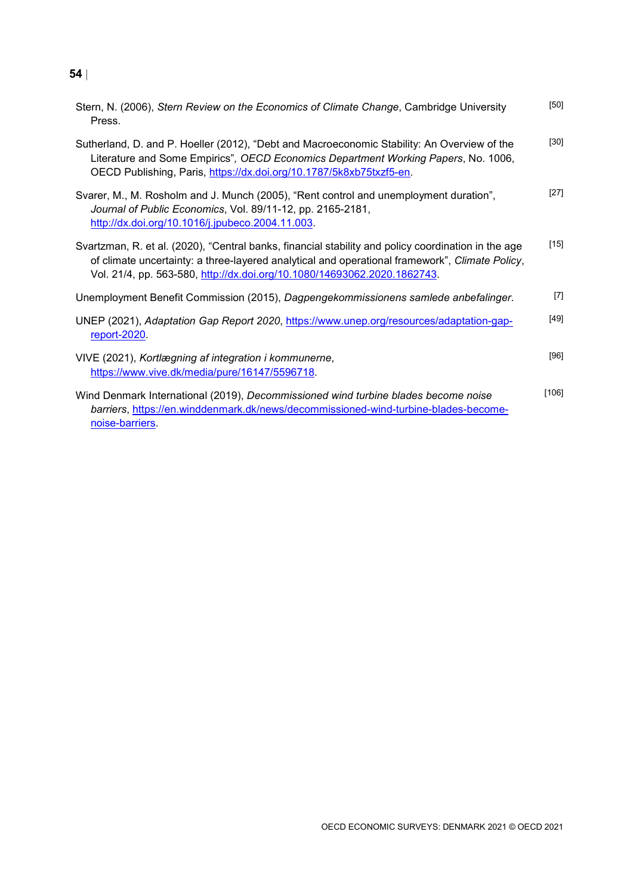Stern, N. (2006), *Stern Review on the Economics of Climate Change*, Cambridge University Press. [50]

Sutherland, D. and P. Hoeller (2012), "Debt and Macroeconomic Stability: An Overview of the Literature and Some Empirics", *OECD Economics Department Working Papers*, No. 1006, OECD Publishing, Paris, https://dx.doi.org/10.1787/5k8xb75txzf5-en. [30]

Svarer, M., M. Rosholm and J. Munch (2005), "Rent control and unemployment duration", *Journal of Public Economics*, Vol. 89/11-12, pp. 2165-2181, http://dx.doi.org/10.1016/j.jpubeco.2004.11.003. [27]

Svartzman, R. et al. (2020), "Central banks, financial stability and policy coordination in the age of climate uncertainty: a three-layered analytical and operational framework", *Climate Policy*, Vol. 21/4, pp. 563-580, http://dx.doi.org/10.1080/14693062.2020.1862743. [15]

Unemployment Benefit Commission (2015), *Dagpengekommissionens samlede anbefalinger*. [7]

UNEP (2021), *Adaptation Gap Report 2020*, https://www.unep.org/resources/adaptation-gap-report-2020. [49]

VIVE (2021), *Kortlægning af integration i kommunerne*, https://www.vive.dk/media/pure/16147/5596718. [96]

Wind Denmark International (2019), *Decommissioned wind turbine blades become noise barriers*, https://en.winddenmark.dk/news/decommissioned-wind-turbine-blades-become-noise-barriers. [106]